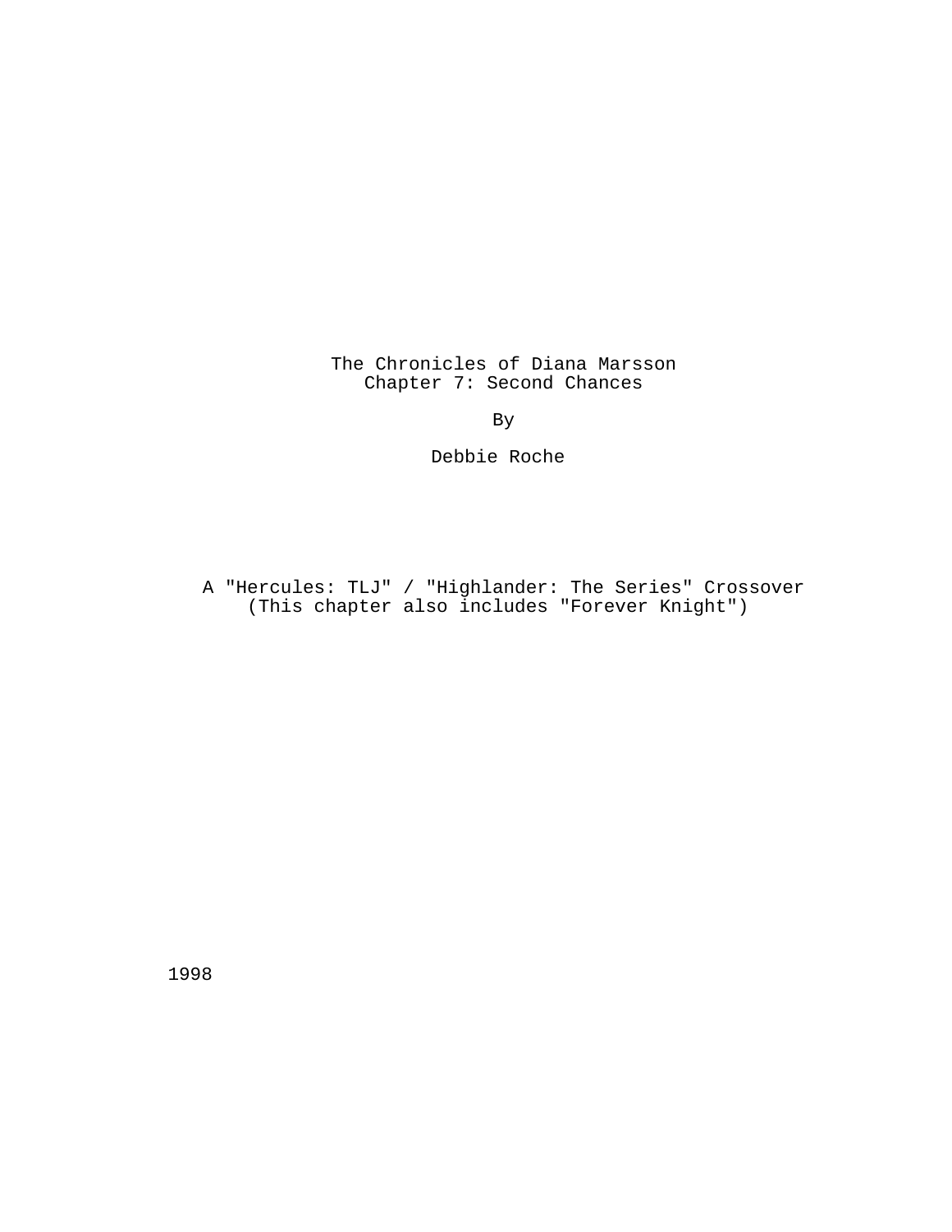# The Chronicles of Diana Marsson
## Chapter 7: Second Chances

By

Debbie Roche

A "Hercules: TLJ" / "Highlander: The Series" Crossover
(This chapter also includes "Forever Knight")

1998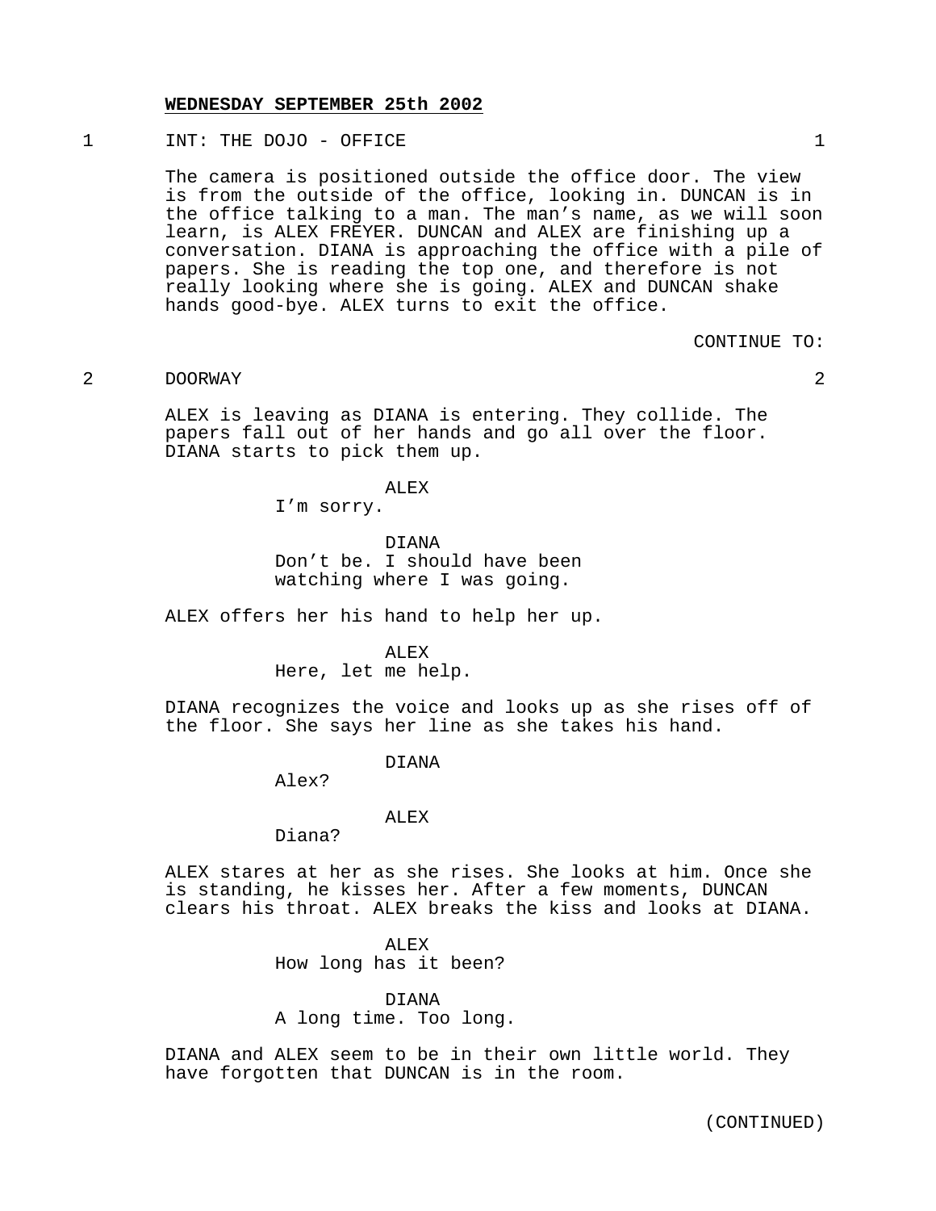**WEDNESDAY SEPTEMBER 25th 2002**

1 INT: THE DOJO - OFFICE 1

The camera is positioned outside the office door. The view is from the outside of the office, looking in. DUNCAN is in the office talking to a man. The man's name, as we will soon learn, is ALEX FREYER. DUNCAN and ALEX are finishing up a conversation. DIANA is approaching the office with a pile of papers. She is reading the top one, and therefore is not really looking where she is going. ALEX and DUNCAN shake hands good-bye. ALEX turns to exit the office.

CONTINUE TO:

2 DOORWAY 2

ALEX is leaving as DIANA is entering. They collide. The papers fall out of her hands and go all over the floor. DIANA starts to pick them up.

ALEX
I'm sorry.

DIANA
Don't be. I should have been watching where I was going.

ALEX offers her his hand to help her up.

ALEX
Here, let me help.

DIANA recognizes the voice and looks up as she rises off of the floor. She says her line as she takes his hand.

DIANA
Alex?

ALEX
Diana?

ALEX stares at her as she rises. She looks at him. Once she is standing, he kisses her. After a few moments, DUNCAN clears his throat. ALEX breaks the kiss and looks at DIANA.

ALEX
How long has it been?

DIANA
A long time. Too long.

DIANA and ALEX seem to be in their own little world. They have forgotten that DUNCAN is in the room.

(CONTINUED)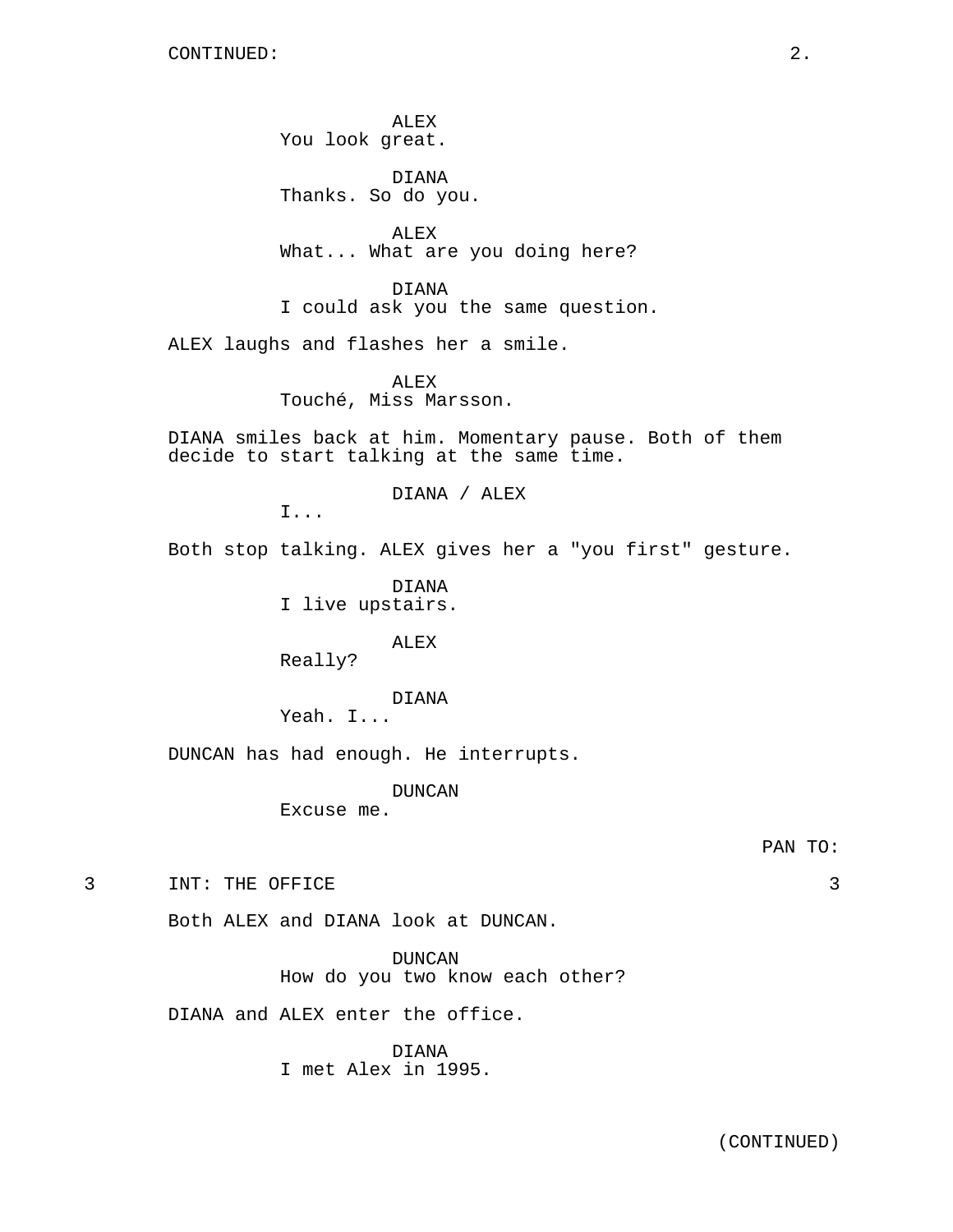CONTINUED:

ALEX
You look great.

DIANA
Thanks. So do you.

ALEX
What... What are you doing here?

DIANA
I could ask you the same question.

ALEX laughs and flashes her a smile.

ALEX
Touché, Miss Marsson.

DIANA smiles back at him. Momentary pause. Both of them decide to start talking at the same time.

DIANA / ALEX
I...

Both stop talking. ALEX gives her a "you first" gesture.

DIANA
I live upstairs.

ALEX
Really?

DIANA
Yeah. I...

DUNCAN has had enough. He interrupts.

DUNCAN
Excuse me.

PAN TO:

3 INT: THE OFFICE 3

Both ALEX and DIANA look at DUNCAN.

DUNCAN
How do you two know each other?

DIANA and ALEX enter the office.

DIANA
I met Alex in 1995.

(CONTINUED)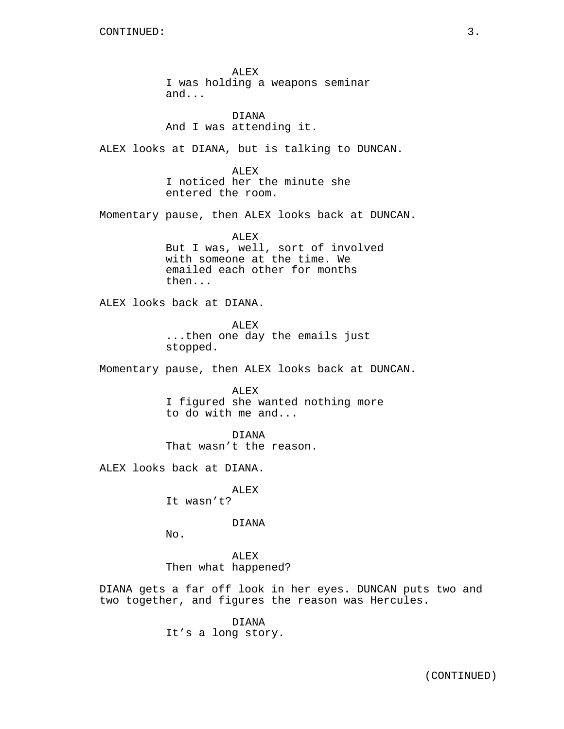ALEX
I was holding a weapons seminar and...

DIANA
And I was attending it.

ALEX looks at DIANA, but is talking to DUNCAN.

ALEX
I noticed her the minute she entered the room.

Momentary pause, then ALEX looks back at DUNCAN.

ALEX
But I was, well, sort of involved with someone at the time. We emailed each other for months then...

ALEX looks back at DIANA.

ALEX
...then one day the emails just stopped.

Momentary pause, then ALEX looks back at DUNCAN.

ALEX
I figured she wanted nothing more to do with me and...

DIANA
That wasn't the reason.

ALEX looks back at DIANA.

ALEX
It wasn't?

DIANA
No.

ALEX
Then what happened?

DIANA gets a far off look in her eyes. DUNCAN puts two and two together, and figures the reason was Hercules.

DIANA
It's a long story.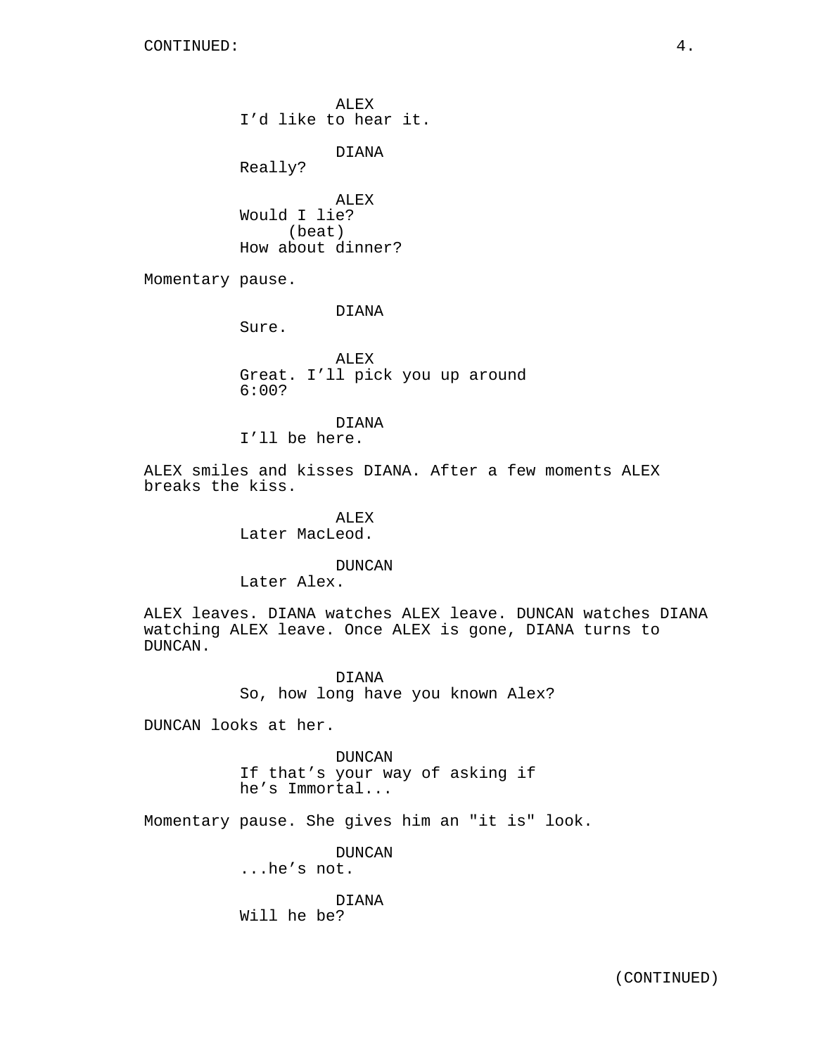ALEX
I'd like to hear it.

DIANA
Really?

ALEX
Would I lie?
(beat)
How about dinner?

Momentary pause.

DIANA
Sure.

ALEX
Great. I'll pick you up around 6:00?

DIANA
I'll be here.

ALEX smiles and kisses DIANA. After a few moments ALEX breaks the kiss.

ALEX
Later MacLeod.

DUNCAN
Later Alex.

ALEX leaves. DIANA watches ALEX leave. DUNCAN watches DIANA watching ALEX leave. Once ALEX is gone, DIANA turns to DUNCAN.

DIANA
So, how long have you known Alex?

DUNCAN looks at her.

DUNCAN
If that's your way of asking if he's Immortal...

Momentary pause. She gives him an "it is" look.

DUNCAN
...he's not.

DIANA
Will he be?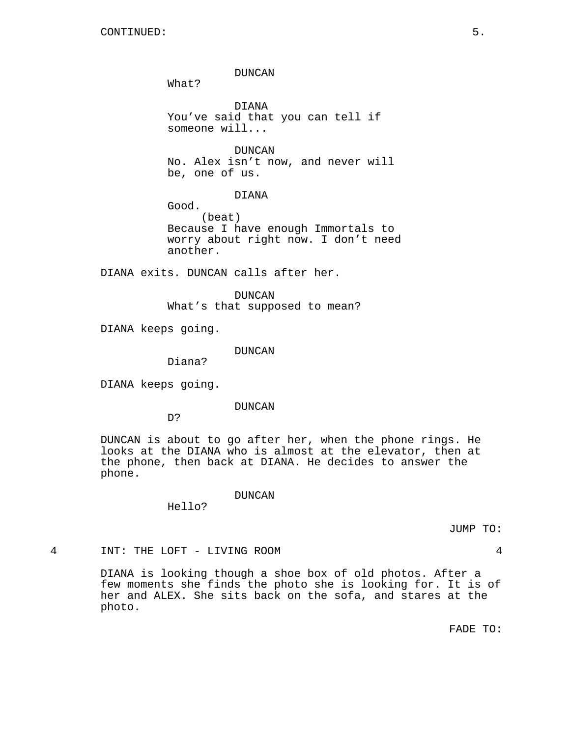CONTINUED:

DUNCAN
What?

DIANA
You've said that you can tell if someone will...

DUNCAN
No. Alex isn't now, and never will be, one of us.

DIANA
Good.
(beat)
Because I have enough Immortals to worry about right now. I don't need another.

DIANA exits. DUNCAN calls after her.

DUNCAN
What's that supposed to mean?

DIANA keeps going.

DUNCAN
Diana?

DIANA keeps going.

DUNCAN
D?

DUNCAN is about to go after her, when the phone rings. He looks at the DIANA who is almost at the elevator, then at the phone, then back at DIANA. He decides to answer the phone.

DUNCAN
Hello?

JUMP TO:

4 INT: THE LOFT - LIVING ROOM 4

DIANA is looking though a shoe box of old photos. After a few moments she finds the photo she is looking for. It is of her and ALEX. She sits back on the sofa, and stares at the photo.

FADE TO: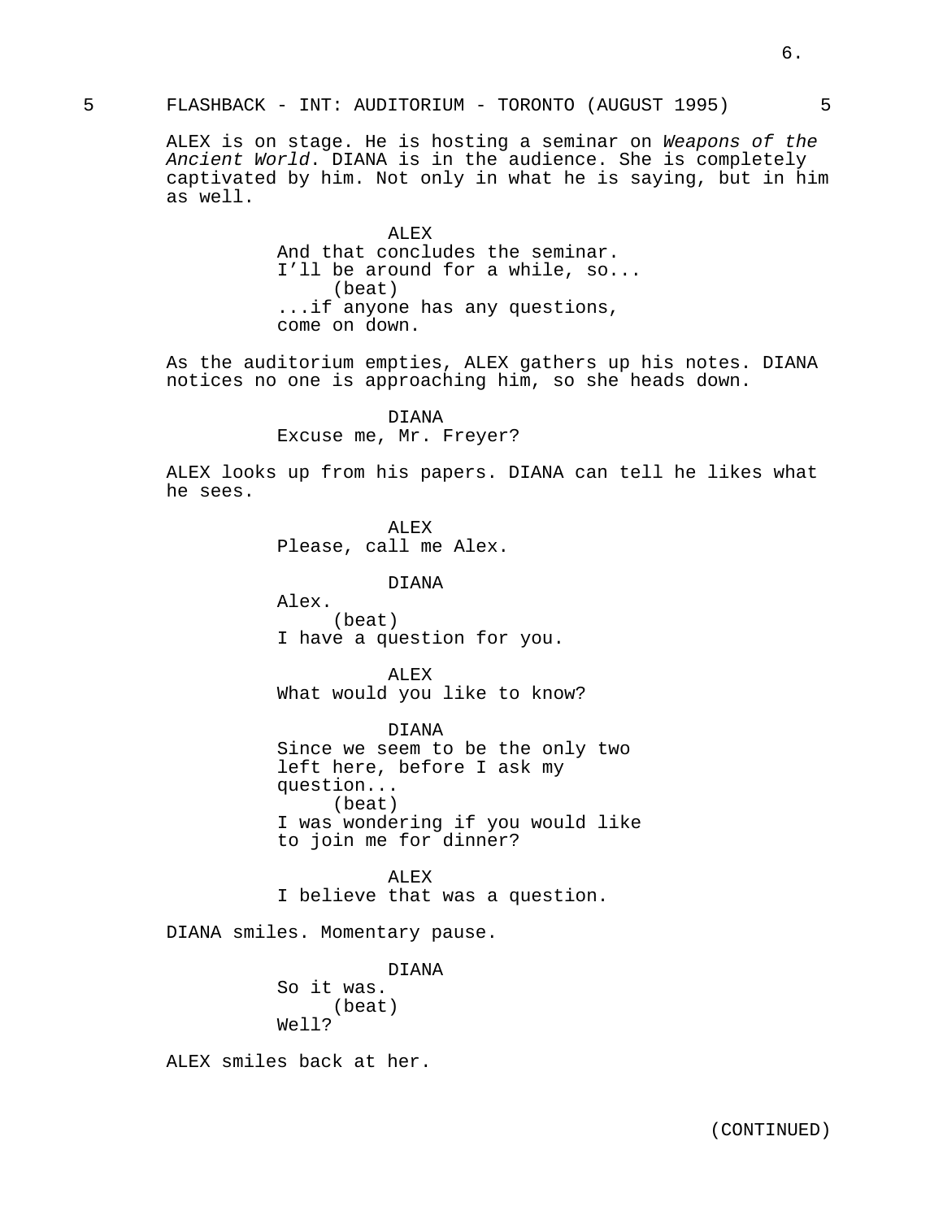5 FLASHBACK - INT: AUDITORIUM - TORONTO (AUGUST 1995) 5

ALEX is on stage. He is hosting a seminar on *Weapons of the Ancient World*. DIANA is in the audience. She is completely captivated by him. Not only in what he is saying, but in him as well.

ALEX
And that concludes the seminar. I'll be around for a while, so...
(beat)
...if anyone has any questions, come on down.

As the auditorium empties, ALEX gathers up his notes. DIANA notices no one is approaching him, so she heads down.

DIANA
Excuse me, Mr. Freyer?

ALEX looks up from his papers. DIANA can tell he likes what he sees.

ALEX
Please, call me Alex.

DIANA
Alex.
(beat)
I have a question for you.

ALEX
What would you like to know?

DIANA
Since we seem to be the only two left here, before I ask my question...
(beat)
I was wondering if you would like to join me for dinner?

ALEX
I believe that was a question.

DIANA smiles. Momentary pause.

DIANA
So it was.
(beat)
Well?

ALEX smiles back at her.

(CONTINUED)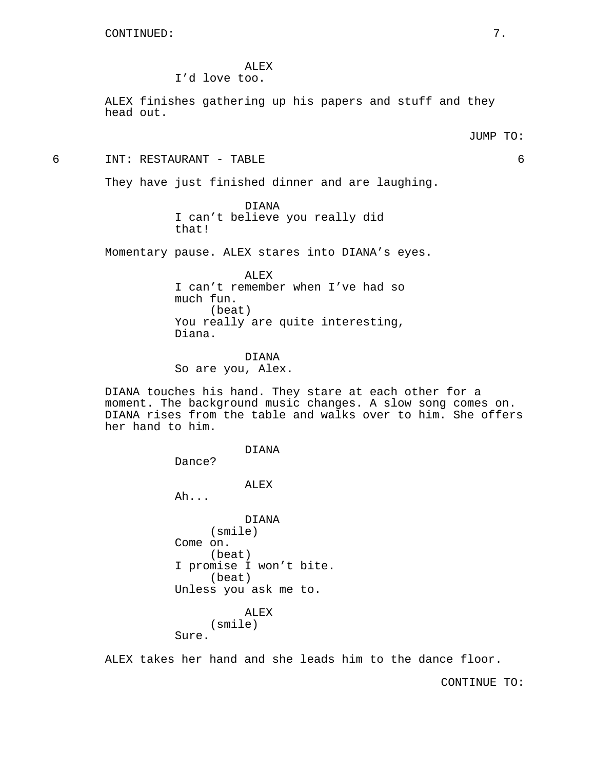CONTINUED:

ALEX
I'd love too.

ALEX finishes gathering up his papers and stuff and they head out.

JUMP TO:

6 INT: RESTAURANT - TABLE 6

They have just finished dinner and are laughing.

DIANA
I can't believe you really did that!

Momentary pause. ALEX stares into DIANA's eyes.

ALEX
I can't remember when I've had so much fun.
(beat)
You really are quite interesting, Diana.

DIANA
So are you, Alex.

DIANA touches his hand. They stare at each other for a moment. The background music changes. A slow song comes on. DIANA rises from the table and walks over to him. She offers her hand to him.

DIANA
Dance?

ALEX
Ah...

DIANA
(smile)
Come on.
(beat)
I promise I won't bite.
(beat)
Unless you ask me to.

ALEX
(smile)
Sure.

ALEX takes her hand and she leads him to the dance floor.

CONTINUE TO: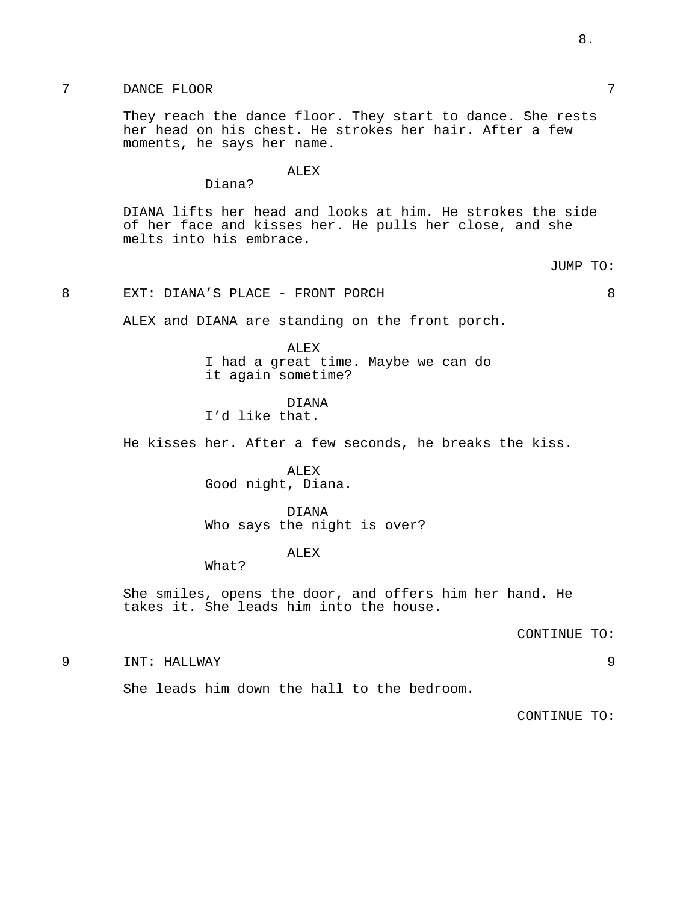7 DANCE FLOOR 7

They reach the dance floor. They start to dance. She rests her head on his chest. He strokes her hair. After a few moments, he says her name.

ALEX
Diana?

DIANA lifts her head and looks at him. He strokes the side of her face and kisses her. He pulls her close, and she melts into his embrace.

JUMP TO:

8 EXT: DIANA'S PLACE - FRONT PORCH 8

ALEX and DIANA are standing on the front porch.

ALEX
I had a great time. Maybe we can do it again sometime?

DIANA
I'd like that.

He kisses her. After a few seconds, he breaks the kiss.

ALEX
Good night, Diana.

DIANA
Who says the night is over?

ALEX
What?

She smiles, opens the door, and offers him her hand. He takes it. She leads him into the house.

CONTINUE TO:

9 INT: HALLWAY 9

She leads him down the hall to the bedroom.

CONTINUE TO: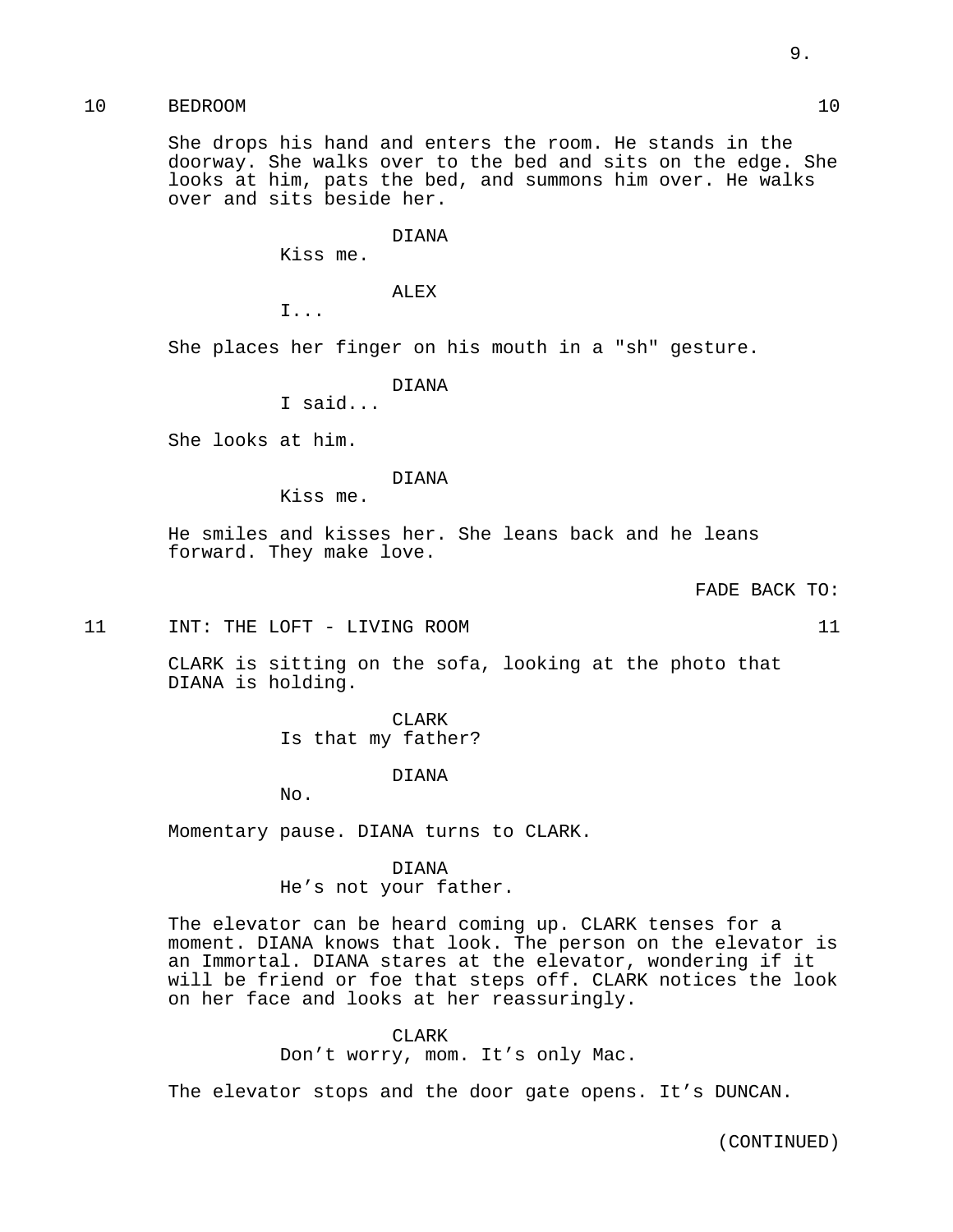10 BEDROOM 10

She drops his hand and enters the room. He stands in the doorway. She walks over to the bed and sits on the edge. She looks at him, pats the bed, and summons him over. He walks over and sits beside her.

DIANA
Kiss me.

ALEX
I...

She places her finger on his mouth in a "sh" gesture.

DIANA
I said...

She looks at him.

DIANA
Kiss me.

He smiles and kisses her. She leans back and he leans forward. They make love.

FADE BACK TO:

11 INT: THE LOFT - LIVING ROOM 11

CLARK is sitting on the sofa, looking at the photo that DIANA is holding.

CLARK
Is that my father?

DIANA
No.

Momentary pause. DIANA turns to CLARK.

DIANA
He’s not your father.

The elevator can be heard coming up. CLARK tenses for a moment. DIANA knows that look. The person on the elevator is an Immortal. DIANA stares at the elevator, wondering if it will be friend or foe that steps off. CLARK notices the look on her face and looks at her reassuringly.

CLARK
Don’t worry, mom. It’s only Mac.

The elevator stops and the door gate opens. It’s DUNCAN.

(CONTINUED)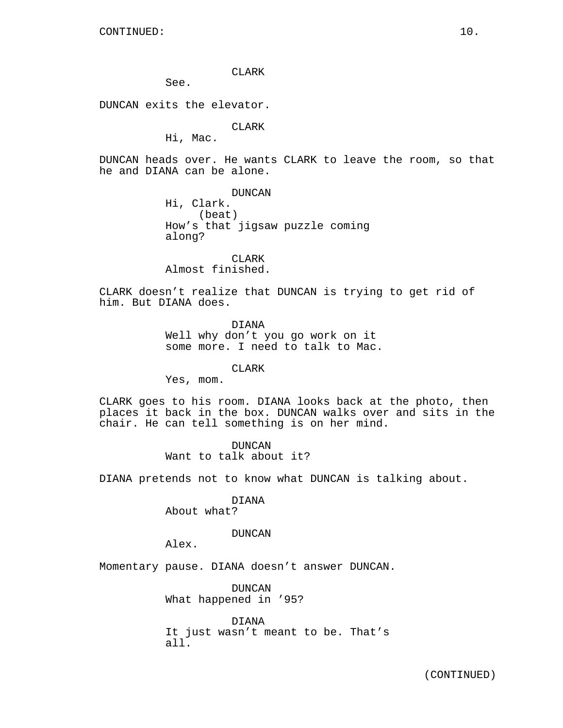CONTINUED:

CLARK
See.

DUNCAN exits the elevator.

CLARK
Hi, Mac.

DUNCAN heads over. He wants CLARK to leave the room, so that he and DIANA can be alone.

DUNCAN
Hi, Clark.
(beat)
How's that jigsaw puzzle coming along?

CLARK
Almost finished.

CLARK doesn't realize that DUNCAN is trying to get rid of him. But DIANA does.

DIANA
Well why don't you go work on it some more. I need to talk to Mac.

CLARK
Yes, mom.

CLARK goes to his room. DIANA looks back at the photo, then places it back in the box. DUNCAN walks over and sits in the chair. He can tell something is on her mind.

DUNCAN
Want to talk about it?

DIANA pretends not to know what DUNCAN is talking about.

DIANA
About what?

DUNCAN
Alex.

Momentary pause. DIANA doesn't answer DUNCAN.

DUNCAN
What happened in '95?

DIANA
It just wasn't meant to be. That's all.

(CONTINUED)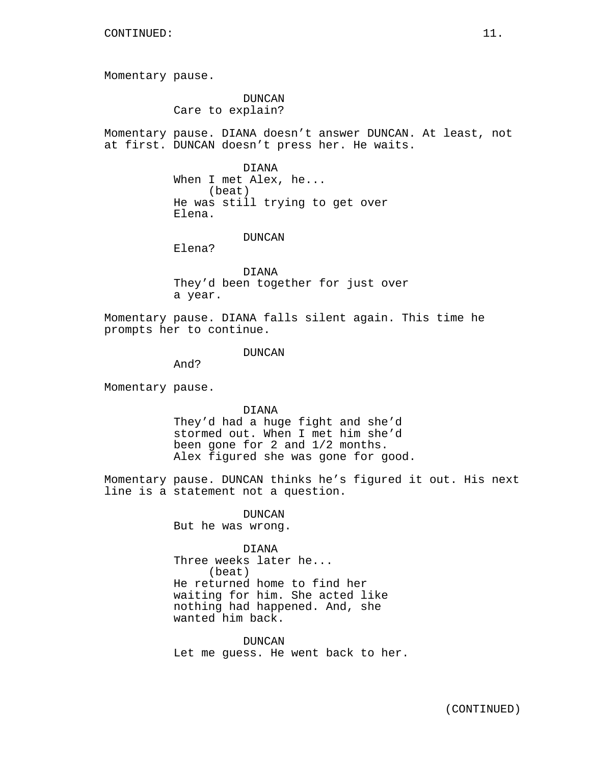CONTINUED:

Momentary pause.

DUNCAN
Care to explain?

Momentary pause. DIANA doesn't answer DUNCAN. At least, not at first. DUNCAN doesn't press her. He waits.

DIANA
When I met Alex, he...
(beat)
He was still trying to get over Elena.

DUNCAN
Elena?

DIANA
They'd been together for just over a year.

Momentary pause. DIANA falls silent again. This time he prompts her to continue.

DUNCAN
And?

Momentary pause.

DIANA
They'd had a huge fight and she'd stormed out. When I met him she'd been gone for 2 and 1/2 months. Alex figured she was gone for good.

Momentary pause. DUNCAN thinks he's figured it out. His next line is a statement not a question.

DUNCAN
But he was wrong.

DIANA
Three weeks later he...
(beat)
He returned home to find her waiting for him. She acted like nothing had happened. And, she wanted him back.

DUNCAN
Let me guess. He went back to her.

(CONTINUED)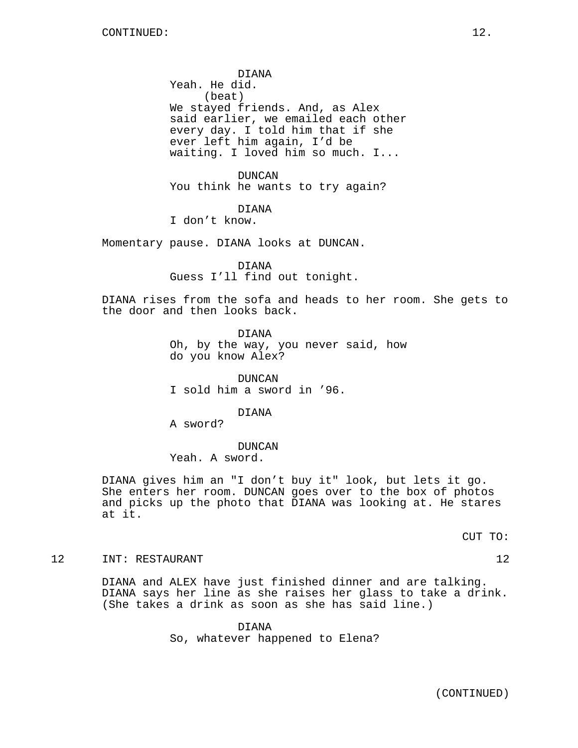DIANA
Yeah. He did.
(beat)
We stayed friends. And, as Alex said earlier, we emailed each other every day. I told him that if she ever left him again, I'd be waiting. I loved him so much. I...

DUNCAN
You think he wants to try again?

DIANA
I don't know.

Momentary pause. DIANA looks at DUNCAN.

DIANA
Guess I'll find out tonight.

DIANA rises from the sofa and heads to her room. She gets to the door and then looks back.

DIANA
Oh, by the way, you never said, how do you know Alex?

DUNCAN
I sold him a sword in '96.

DIANA
A sword?

DUNCAN
Yeah. A sword.

DIANA gives him an "I don't buy it" look, but lets it go. She enters her room. DUNCAN goes over to the box of photos and picks up the photo that DIANA was looking at. He stares at it.

CUT TO:

12 INT: RESTAURANT 12

DIANA and ALEX have just finished dinner and are talking. DIANA says her line as she raises her glass to take a drink. (She takes a drink as soon as she has said line.)

DIANA
So, whatever happened to Elena?

(CONTINUED)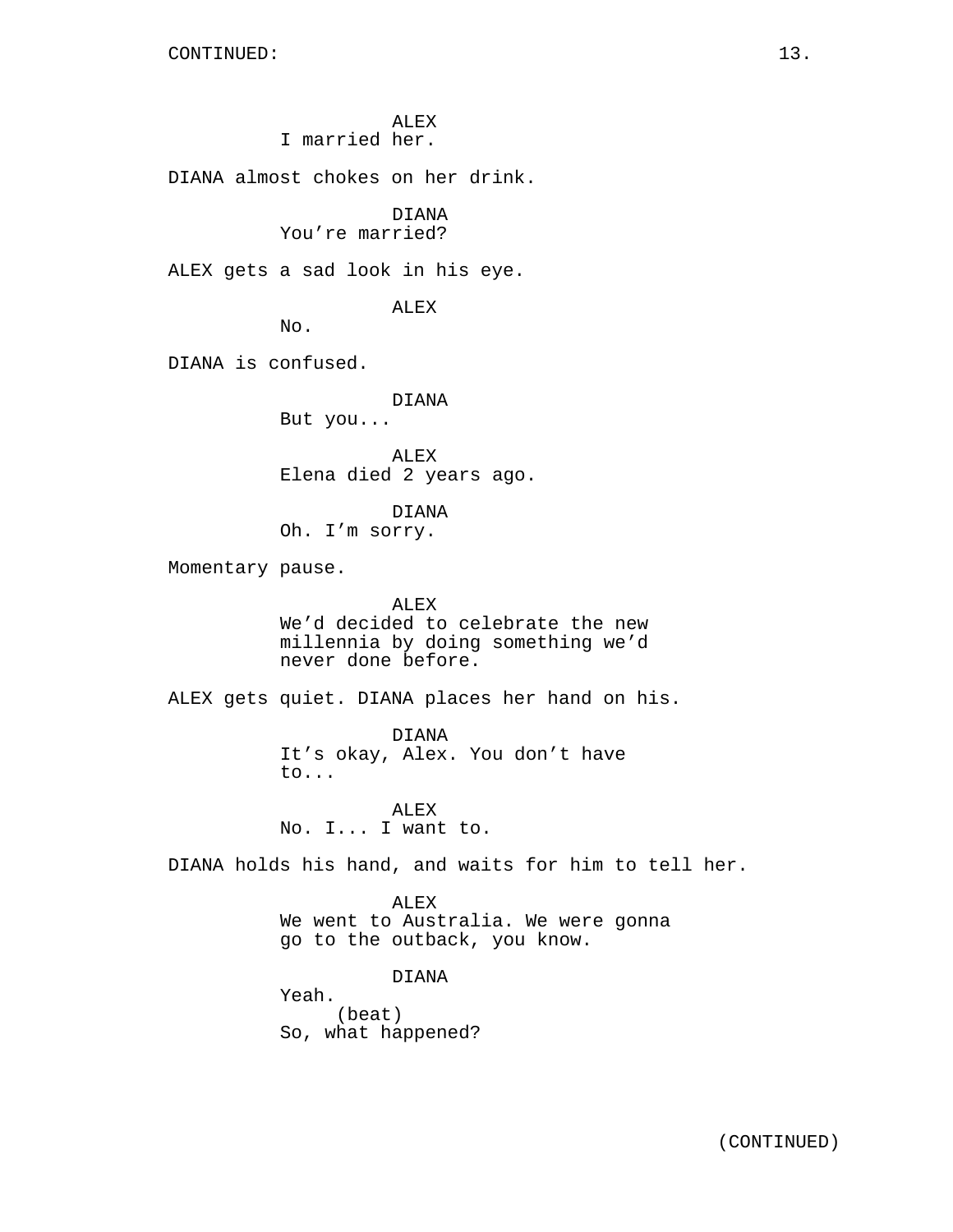ALEX
I married her.

DIANA almost chokes on her drink.

DIANA
You're married?

ALEX gets a sad look in his eye.

ALEX
No.

DIANA is confused.

DIANA
But you...

ALEX
Elena died 2 years ago.

DIANA
Oh. I'm sorry.

Momentary pause.

ALEX
We'd decided to celebrate the new millennia by doing something we'd never done before.

ALEX gets quiet. DIANA places her hand on his.

DIANA
It's okay, Alex. You don't have to...

ALEX
No. I... I want to.

DIANA holds his hand, and waits for him to tell her.

ALEX
We went to Australia. We were gonna go to the outback, you know.

DIANA
Yeah.
(beat)
So, what happened?

(CONTINUED)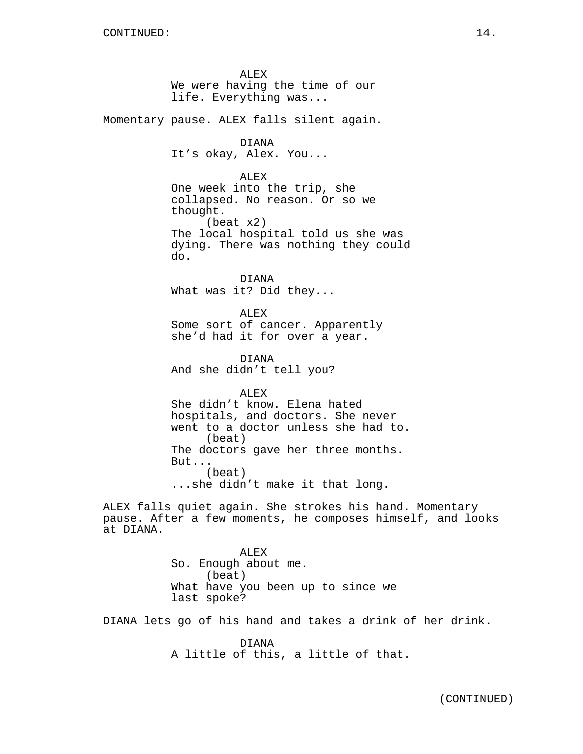ALEX
We were having the time of our life. Everything was...

Momentary pause. ALEX falls silent again.

DIANA
It's okay, Alex. You...

ALEX
One week into the trip, she collapsed. No reason. Or so we thought.
(beat x2)
The local hospital told us she was dying. There was nothing they could do.

DIANA
What was it? Did they...

ALEX
Some sort of cancer. Apparently she'd had it for over a year.

DIANA
And she didn't tell you?

ALEX
She didn't know. Elena hated hospitals, and doctors. She never went to a doctor unless she had to.
(beat)
The doctors gave her three months. But...
(beat)
...she didn't make it that long.

ALEX falls quiet again. She strokes his hand. Momentary pause. After a few moments, he composes himself, and looks at DIANA.

ALEX
So. Enough about me.
(beat)
What have you been up to since we last spoke?

DIANA lets go of his hand and takes a drink of her drink.

DIANA
A little of this, a little of that.

(CONTINUED)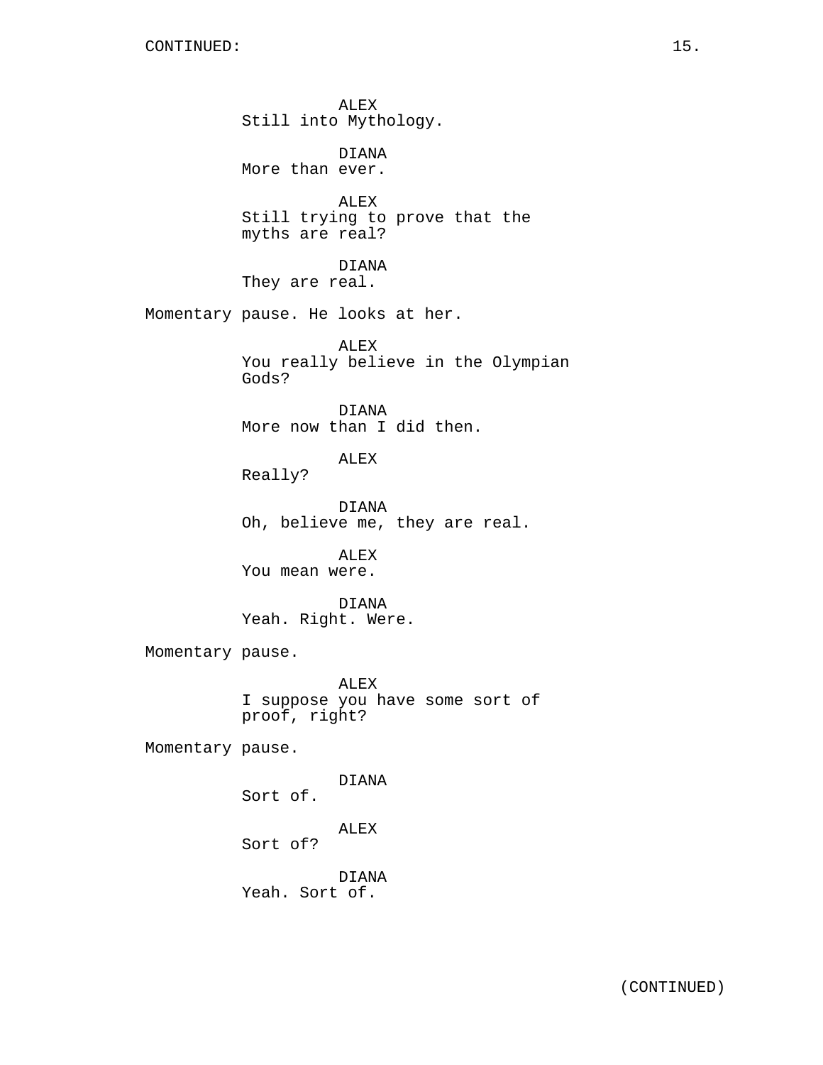ALEX
Still into Mythology.

DIANA
More than ever.

ALEX
Still trying to prove that the myths are real?

DIANA
They are real.

Momentary pause. He looks at her.

ALEX
You really believe in the Olympian Gods?

DIANA
More now than I did then.

ALEX
Really?

DIANA
Oh, believe me, they are real.

ALEX
You mean were.

DIANA
Yeah. Right. Were.

Momentary pause.

ALEX
I suppose you have some sort of proof, right?

Momentary pause.

DIANA
Sort of.

ALEX
Sort of?

DIANA
Yeah. Sort of.

(CONTINUED)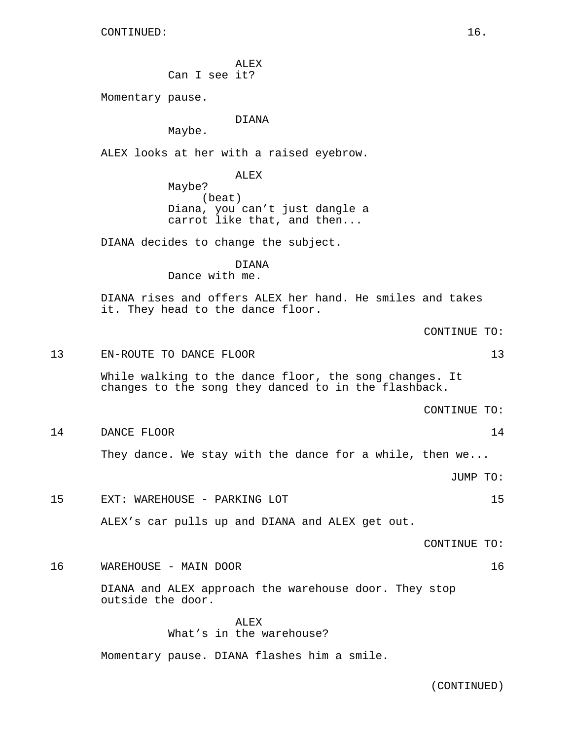CONTINUED:

ALEX
Can I see it?

Momentary pause.

DIANA
Maybe.

ALEX looks at her with a raised eyebrow.

ALEX
Maybe?
(beat)
Diana, you can’t just dangle a carrot like that, and then...

DIANA decides to change the subject.

DIANA
Dance with me.

DIANA rises and offers ALEX her hand. He smiles and takes it. They head to the dance floor.

CONTINUE TO:

13 EN-ROUTE TO DANCE FLOOR 13

While walking to the dance floor, the song changes. It changes to the song they danced to in the flashback.

CONTINUE TO:

14 DANCE FLOOR 14

They dance. We stay with the dance for a while, then we...

JUMP TO:

15 EXT: WAREHOUSE - PARKING LOT 15

ALEX’s car pulls up and DIANA and ALEX get out.

CONTINUE TO:

16 WAREHOUSE - MAIN DOOR 16

DIANA and ALEX approach the warehouse door. They stop outside the door.

ALEX
What’s in the warehouse?

Momentary pause. DIANA flashes him a smile.

(CONTINUED)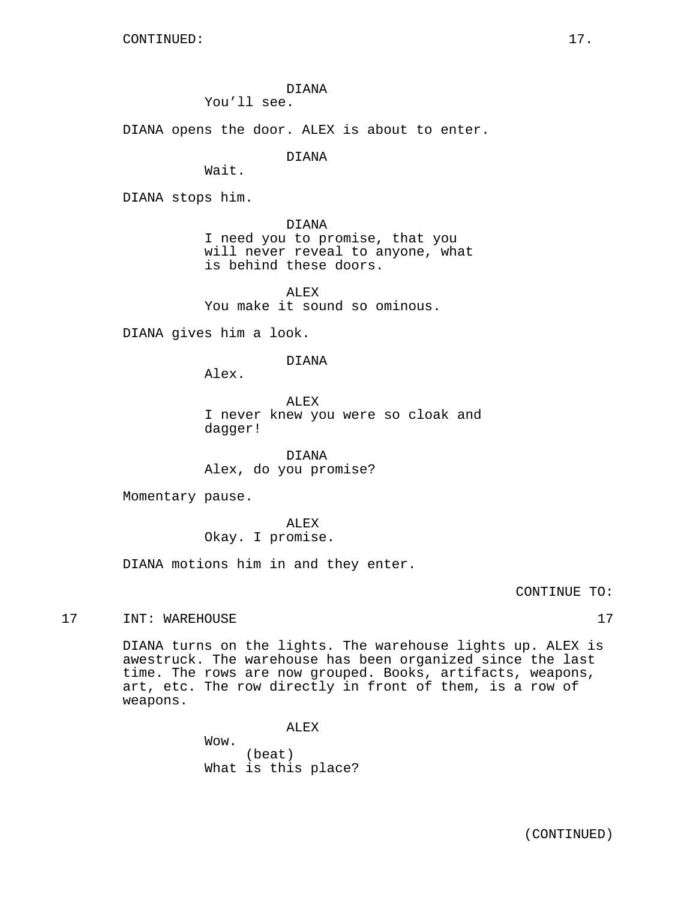DIANA
You'll see.

DIANA opens the door. ALEX is about to enter.

DIANA
Wait.

DIANA stops him.

DIANA
I need you to promise, that you will never reveal to anyone, what is behind these doors.

ALEX
You make it sound so ominous.

DIANA gives him a look.

DIANA
Alex.

ALEX
I never knew you were so cloak and dagger!

DIANA
Alex, do you promise?

Momentary pause.

ALEX
Okay. I promise.

DIANA motions him in and they enter.

CONTINUE TO:

17 INT: WAREHOUSE 17

DIANA turns on the lights. The warehouse lights up. ALEX is awestruck. The warehouse has been organized since the last time. The rows are now grouped. Books, artifacts, weapons, art, etc. The row directly in front of them, is a row of weapons.

ALEX
Wow.
(beat)
What is this place?

(CONTINUED)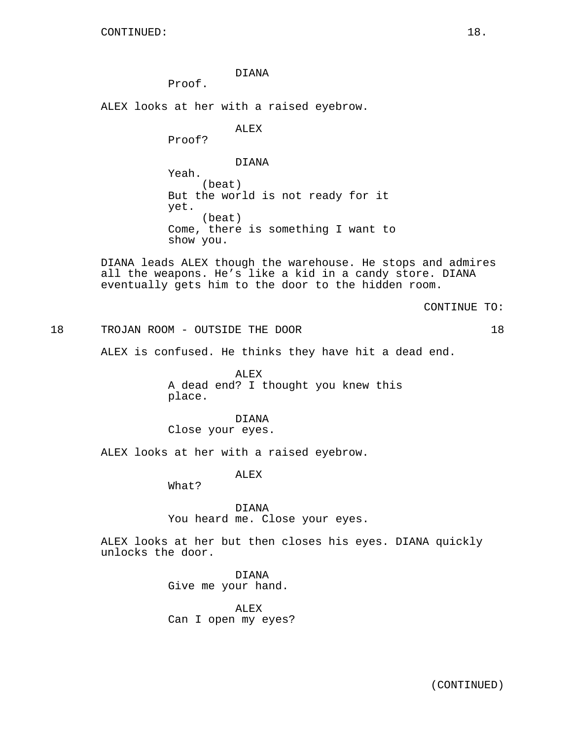DIANA
Proof.

ALEX looks at her with a raised eyebrow.

ALEX
Proof?

DIANA
Yeah.
(beat)
But the world is not ready for it yet.
(beat)
Come, there is something I want to show you.

DIANA leads ALEX though the warehouse. He stops and admires all the weapons. He's like a kid in a candy store. DIANA eventually gets him to the door to the hidden room.

CONTINUE TO:

18 TROJAN ROOM - OUTSIDE THE DOOR 18

ALEX is confused. He thinks they have hit a dead end.

ALEX
A dead end? I thought you knew this place.

DIANA
Close your eyes.

ALEX looks at her with a raised eyebrow.

ALEX
What?

DIANA
You heard me. Close your eyes.

ALEX looks at her but then closes his eyes. DIANA quickly unlocks the door.

DIANA
Give me your hand.

ALEX
Can I open my eyes?

(CONTINUED)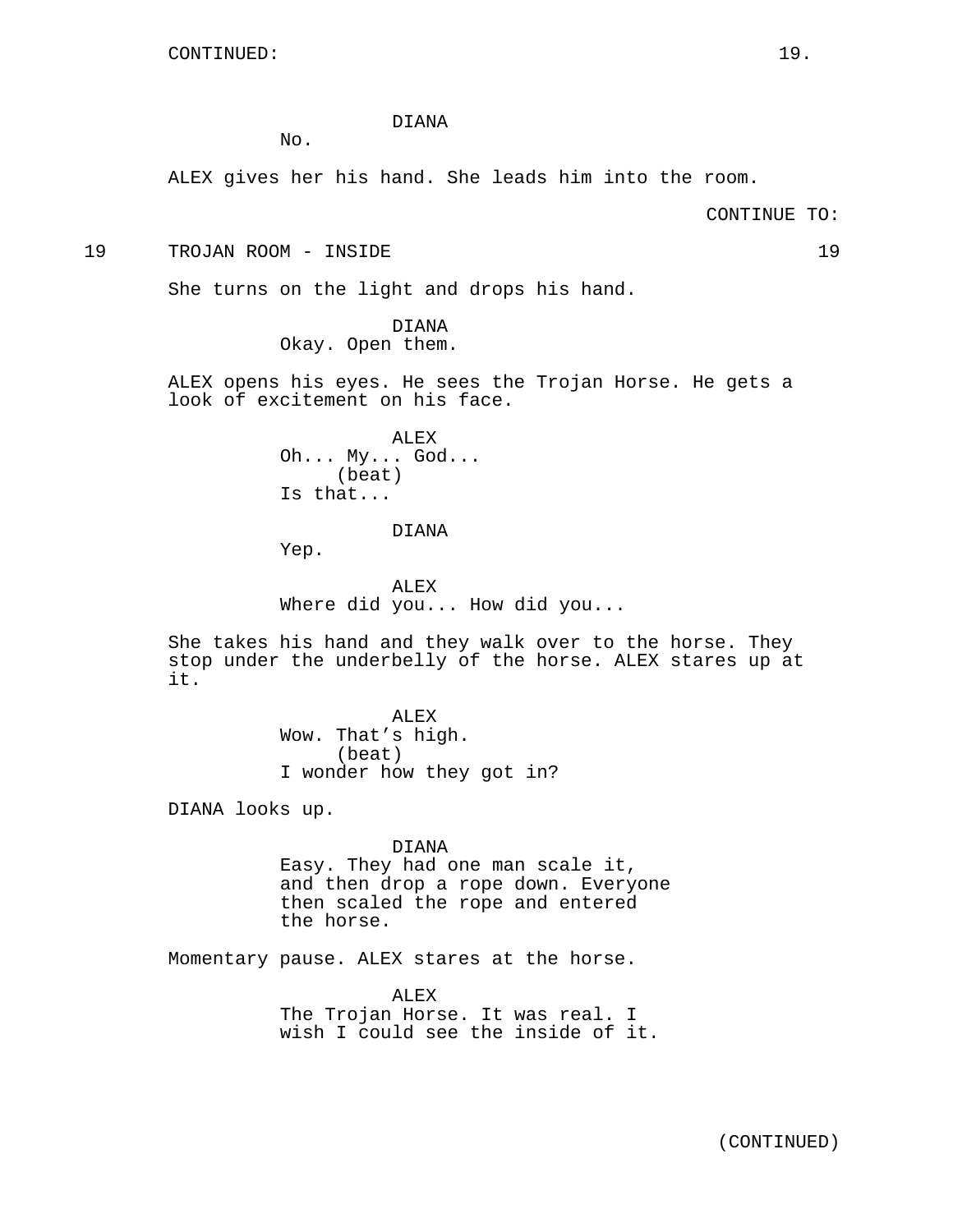CONTINUED:

DIANA

No.

ALEX gives her his hand. She leads him into the room.

CONTINUE TO:

19 TROJAN ROOM - INSIDE 19

She turns on the light and drops his hand.

DIANA

Okay. Open them.

ALEX opens his eyes. He sees the Trojan Horse. He gets a look of excitement on his face.

ALEX

Oh... My... God...

(beat)

Is that...

DIANA

Yep.

ALEX

Where did you... How did you...

She takes his hand and they walk over to the horse. They stop under the underbelly of the horse. ALEX stares up at it.

ALEX

Wow. That's high.

(beat)

I wonder how they got in?

DIANA looks up.

DIANA

Easy. They had one man scale it, and then drop a rope down. Everyone then scaled the rope and entered the horse.

Momentary pause. ALEX stares at the horse.

ALEX

The Trojan Horse. It was real. I wish I could see the inside of it.

(CONTINUED)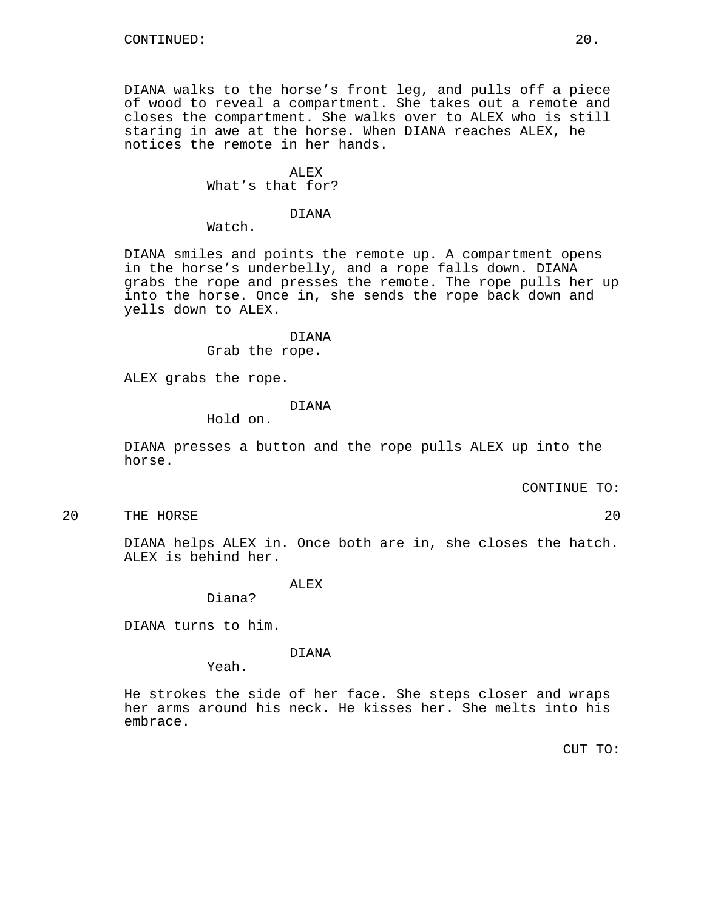CONTINUED:

DIANA walks to the horse’s front leg, and pulls off a piece of wood to reveal a compartment. She takes out a remote and closes the compartment. She walks over to ALEX who is still staring in awe at the horse. When DIANA reaches ALEX, he notices the remote in her hands.

ALEX
What’s that for?

DIANA
Watch.

DIANA smiles and points the remote up. A compartment opens in the horse’s underbelly, and a rope falls down. DIANA grabs the rope and presses the remote. The rope pulls her up into the horse. Once in, she sends the rope back down and yells down to ALEX.

DIANA
Grab the rope.

ALEX grabs the rope.

DIANA
Hold on.

DIANA presses a button and the rope pulls ALEX up into the horse.

CONTINUE TO:

20 THE HORSE 20

DIANA helps ALEX in. Once both are in, she closes the hatch. ALEX is behind her.

ALEX
Diana?

DIANA turns to him.

DIANA
Yeah.

He strokes the side of her face. She steps closer and wraps her arms around his neck. He kisses her. She melts into his embrace.

CUT TO: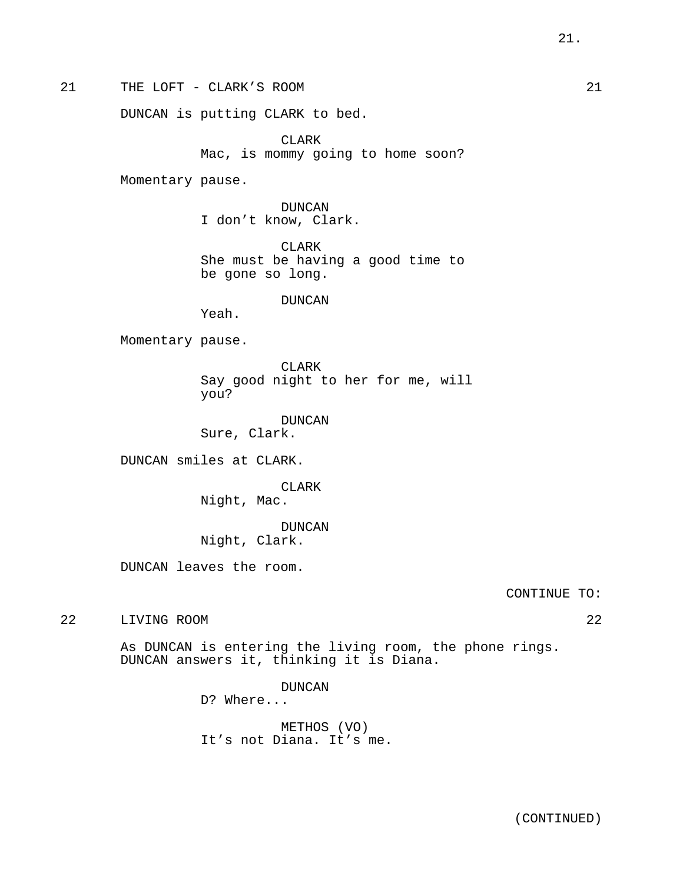## 21 THE LOFT - CLARK'S ROOM 21

DUNCAN is putting CLARK to bed.

CLARK
Mac, is mommy going to home soon?

Momentary pause.

DUNCAN
I don't know, Clark.

CLARK
She must be having a good time to be gone so long.

DUNCAN
Yeah.

Momentary pause.

CLARK
Say good night to her for me, will you?

DUNCAN
Sure, Clark.

DUNCAN smiles at CLARK.

CLARK
Night, Mac.

DUNCAN
Night, Clark.

DUNCAN leaves the room.

CONTINUE TO:

## 22 LIVING ROOM 22

As DUNCAN is entering the living room, the phone rings. DUNCAN answers it, thinking it is Diana.

DUNCAN
D? Where...

METHOS (VO)
It's not Diana. It's me.

(CONTINUED)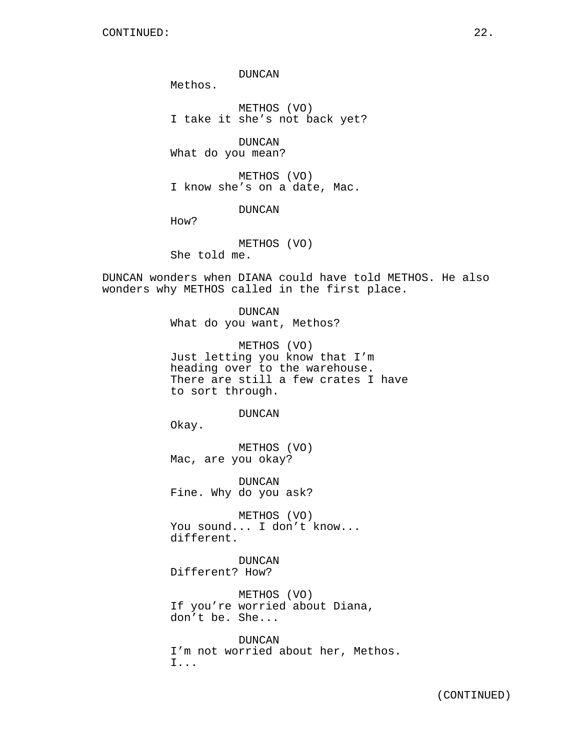DUNCAN
Methos.

METHOS (VO)
I take it she's not back yet?

DUNCAN
What do you mean?

METHOS (VO)
I know she's on a date, Mac.

DUNCAN
How?

METHOS (VO)
She told me.

DUNCAN wonders when DIANA could have told METHOS. He also wonders why METHOS called in the first place.

DUNCAN
What do you want, Methos?

METHOS (VO)
Just letting you know that I'm heading over to the warehouse. There are still a few crates I have to sort through.

DUNCAN
Okay.

METHOS (VO)
Mac, are you okay?

DUNCAN
Fine. Why do you ask?

METHOS (VO)
You sound... I don't know... different.

DUNCAN
Different? How?

METHOS (VO)
If you're worried about Diana, don't be. She...

DUNCAN
I'm not worried about her, Methos. I...

(CONTINUED)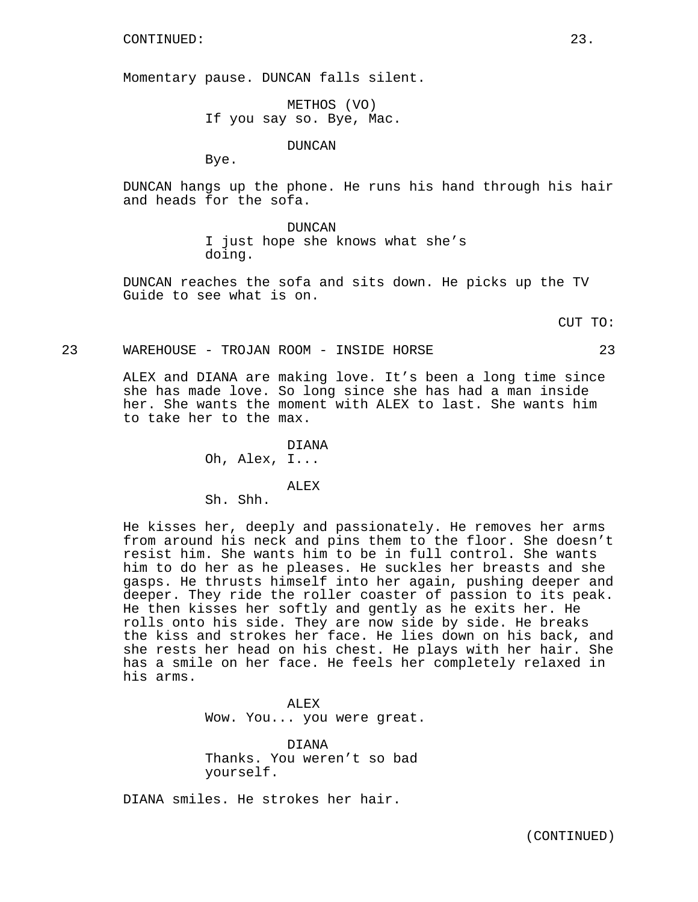Momentary pause. DUNCAN falls silent.

METHOS (VO)
If you say so. Bye, Mac.

DUNCAN
Bye.

DUNCAN hangs up the phone. He runs his hand through his hair and heads for the sofa.

DUNCAN
I just hope she knows what she's doing.

DUNCAN reaches the sofa and sits down. He picks up the TV Guide to see what is on.

CUT TO:

23 WAREHOUSE - TROJAN ROOM - INSIDE HORSE 23

ALEX and DIANA are making love. It's been a long time since she has made love. So long since she has had a man inside her. She wants the moment with ALEX to last. She wants him to take her to the max.

DIANA
Oh, Alex, I...

ALEX
Sh. Shh.

He kisses her, deeply and passionately. He removes her arms from around his neck and pins them to the floor. She doesn't resist him. She wants him to be in full control. She wants him to do her as he pleases. He suckles her breasts and she gasps. He thrusts himself into her again, pushing deeper and deeper. They ride the roller coaster of passion to its peak. He then kisses her softly and gently as he exits her. He rolls onto his side. They are now side by side. He breaks the kiss and strokes her face. He lies down on his back, and she rests her head on his chest. He plays with her hair. She has a smile on her face. He feels her completely relaxed in his arms.

ALEX
Wow. You... you were great.

DIANA
Thanks. You weren't so bad yourself.

DIANA smiles. He strokes her hair.

(CONTINUED)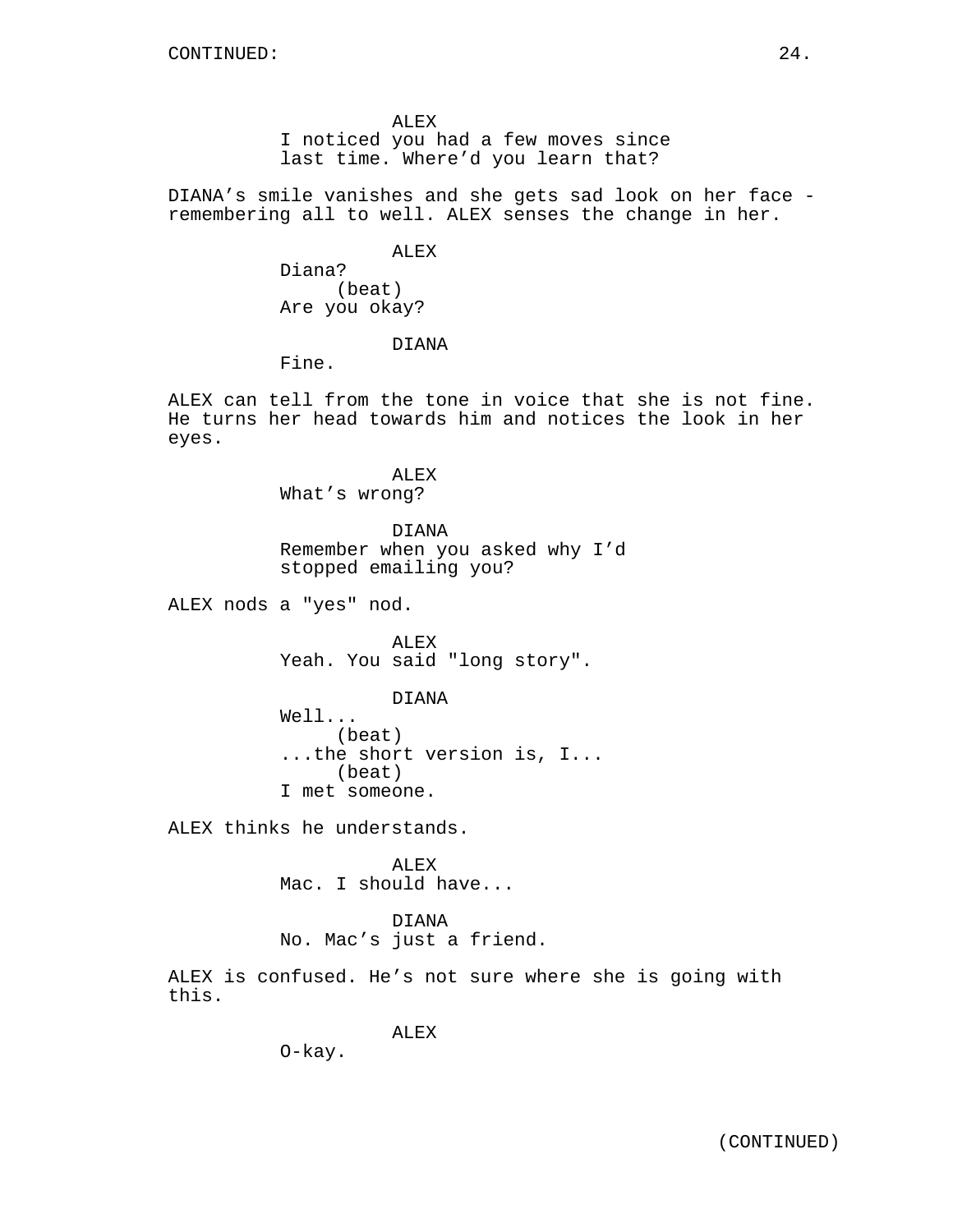CONTINUED:

ALEX
I noticed you had a few moves since last time. Where'd you learn that?

DIANA's smile vanishes and she gets sad look on her face - remembering all to well. ALEX senses the change in her.

ALEX
Diana?
(beat)
Are you okay?

DIANA
Fine.

ALEX can tell from the tone in voice that she is not fine. He turns her head towards him and notices the look in her eyes.

ALEX
What's wrong?

DIANA
Remember when you asked why I'd stopped emailing you?

ALEX nods a "yes" nod.

ALEX
Yeah. You said "long story".

DIANA
Well...
(beat)
...the short version is, I...
(beat)
I met someone.

ALEX thinks he understands.

ALEX
Mac. I should have...

DIANA
No. Mac's just a friend.

ALEX is confused. He's not sure where she is going with this.

ALEX
O-kay.

(CONTINUED)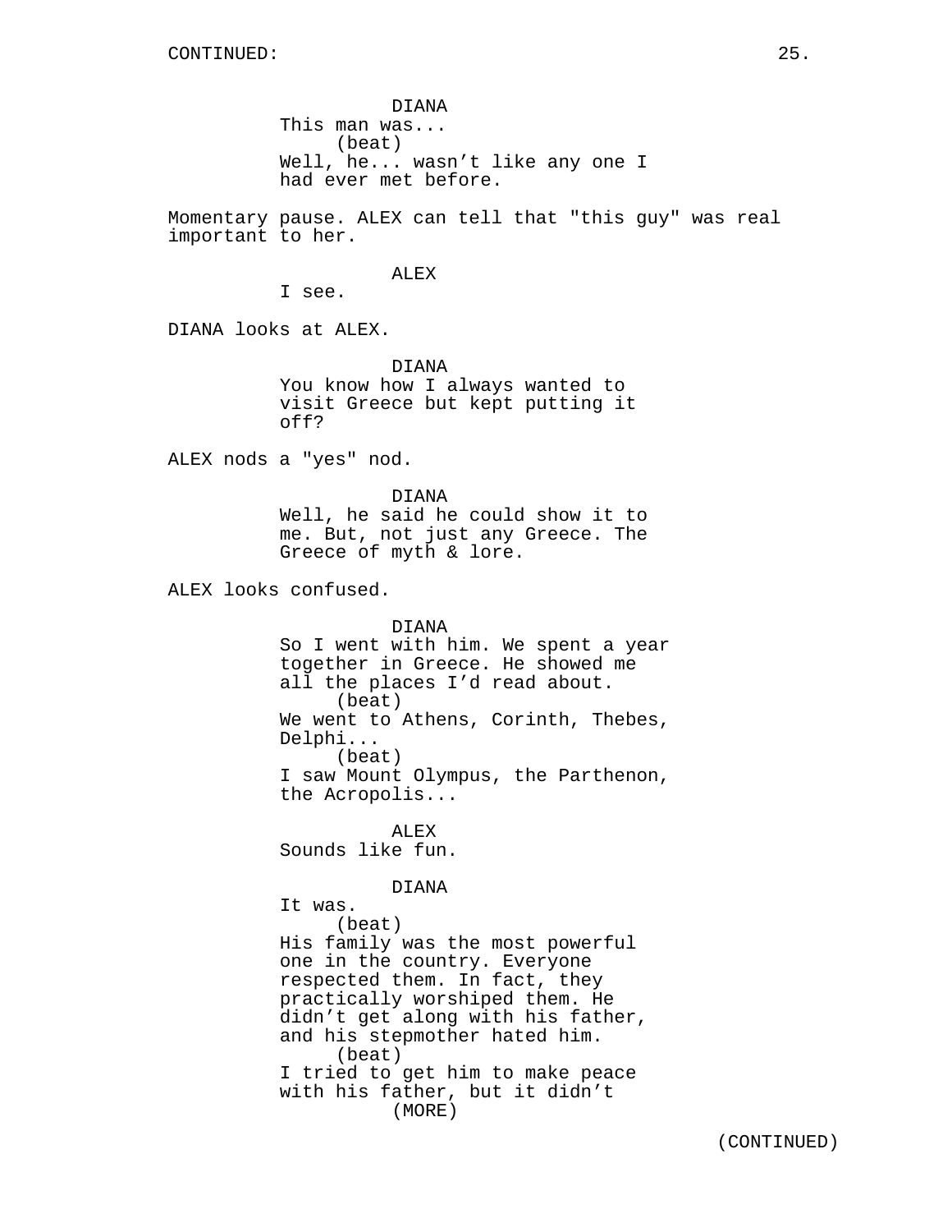CONTINUED:

DIANA
This man was...
(beat)
Well, he... wasn't like any one I had ever met before.

Momentary pause. ALEX can tell that "this guy" was real important to her.

ALEX
I see.

DIANA looks at ALEX.

DIANA
You know how I always wanted to visit Greece but kept putting it off?

ALEX nods a "yes" nod.

DIANA
Well, he said he could show it to me. But, not just any Greece. The Greece of myth & lore.

ALEX looks confused.

DIANA
So I went with him. We spent a year together in Greece. He showed me all the places I'd read about.
(beat)
We went to Athens, Corinth, Thebes, Delphi...
(beat)
I saw Mount Olympus, the Parthenon, the Acropolis...

ALEX
Sounds like fun.

DIANA
It was.
(beat)
His family was the most powerful one in the country. Everyone respected them. In fact, they practically worshiped them. He didn't get along with his father, and his stepmother hated him.
(beat)
I tried to get him to make peace with his father, but it didn't
(MORE)

(CONTINUED)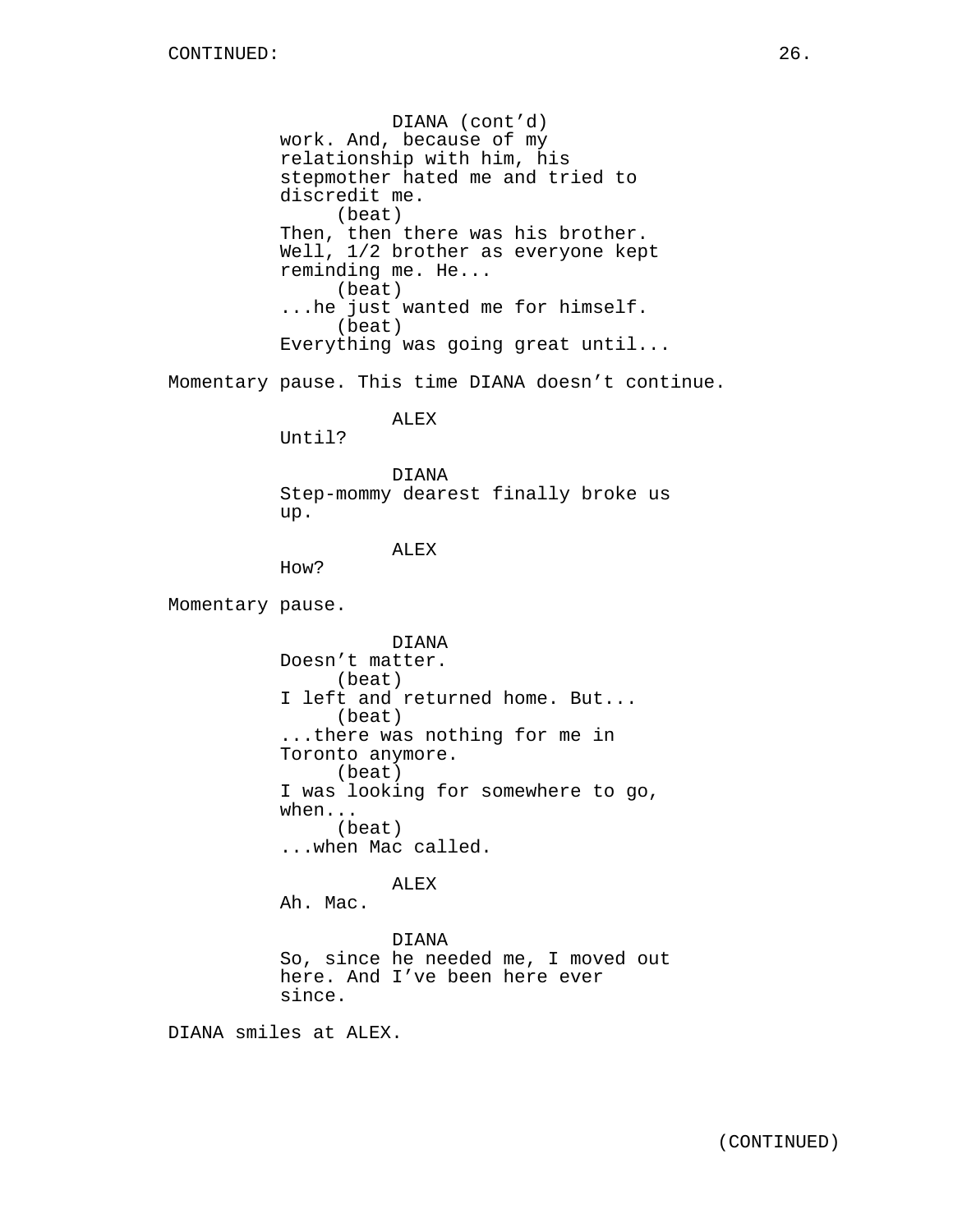CONTINUED:

DIANA (cont'd)
work. And, because of my relationship with him, his stepmother hated me and tried to discredit me.
(beat)
Then, then there was his brother. Well, 1/2 brother as everyone kept reminding me. He...
(beat)
...he just wanted me for himself.
(beat)
Everything was going great until...

Momentary pause. This time DIANA doesn't continue.

ALEX
Until?

DIANA
Step-mommy dearest finally broke us up.

ALEX
How?

Momentary pause.

DIANA
Doesn't matter.
(beat)
I left and returned home. But...
(beat)
...there was nothing for me in Toronto anymore.
(beat)
I was looking for somewhere to go, when...
(beat)
...when Mac called.

ALEX
Ah. Mac.

DIANA
So, since he needed me, I moved out here. And I've been here ever since.

DIANA smiles at ALEX.

(CONTINUED)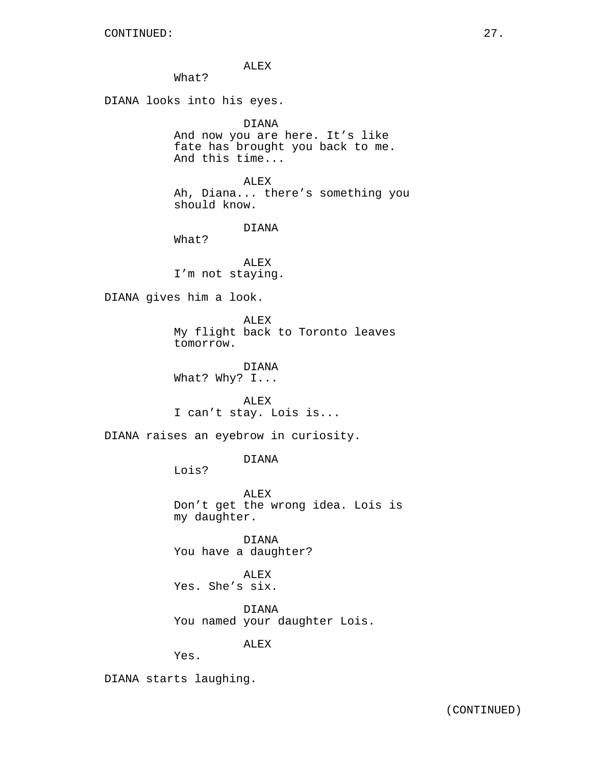ALEX
What?

DIANA looks into his eyes.

DIANA
And now you are here. It's like fate has brought you back to me. And this time...

ALEX
Ah, Diana... there's something you should know.

DIANA
What?

ALEX
I'm not staying.

DIANA gives him a look.

ALEX
My flight back to Toronto leaves tomorrow.

DIANA
What? Why? I...

ALEX
I can't stay. Lois is...

DIANA raises an eyebrow in curiosity.

DIANA
Lois?

ALEX
Don't get the wrong idea. Lois is my daughter.

DIANA
You have a daughter?

ALEX
Yes. She's six.

DIANA
You named your daughter Lois.

ALEX
Yes.

DIANA starts laughing.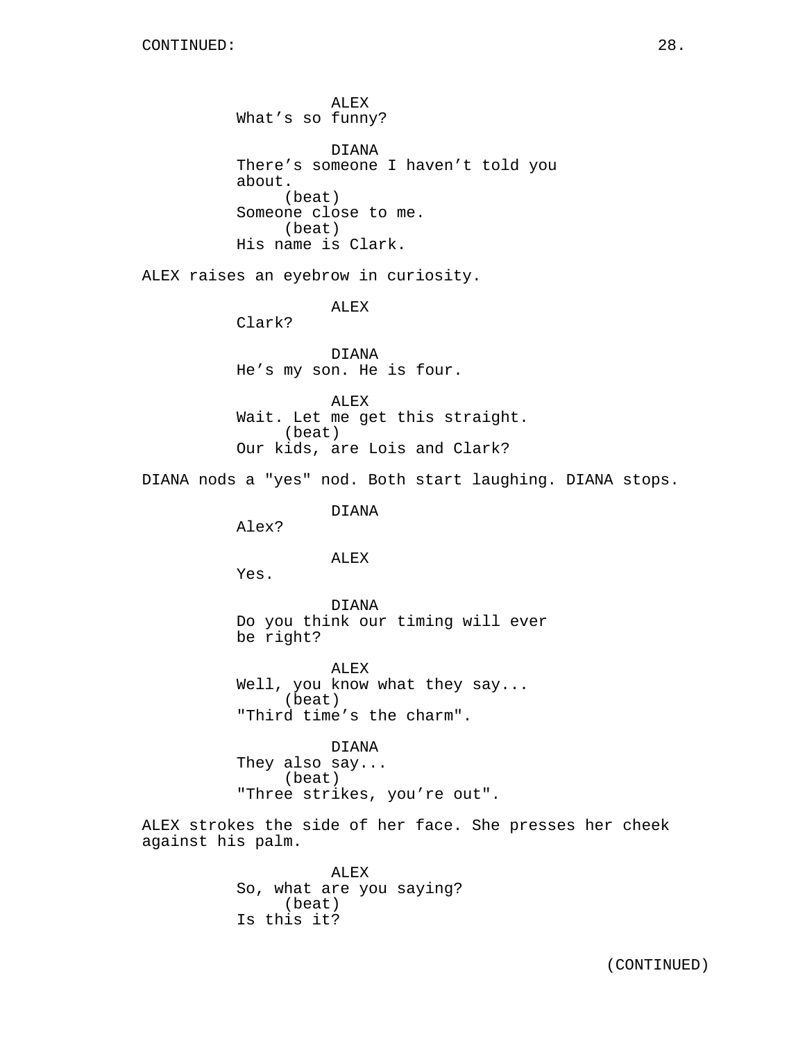CONTINUED:

ALEX
What’s so funny?

DIANA
There’s someone I haven’t told you about.
(beat)
Someone close to me.
(beat)
His name is Clark.

ALEX raises an eyebrow in curiosity.

ALEX
Clark?

DIANA
He’s my son. He is four.

ALEX
Wait. Let me get this straight.
(beat)
Our kids, are Lois and Clark?

DIANA nods a "yes" nod. Both start laughing. DIANA stops.

DIANA
Alex?

ALEX
Yes.

DIANA
Do you think our timing will ever be right?

ALEX
Well, you know what they say...
(beat)
"Third time’s the charm".

DIANA
They also say...
(beat)
"Three strikes, you’re out".

ALEX strokes the side of her face. She presses her cheek against his palm.

ALEX
So, what are you saying?
(beat)
Is this it?

(CONTINUED)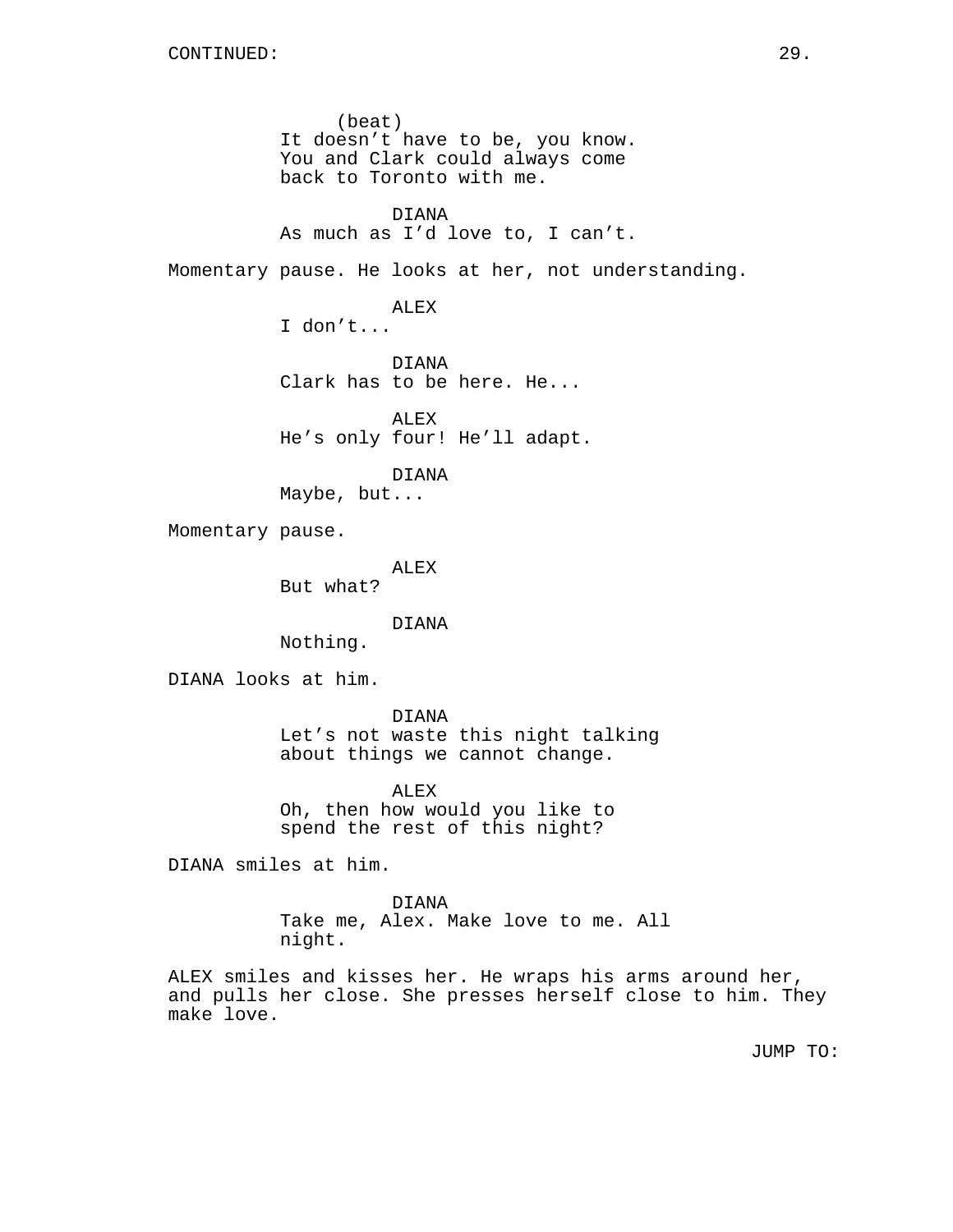(beat)
It doesn't have to be, you know. You and Clark could always come back to Toronto with me.

DIANA
As much as I'd love to, I can't.

Momentary pause. He looks at her, not understanding.

ALEX
I don't...

DIANA
Clark has to be here. He...

ALEX
He's only four! He'll adapt.

DIANA
Maybe, but...

Momentary pause.

ALEX
But what?

DIANA
Nothing.

DIANA looks at him.

DIANA
Let's not waste this night talking about things we cannot change.

ALEX
Oh, then how would you like to spend the rest of this night?

DIANA smiles at him.

DIANA
Take me, Alex. Make love to me. All night.

ALEX smiles and kisses her. He wraps his arms around her, and pulls her close. She presses herself close to him. They make love.

JUMP TO: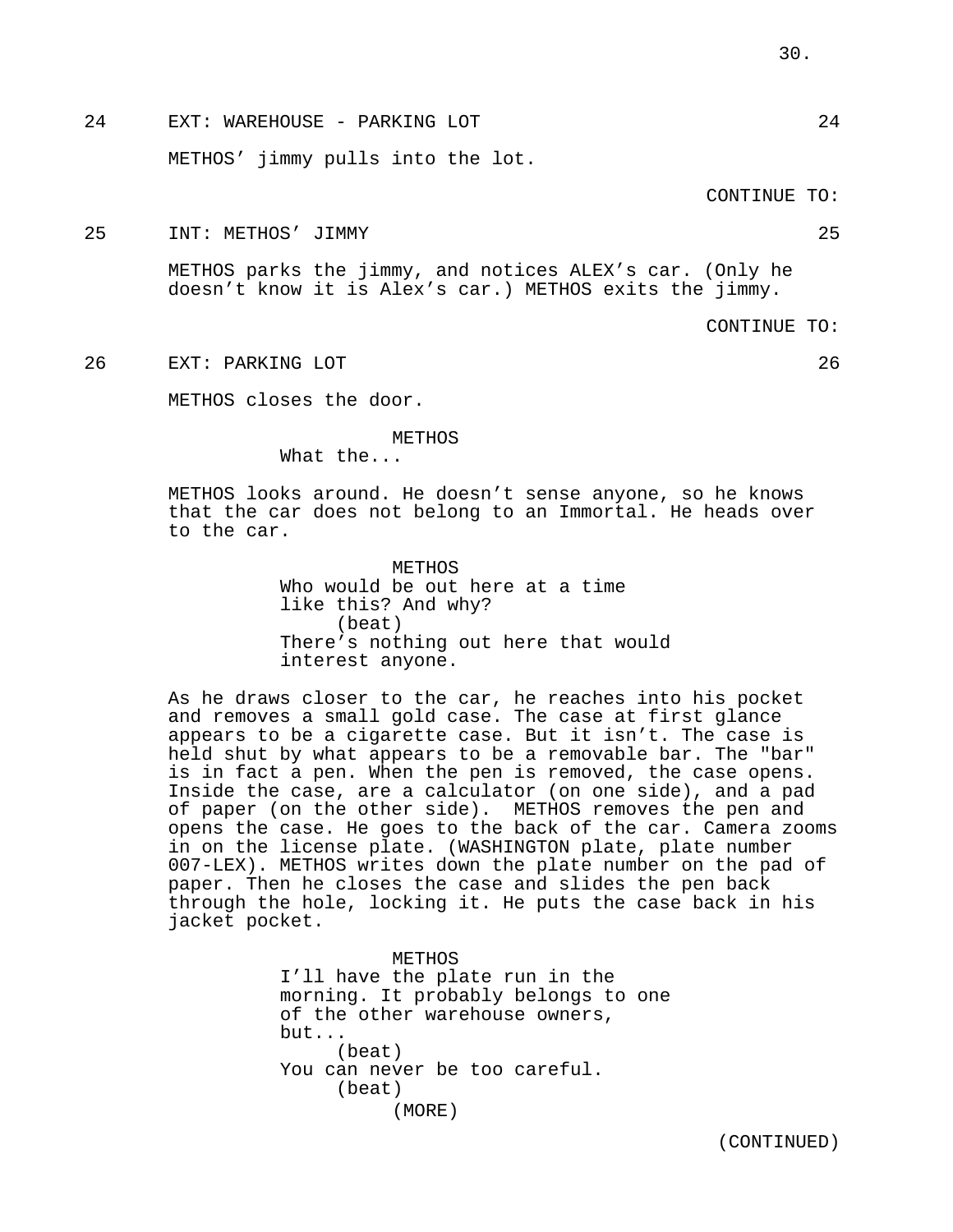24 EXT: WAREHOUSE - PARKING LOT 24

METHOS' jimmy pulls into the lot.

CONTINUE TO:

25 INT: METHOS' JIMMY 25

METHOS parks the jimmy, and notices ALEX's car. (Only he doesn't know it is Alex's car.) METHOS exits the jimmy.

CONTINUE TO:

26 EXT: PARKING LOT 26

METHOS closes the door.

METHOS
What the...

METHOS looks around. He doesn't sense anyone, so he knows that the car does not belong to an Immortal. He heads over to the car.

METHOS
Who would be out here at a time like this? And why?
(beat)
There's nothing out here that would interest anyone.

As he draws closer to the car, he reaches into his pocket and removes a small gold case. The case at first glance appears to be a cigarette case. But it isn't. The case is held shut by what appears to be a removable bar. The "bar" is in fact a pen. When the pen is removed, the case opens. Inside the case, are a calculator (on one side), and a pad of paper (on the other side). METHOS removes the pen and opens the case. He goes to the back of the car. Camera zooms in on the license plate. (WASHINGTON plate, plate number 007-LEX). METHOS writes down the plate number on the pad of paper. Then he closes the case and slides the pen back through the hole, locking it. He puts the case back in his jacket pocket.

METHOS
I'll have the plate run in the morning. It probably belongs to one of the other warehouse owners, but...
(beat)
You can never be too careful.
(beat)
(MORE)

(CONTINUED)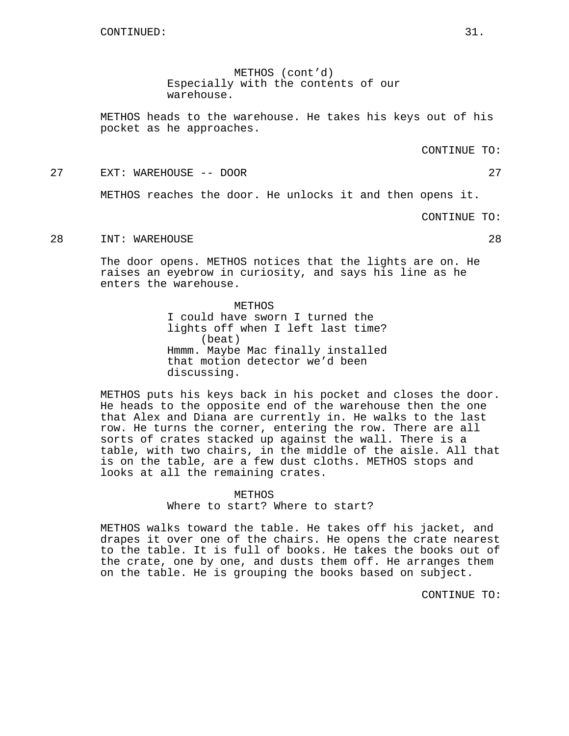METHOS (cont'd)
Especially with the contents of our warehouse.

METHOS heads to the warehouse. He takes his keys out of his pocket as he approaches.

CONTINUE TO:

27 EXT: WAREHOUSE -- DOOR 27

METHOS reaches the door. He unlocks it and then opens it.

CONTINUE TO:

28 INT: WAREHOUSE 28

The door opens. METHOS notices that the lights are on. He raises an eyebrow in curiosity, and says his line as he enters the warehouse.

METHOS
I could have sworn I turned the lights off when I left last time?
(beat)
Hmmm. Maybe Mac finally installed that motion detector we'd been discussing.

METHOS puts his keys back in his pocket and closes the door. He heads to the opposite end of the warehouse then the one that Alex and Diana are currently in. He walks to the last row. He turns the corner, entering the row. There are all sorts of crates stacked up against the wall. There is a table, with two chairs, in the middle of the aisle. All that is on the table, are a few dust cloths. METHOS stops and looks at all the remaining crates.

METHOS
Where to start? Where to start?

METHOS walks toward the table. He takes off his jacket, and drapes it over one of the chairs. He opens the crate nearest to the table. It is full of books. He takes the books out of the crate, one by one, and dusts them off. He arranges them on the table. He is grouping the books based on subject.

CONTINUE TO: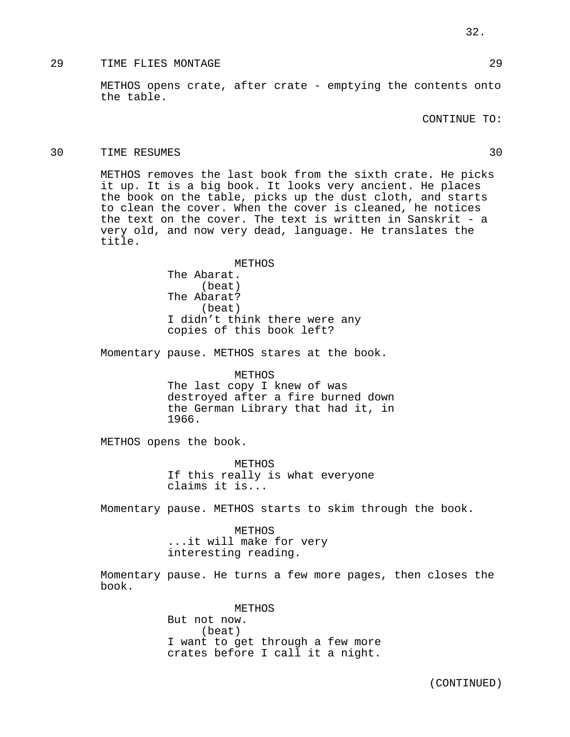29 TIME FLIES MONTAGE 29

METHOS opens crate, after crate - emptying the contents onto the table.

CONTINUE TO:

30 TIME RESUMES 30

METHOS removes the last book from the sixth crate. He picks it up. It is a big book. It looks very ancient. He places the book on the table, picks up the dust cloth, and starts to clean the cover. When the cover is cleaned, he notices the text on the cover. The text is written in Sanskrit - a very old, and now very dead, language. He translates the title.

METHOS
The Abarat.
(beat)
The Abarat?
(beat)
I didn't think there were any copies of this book left?

Momentary pause. METHOS stares at the book.

METHOS
The last copy I knew of was destroyed after a fire burned down the German Library that had it, in 1966.

METHOS opens the book.

METHOS
If this really is what everyone claims it is...

Momentary pause. METHOS starts to skim through the book.

METHOS
...it will make for very interesting reading.

Momentary pause. He turns a few more pages, then closes the book.

METHOS
But not now.
(beat)
I want to get through a few more crates before I call it a night.

(CONTINUED)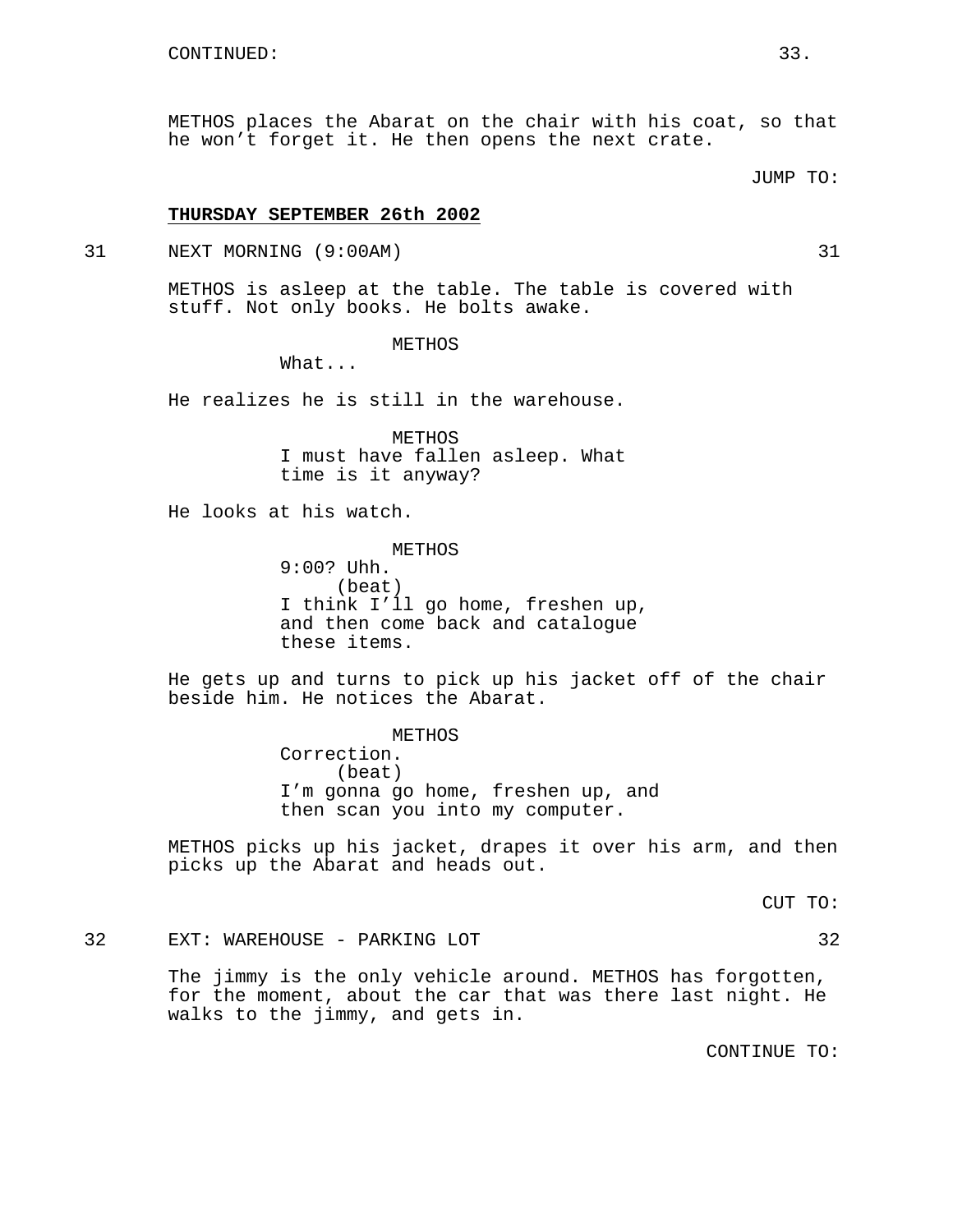CONTINUED:

METHOS places the Abarat on the chair with his coat, so that he won't forget it. He then opens the next crate.

JUMP TO:

**THURSDAY SEPTEMBER 26th 2002**

31 NEXT MORNING (9:00AM) 31

METHOS is asleep at the table. The table is covered with stuff. Not only books. He bolts awake.

METHOS
What...

He realizes he is still in the warehouse.

METHOS
I must have fallen asleep. What time is it anyway?

He looks at his watch.

METHOS
9:00? Uhh.
(beat)
I think I'll go home, freshen up, and then come back and catalogue these items.

He gets up and turns to pick up his jacket off of the chair beside him. He notices the Abarat.

METHOS
Correction.
(beat)
I'm gonna go home, freshen up, and then scan you into my computer.

METHOS picks up his jacket, drapes it over his arm, and then picks up the Abarat and heads out.

CUT TO:

32 EXT: WAREHOUSE - PARKING LOT 32

The jimmy is the only vehicle around. METHOS has forgotten, for the moment, about the car that was there last night. He walks to the jimmy, and gets in.

CONTINUE TO: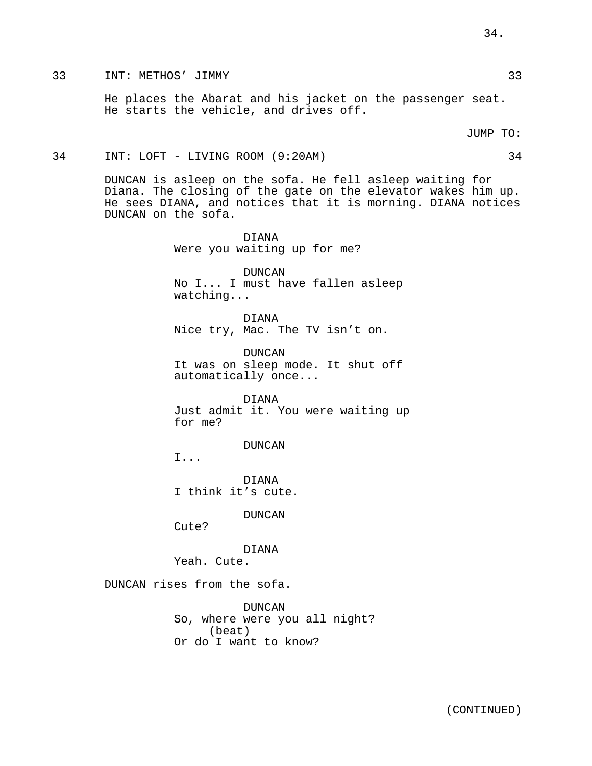33 INT: METHOS' JIMMY 33

He places the Abarat and his jacket on the passenger seat. He starts the vehicle, and drives off.

JUMP TO:

34 INT: LOFT - LIVING ROOM (9:20AM) 34

DUNCAN is asleep on the sofa. He fell asleep waiting for Diana. The closing of the gate on the elevator wakes him up. He sees DIANA, and notices that it is morning. DIANA notices DUNCAN on the sofa.

DIANA
Were you waiting up for me?

DUNCAN
No I... I must have fallen asleep watching...

DIANA
Nice try, Mac. The TV isn't on.

DUNCAN
It was on sleep mode. It shut off automatically once...

DIANA
Just admit it. You were waiting up for me?

DUNCAN
I...

DIANA
I think it's cute.

DUNCAN
Cute?

DIANA
Yeah. Cute.

DUNCAN rises from the sofa.

DUNCAN
So, where were you all night?
(beat)
Or do I want to know?

(CONTINUED)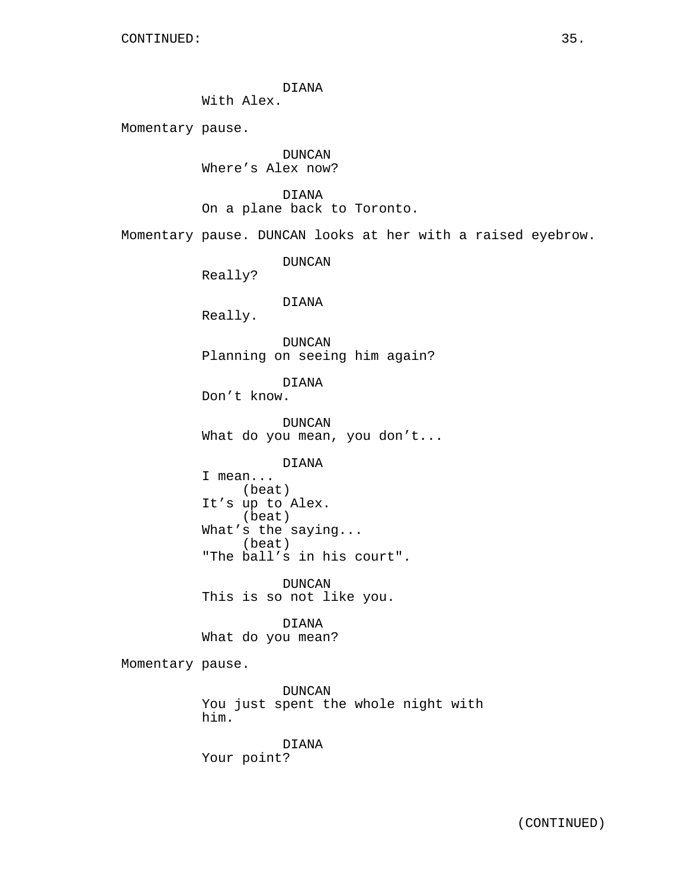DIANA
With Alex.

Momentary pause.

DUNCAN
Where’s Alex now?

DIANA
On a plane back to Toronto.

Momentary pause. DUNCAN looks at her with a raised eyebrow.

DUNCAN
Really?

DIANA
Really.

DUNCAN
Planning on seeing him again?

DIANA
Don’t know.

DUNCAN
What do you mean, you don’t...

DIANA
I mean...
(beat)
It’s up to Alex.
(beat)
What’s the saying...
(beat)
"The ball’s in his court".

DUNCAN
This is so not like you.

DIANA
What do you mean?

Momentary pause.

DUNCAN
You just spent the whole night with him.

DIANA
Your point?

(CONTINUED)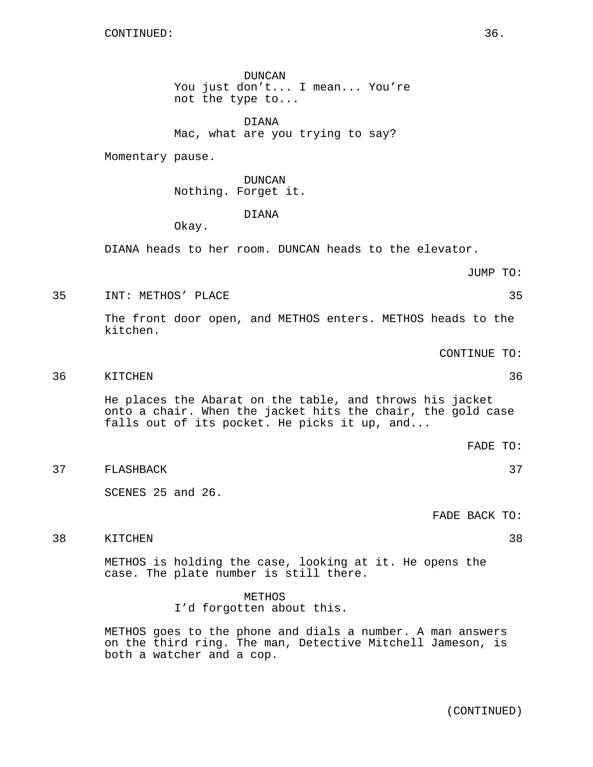CONTINUED:

DUNCAN
You just don't... I mean... You're not the type to...

DIANA
Mac, what are you trying to say?

Momentary pause.

DUNCAN
Nothing. Forget it.

DIANA
Okay.

DIANA heads to her room. DUNCAN heads to the elevator.

JUMP TO:

35 INT: METHOS' PLACE 35

The front door open, and METHOS enters. METHOS heads to the kitchen.

CONTINUE TO:

36 KITCHEN 36

He places the Abarat on the table, and throws his jacket onto a chair. When the jacket hits the chair, the gold case falls out of its pocket. He picks it up, and...

FADE TO:

37 FLASHBACK 37

SCENES 25 and 26.

FADE BACK TO:

38 KITCHEN 38

METHOS is holding the case, looking at it. He opens the case. The plate number is still there.

METHOS
I'd forgotten about this.

METHOS goes to the phone and dials a number. A man answers on the third ring. The man, Detective Mitchell Jameson, is both a watcher and a cop.

(CONTINUED)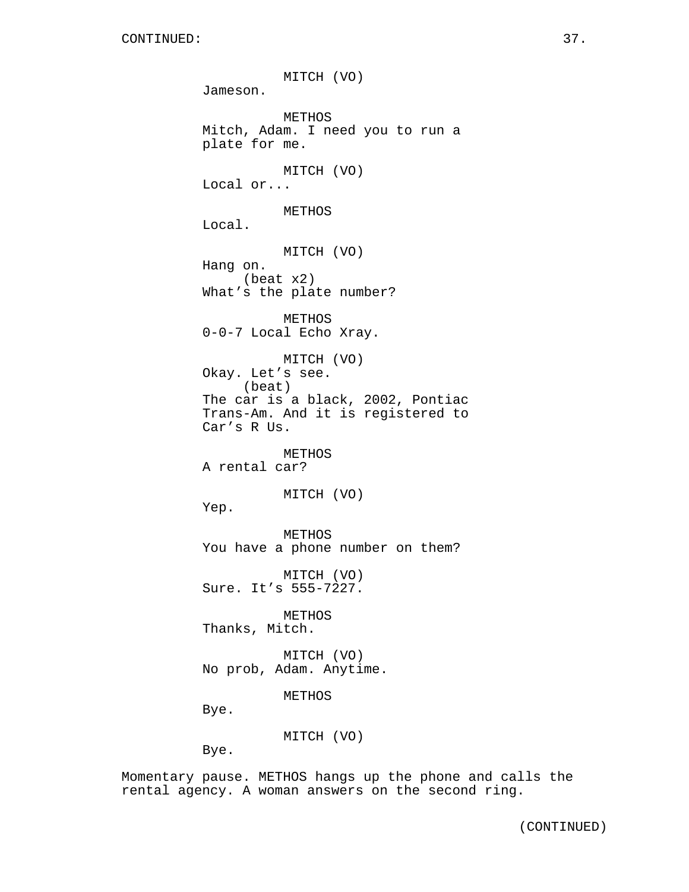CONTINUED:

MITCH (VO)
Jameson.

METHOS
Mitch, Adam. I need you to run a plate for me.

MITCH (VO)
Local or...

METHOS
Local.

MITCH (VO)
Hang on.
(beat x2)
What's the plate number?

METHOS
0-0-7 Local Echo Xray.

MITCH (VO)
Okay. Let's see.
(beat)
The car is a black, 2002, Pontiac Trans-Am. And it is registered to Car's R Us.

METHOS
A rental car?

MITCH (VO)
Yep.

METHOS
You have a phone number on them?

MITCH (VO)
Sure. It's 555-7227.

METHOS
Thanks, Mitch.

MITCH (VO)
No prob, Adam. Anytime.

METHOS
Bye.

MITCH (VO)
Bye.

Momentary pause. METHOS hangs up the phone and calls the rental agency. A woman answers on the second ring.

(CONTINUED)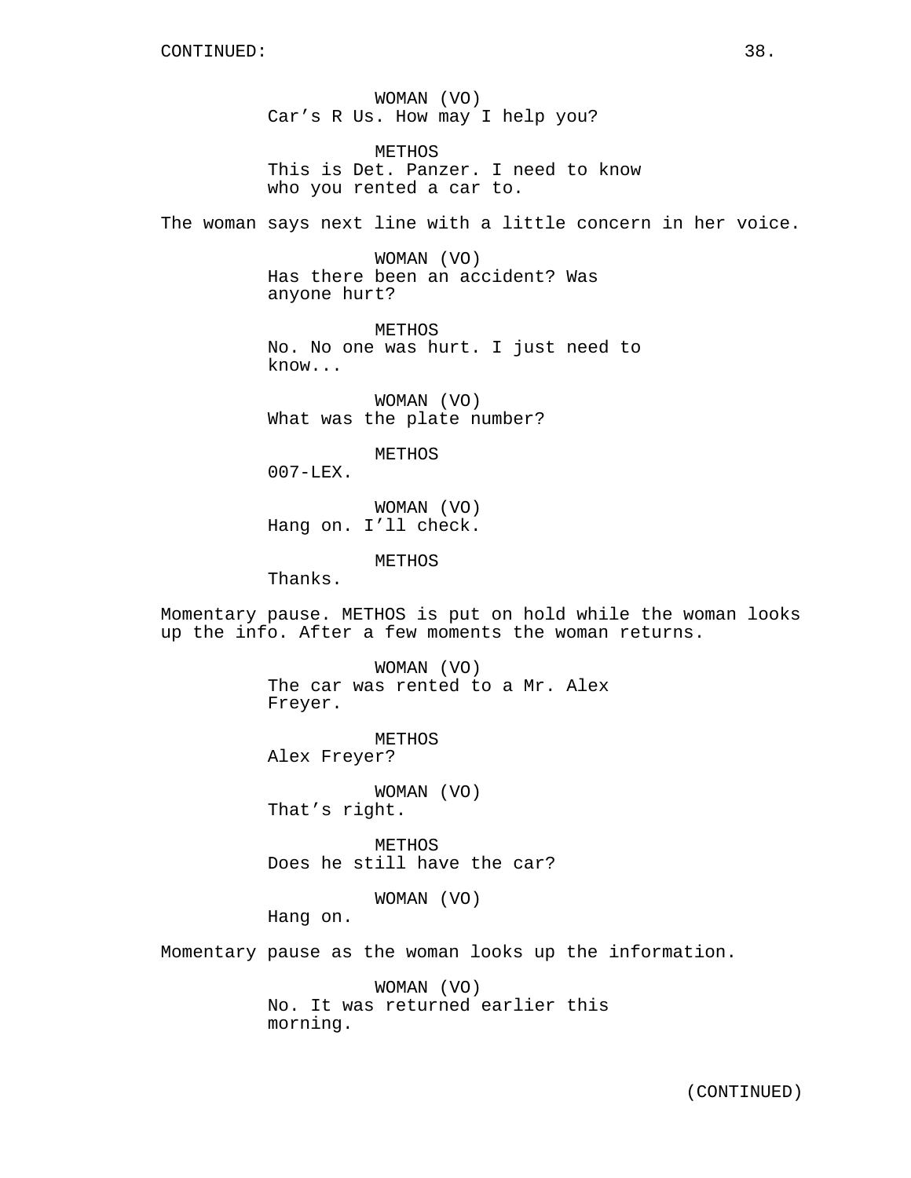CONTINUED:

WOMAN (VO)
Car's R Us. How may I help you?

METHOS
This is Det. Panzer. I need to know who you rented a car to.

The woman says next line with a little concern in her voice.

WOMAN (VO)
Has there been an accident? Was anyone hurt?

METHOS
No. No one was hurt. I just need to know...

WOMAN (VO)
What was the plate number?

METHOS
007-LEX.

WOMAN (VO)
Hang on. I'll check.

METHOS
Thanks.

Momentary pause. METHOS is put on hold while the woman looks up the info. After a few moments the woman returns.

WOMAN (VO)
The car was rented to a Mr. Alex Freyer.

METHOS
Alex Freyer?

WOMAN (VO)
That's right.

METHOS
Does he still have the car?

WOMAN (VO)
Hang on.

Momentary pause as the woman looks up the information.

WOMAN (VO)
No. It was returned earlier this morning.

(CONTINUED)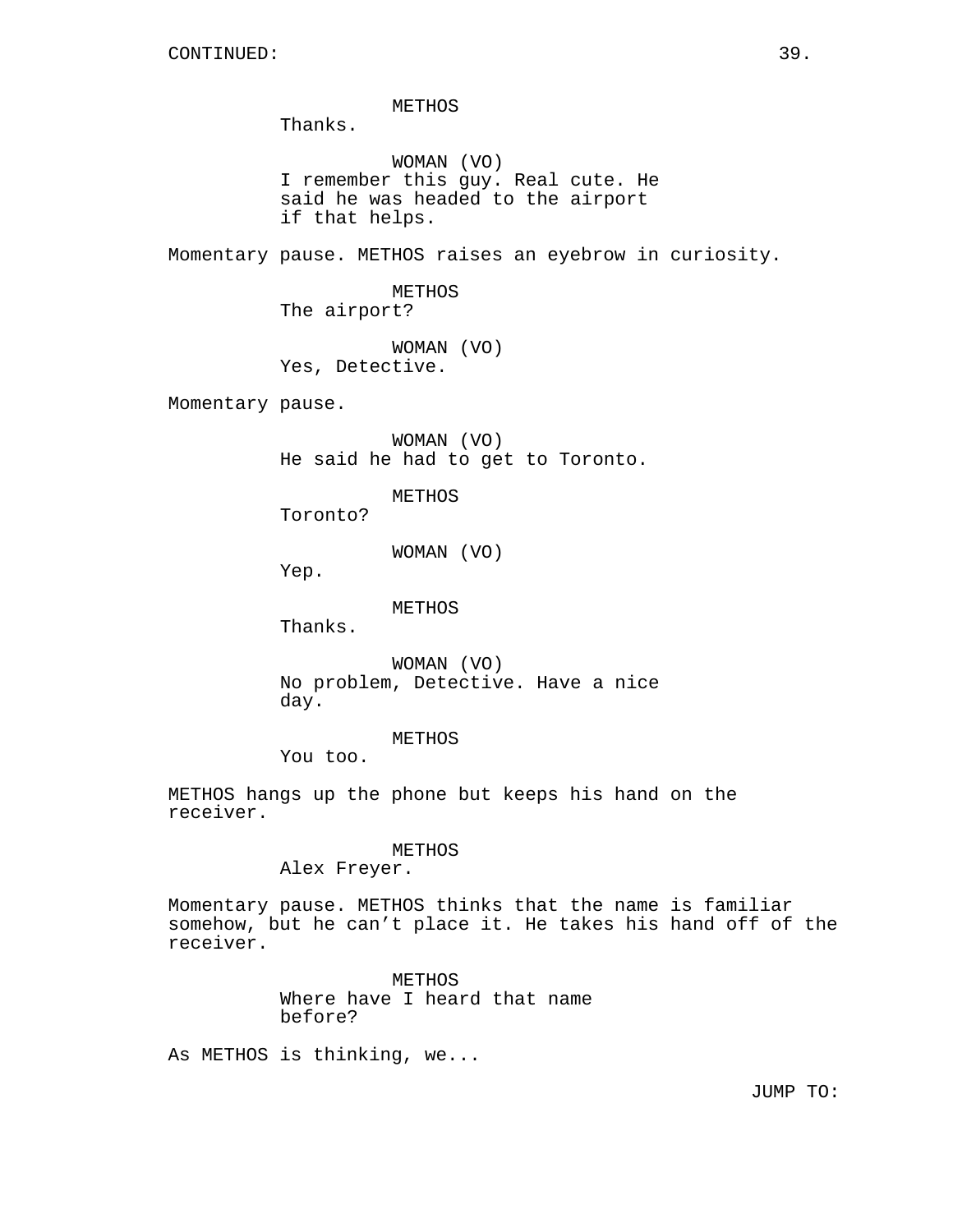CONTINUED:

METHOS
Thanks.

WOMAN (VO)
I remember this guy. Real cute. He said he was headed to the airport if that helps.

Momentary pause. METHOS raises an eyebrow in curiosity.

METHOS
The airport?

WOMAN (VO)
Yes, Detective.

Momentary pause.

WOMAN (VO)
He said he had to get to Toronto.

METHOS
Toronto?

WOMAN (VO)
Yep.

METHOS
Thanks.

WOMAN (VO)
No problem, Detective. Have a nice day.

METHOS
You too.

METHOS hangs up the phone but keeps his hand on the receiver.

METHOS
Alex Freyer.

Momentary pause. METHOS thinks that the name is familiar somehow, but he can't place it. He takes his hand off of the receiver.

METHOS
Where have I heard that name before?

As METHOS is thinking, we...

JUMP TO: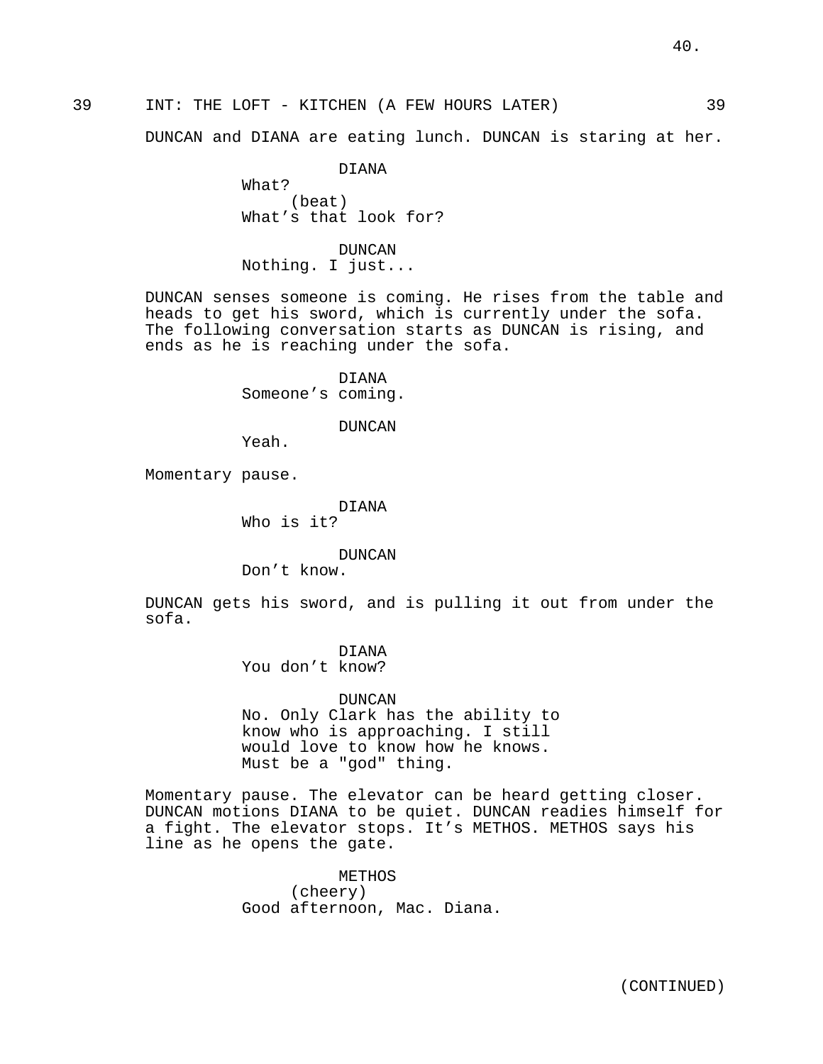39 INT: THE LOFT - KITCHEN (A FEW HOURS LATER) 39

DUNCAN and DIANA are eating lunch. DUNCAN is staring at her.

DIANA
What?
(beat)
What's that look for?

DUNCAN
Nothing. I just...

DUNCAN senses someone is coming. He rises from the table and heads to get his sword, which is currently under the sofa. The following conversation starts as DUNCAN is rising, and ends as he is reaching under the sofa.

DIANA
Someone's coming.

DUNCAN
Yeah.

Momentary pause.

DIANA
Who is it?

DUNCAN
Don't know.

DUNCAN gets his sword, and is pulling it out from under the sofa.

DIANA
You don't know?

DUNCAN
No. Only Clark has the ability to know who is approaching. I still would love to know how he knows. Must be a "god" thing.

Momentary pause. The elevator can be heard getting closer. DUNCAN motions DIANA to be quiet. DUNCAN readies himself for a fight. The elevator stops. It's METHOS. METHOS says his line as he opens the gate.

METHOS
(cheery)
Good afternoon, Mac. Diana.

(CONTINUED)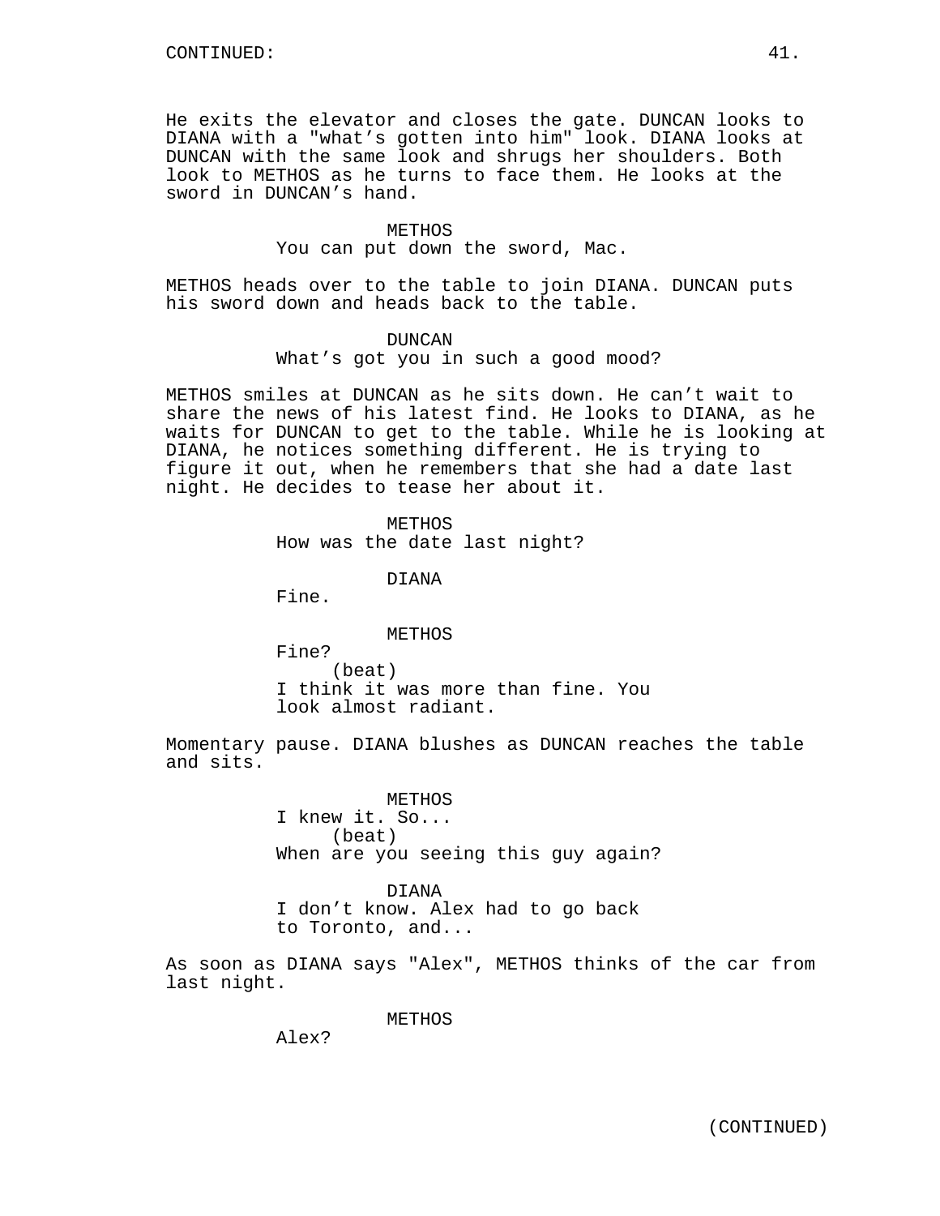CONTINUED:

He exits the elevator and closes the gate. DUNCAN looks to DIANA with a "what's gotten into him" look. DIANA looks at DUNCAN with the same look and shrugs her shoulders. Both look to METHOS as he turns to face them. He looks at the sword in DUNCAN's hand.

METHOS
You can put down the sword, Mac.

METHOS heads over to the table to join DIANA. DUNCAN puts his sword down and heads back to the table.

DUNCAN
What's got you in such a good mood?

METHOS smiles at DUNCAN as he sits down. He can't wait to share the news of his latest find. He looks to DIANA, as he waits for DUNCAN to get to the table. While he is looking at DIANA, he notices something different. He is trying to figure it out, when he remembers that she had a date last night. He decides to tease her about it.

METHOS
How was the date last night?

DIANA
Fine.

METHOS
Fine?
(beat)
I think it was more than fine. You look almost radiant.

Momentary pause. DIANA blushes as DUNCAN reaches the table and sits.

METHOS
I knew it. So...
(beat)
When are you seeing this guy again?

DIANA
I don't know. Alex had to go back to Toronto, and...

As soon as DIANA says "Alex", METHOS thinks of the car from last night.

METHOS
Alex?

(CONTINUED)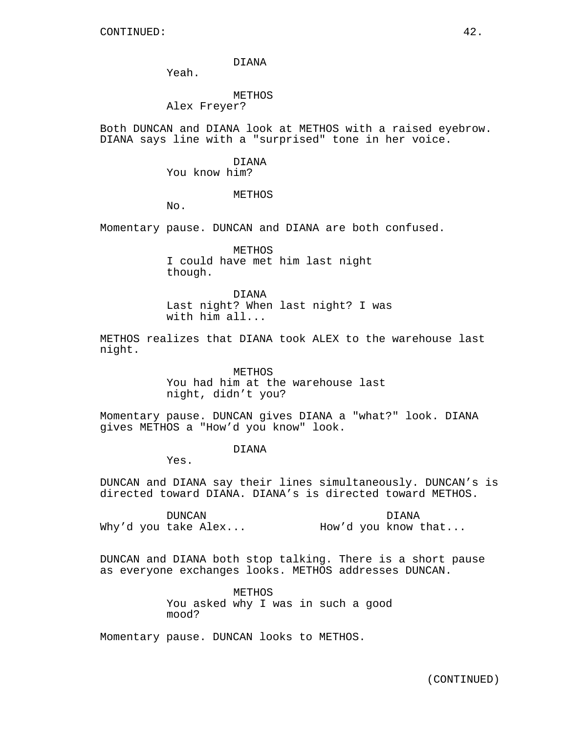DIANA
Yeah.

METHOS
Alex Freyer?

Both DUNCAN and DIANA look at METHOS with a raised eyebrow. DIANA says line with a "surprised" tone in her voice.

DIANA
You know him?

METHOS
No.

Momentary pause. DUNCAN and DIANA are both confused.

METHOS
I could have met him last night though.

DIANA
Last night? When last night? I was with him all...

METHOS realizes that DIANA took ALEX to the warehouse last night.

METHOS
You had him at the warehouse last night, didn't you?

Momentary pause. DUNCAN gives DIANA a "what?" look. DIANA gives METHOS a "How'd you know" look.

DIANA
Yes.

DUNCAN and DIANA say their lines simultaneously. DUNCAN's is directed toward DIANA. DIANA's is directed toward METHOS.

DUNCAN
Why'd you take Alex...

DIANA
How'd you know that...

DUNCAN and DIANA both stop talking. There is a short pause as everyone exchanges looks. METHOS addresses DUNCAN.

METHOS
You asked why I was in such a good mood?

Momentary pause. DUNCAN looks to METHOS.

(CONTINUED)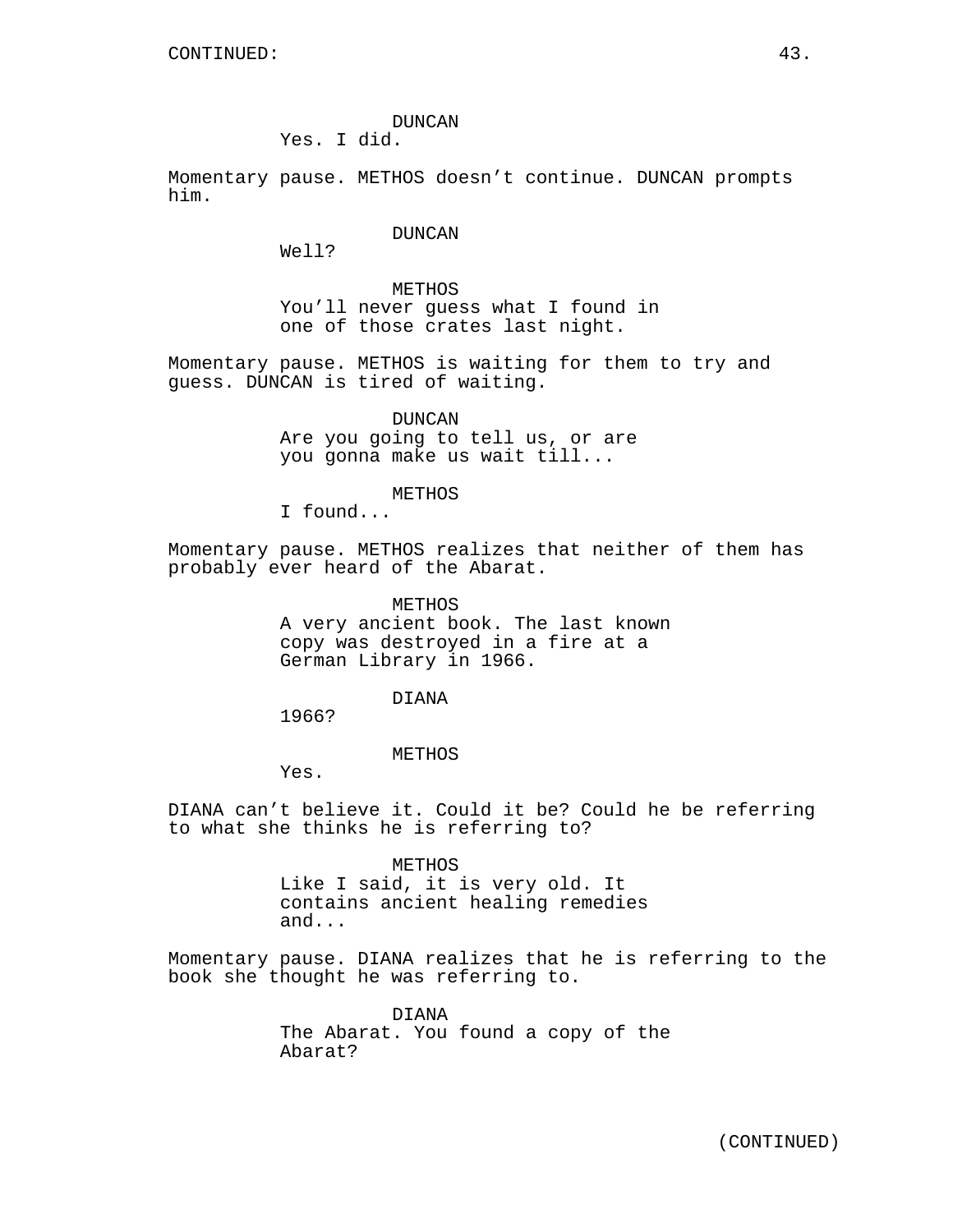CONTINUED:

DUNCAN
Yes. I did.

Momentary pause. METHOS doesn’t continue. DUNCAN prompts him.

DUNCAN
Well?

METHOS
You’ll never guess what I found in one of those crates last night.

Momentary pause. METHOS is waiting for them to try and guess. DUNCAN is tired of waiting.

DUNCAN
Are you going to tell us, or are you gonna make us wait till...

METHOS
I found...

Momentary pause. METHOS realizes that neither of them has probably ever heard of the Abarat.

METHOS
A very ancient book. The last known copy was destroyed in a fire at a German Library in 1966.

DIANA
1966?

METHOS
Yes.

DIANA can’t believe it. Could it be? Could he be referring to what she thinks he is referring to?

METHOS
Like I said, it is very old. It contains ancient healing remedies and...

Momentary pause. DIANA realizes that he is referring to the book she thought he was referring to.

DIANA
The Abarat. You found a copy of the Abarat?

(CONTINUED)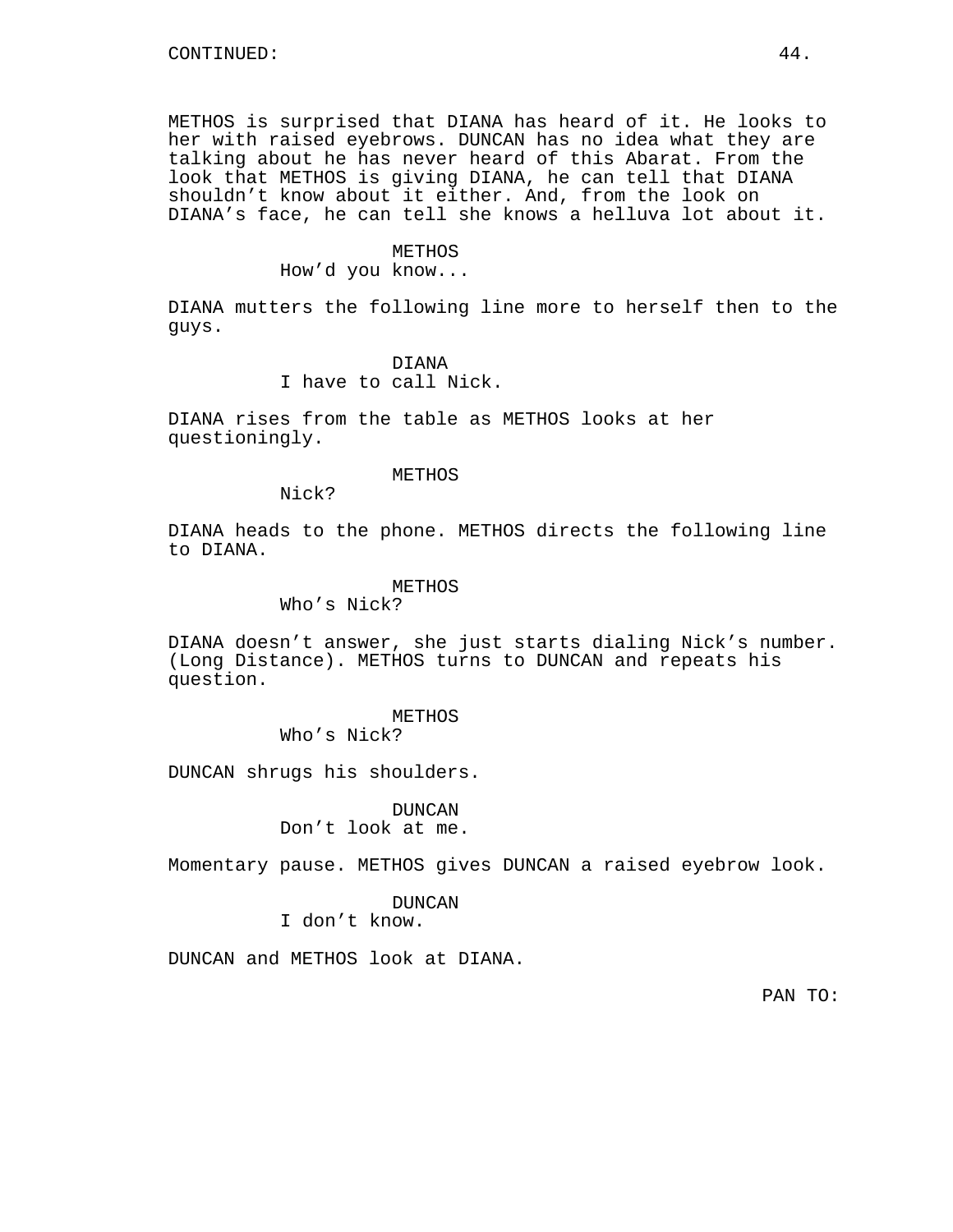METHOS is surprised that DIANA has heard of it. He looks to her with raised eyebrows. DUNCAN has no idea what they are talking about he has never heard of this Abarat. From the look that METHOS is giving DIANA, he can tell that DIANA shouldn't know about it either. And, from the look on DIANA's face, he can tell she knows a helluva lot about it.

METHOS
How'd you know...

DIANA mutters the following line more to herself then to the guys.

DIANA
I have to call Nick.

DIANA rises from the table as METHOS looks at her questioningly.

METHOS
Nick?

DIANA heads to the phone. METHOS directs the following line to DIANA.

METHOS
Who's Nick?

DIANA doesn't answer, she just starts dialing Nick's number. (Long Distance). METHOS turns to DUNCAN and repeats his question.

METHOS
Who's Nick?

DUNCAN shrugs his shoulders.

DUNCAN
Don't look at me.

Momentary pause. METHOS gives DUNCAN a raised eyebrow look.

DUNCAN
I don't know.

DUNCAN and METHOS look at DIANA.

PAN TO: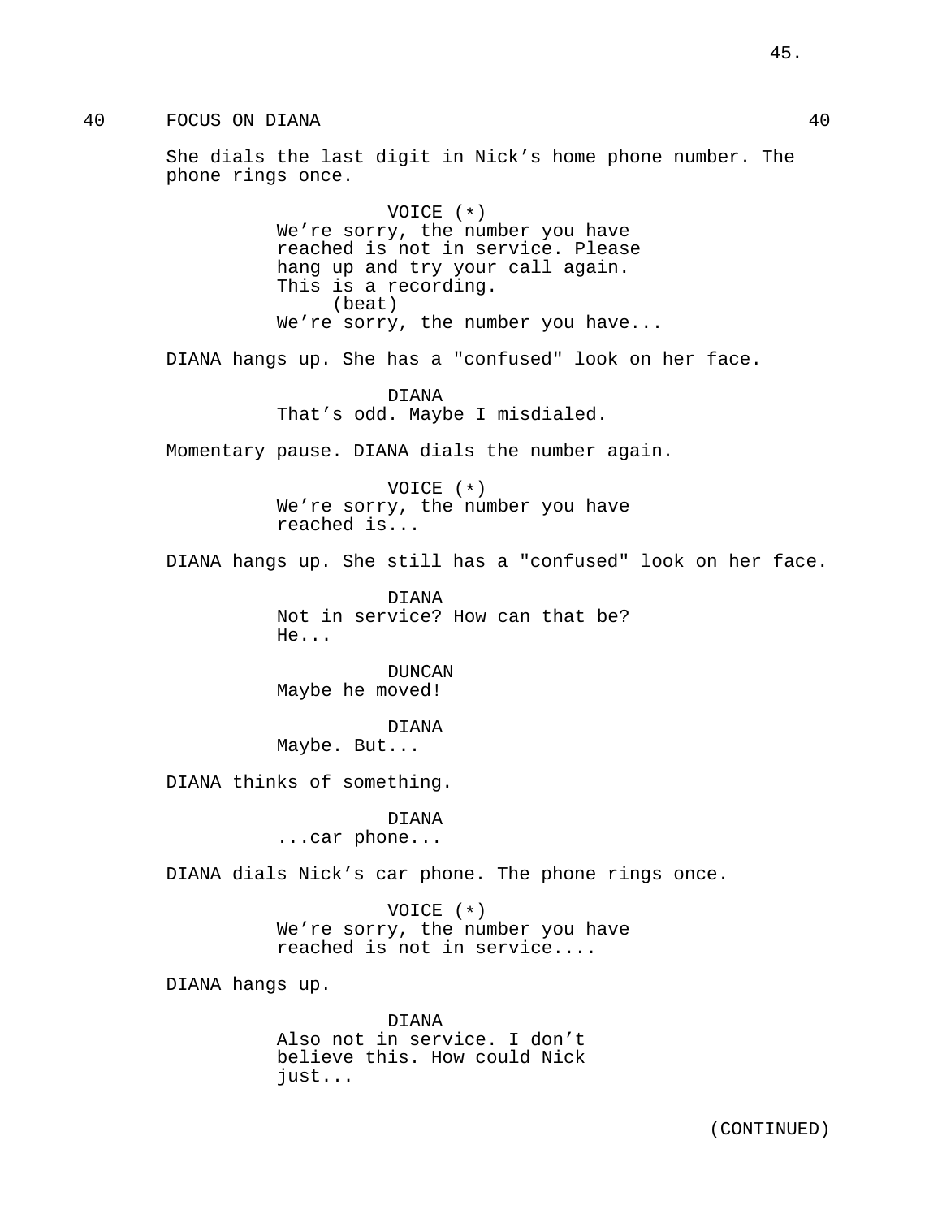40 FOCUS ON DIANA 40

She dials the last digit in Nick’s home phone number. The phone rings once.

VOICE (*)
We’re sorry, the number you have reached is not in service. Please hang up and try your call again. This is a recording.
(beat)
We’re sorry, the number you have...

DIANA hangs up. She has a "confused" look on her face.

DIANA
That’s odd. Maybe I misdialed.

Momentary pause. DIANA dials the number again.

VOICE (*)
We’re sorry, the number you have reached is...

DIANA hangs up. She still has a "confused" look on her face.

DIANA
Not in service? How can that be? He...

DUNCAN
Maybe he moved!

DIANA
Maybe. But...

DIANA thinks of something.

DIANA
...car phone...

DIANA dials Nick’s car phone. The phone rings once.

VOICE (*)
We’re sorry, the number you have reached is not in service....

DIANA hangs up.

DIANA
Also not in service. I don’t believe this. How could Nick just...

(CONTINUED)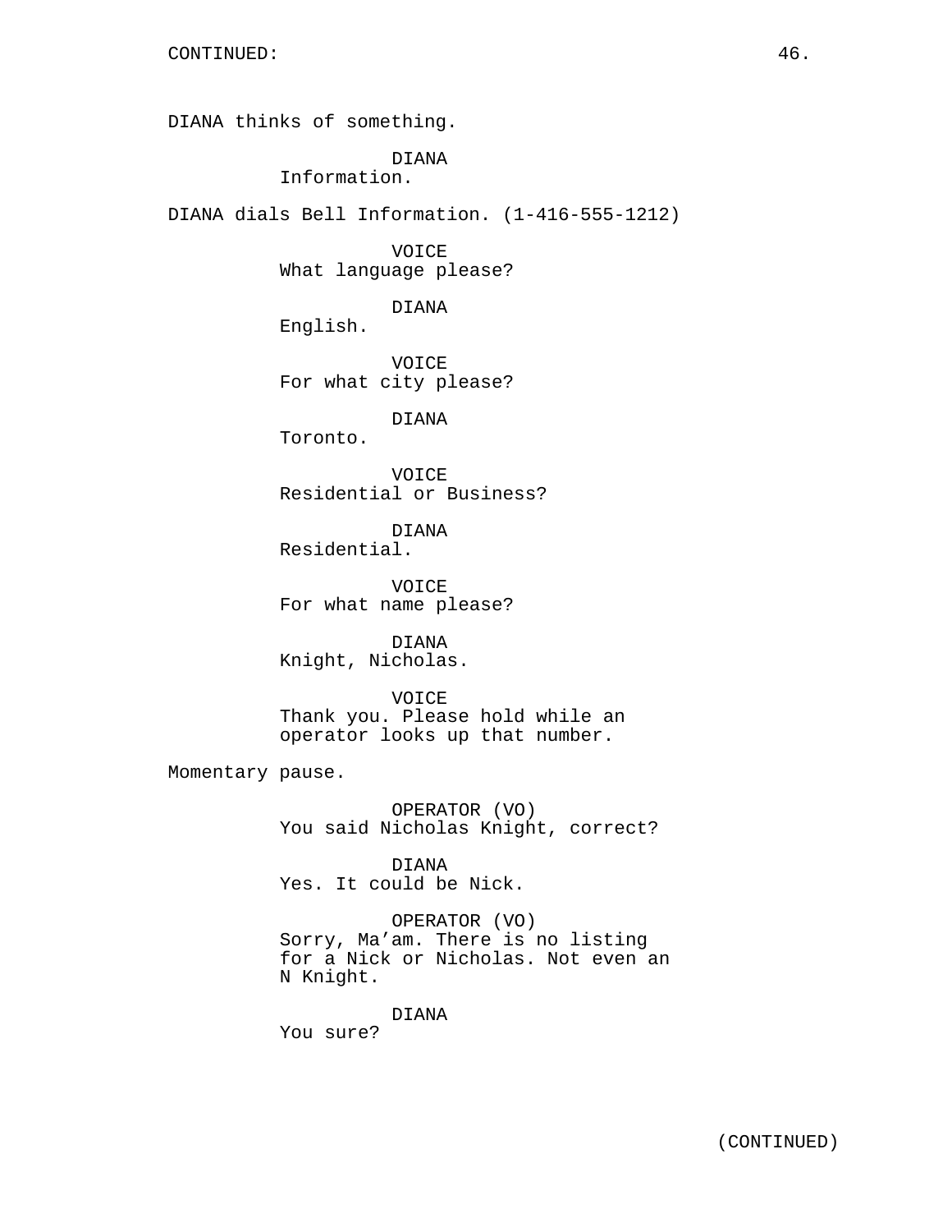DIANA thinks of something.

DIANA
Information.

DIANA dials Bell Information. (1-416-555-1212)

VOICE
What language please?

DIANA
English.

VOICE
For what city please?

DIANA
Toronto.

VOICE
Residential or Business?

DIANA
Residential.

VOICE
For what name please?

DIANA
Knight, Nicholas.

VOICE
Thank you. Please hold while an operator looks up that number.

Momentary pause.

OPERATOR (VO)
You said Nicholas Knight, correct?

DIANA
Yes. It could be Nick.

OPERATOR (VO)
Sorry, Ma'am. There is no listing for a Nick or Nicholas. Not even an N Knight.

DIANA
You sure?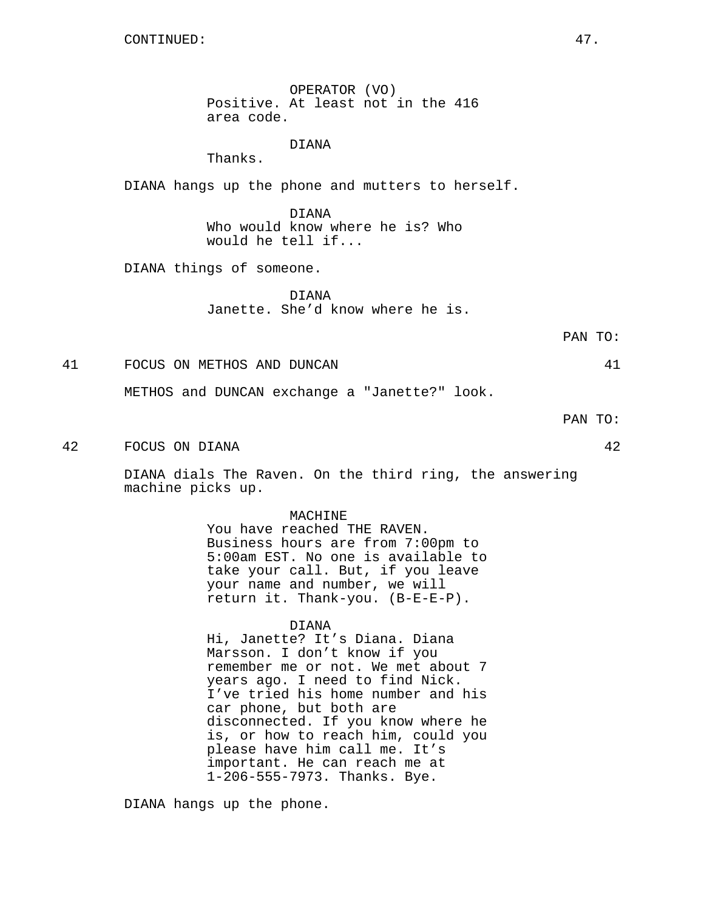CONTINUED:

OPERATOR (VO)
Positive. At least not in the 416 area code.

DIANA
Thanks.

DIANA hangs up the phone and mutters to herself.

DIANA
Who would know where he is? Who would he tell if...

DIANA things of someone.

DIANA
Janette. She'd know where he is.

PAN TO:

41 FOCUS ON METHOS AND DUNCAN 41

METHOS and DUNCAN exchange a "Janette?" look.

PAN TO:

42 FOCUS ON DIANA 42

DIANA dials The Raven. On the third ring, the answering machine picks up.

MACHINE
You have reached THE RAVEN. Business hours are from 7:00pm to 5:00am EST. No one is available to take your call. But, if you leave your name and number, we will return it. Thank-you. (B-E-E-P).

DIANA
Hi, Janette? It's Diana. Diana Marsson. I don't know if you remember me or not. We met about 7 years ago. I need to find Nick. I've tried his home number and his car phone, but both are disconnected. If you know where he is, or how to reach him, could you please have him call me. It's important. He can reach me at 1-206-555-7973. Thanks. Bye.

DIANA hangs up the phone.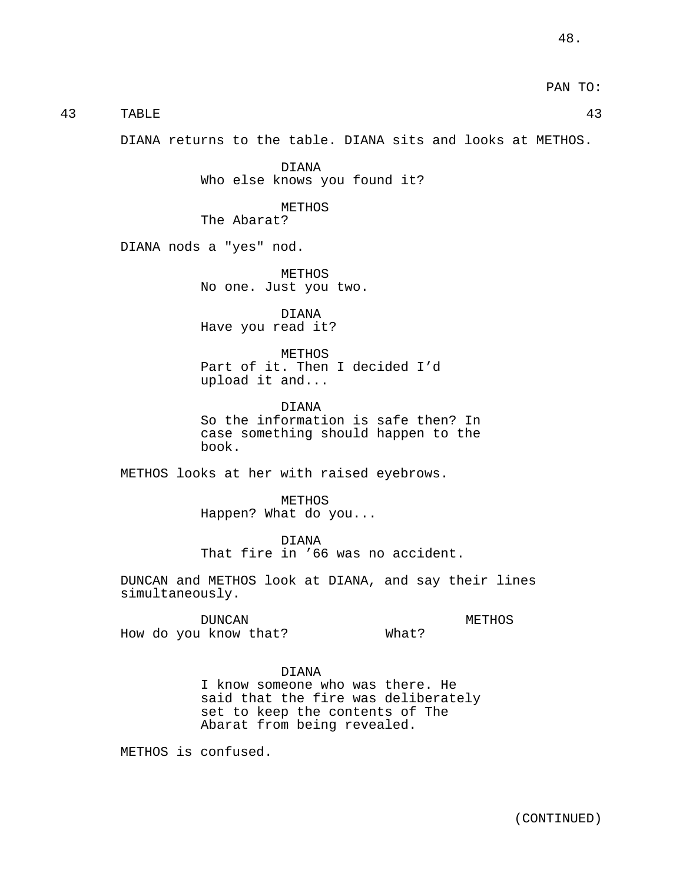PAN TO:

43 TABLE 43

DIANA returns to the table. DIANA sits and looks at METHOS.

DIANA
Who else knows you found it?

METHOS
The Abarat?

DIANA nods a "yes" nod.

METHOS
No one. Just you two.

DIANA
Have you read it?

METHOS
Part of it. Then I decided I'd upload it and...

DIANA
So the information is safe then? In case something should happen to the book.

METHOS looks at her with raised eyebrows.

METHOS
Happen? What do you...

DIANA
That fire in '66 was no accident.

DUNCAN and METHOS look at DIANA, and say their lines simultaneously.

| DUNCAN | METHOS |
|---|---|
| How do you know that? | What? |

DIANA
I know someone who was there. He said that the fire was deliberately set to keep the contents of The Abarat from being revealed.

METHOS is confused.

(CONTINUED)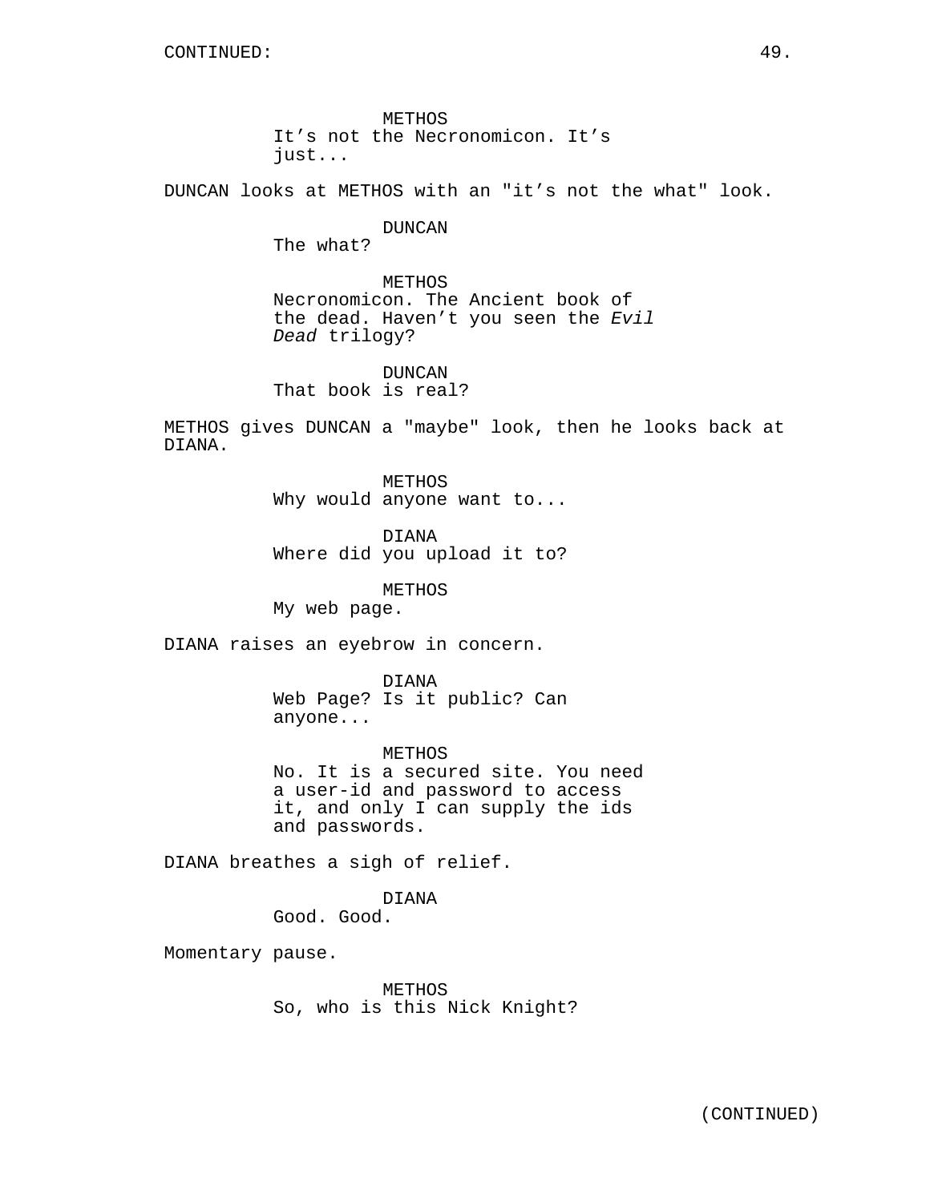METHOS
It’s not the Necronomicon. It’s just...

DUNCAN looks at METHOS with an "it’s not the what" look.

DUNCAN
The what?

METHOS
Necronomicon. The Ancient book of the dead. Haven’t you seen the *Evil Dead* trilogy?

DUNCAN
That book is real?

METHOS gives DUNCAN a "maybe" look, then he looks back at DIANA.

METHOS
Why would anyone want to...

DIANA
Where did you upload it to?

METHOS
My web page.

DIANA raises an eyebrow in concern.

DIANA
Web Page? Is it public? Can anyone...

METHOS
No. It is a secured site. You need a user-id and password to access it, and only I can supply the ids and passwords.

DIANA breathes a sigh of relief.

DIANA
Good. Good.

Momentary pause.

METHOS
So, who is this Nick Knight?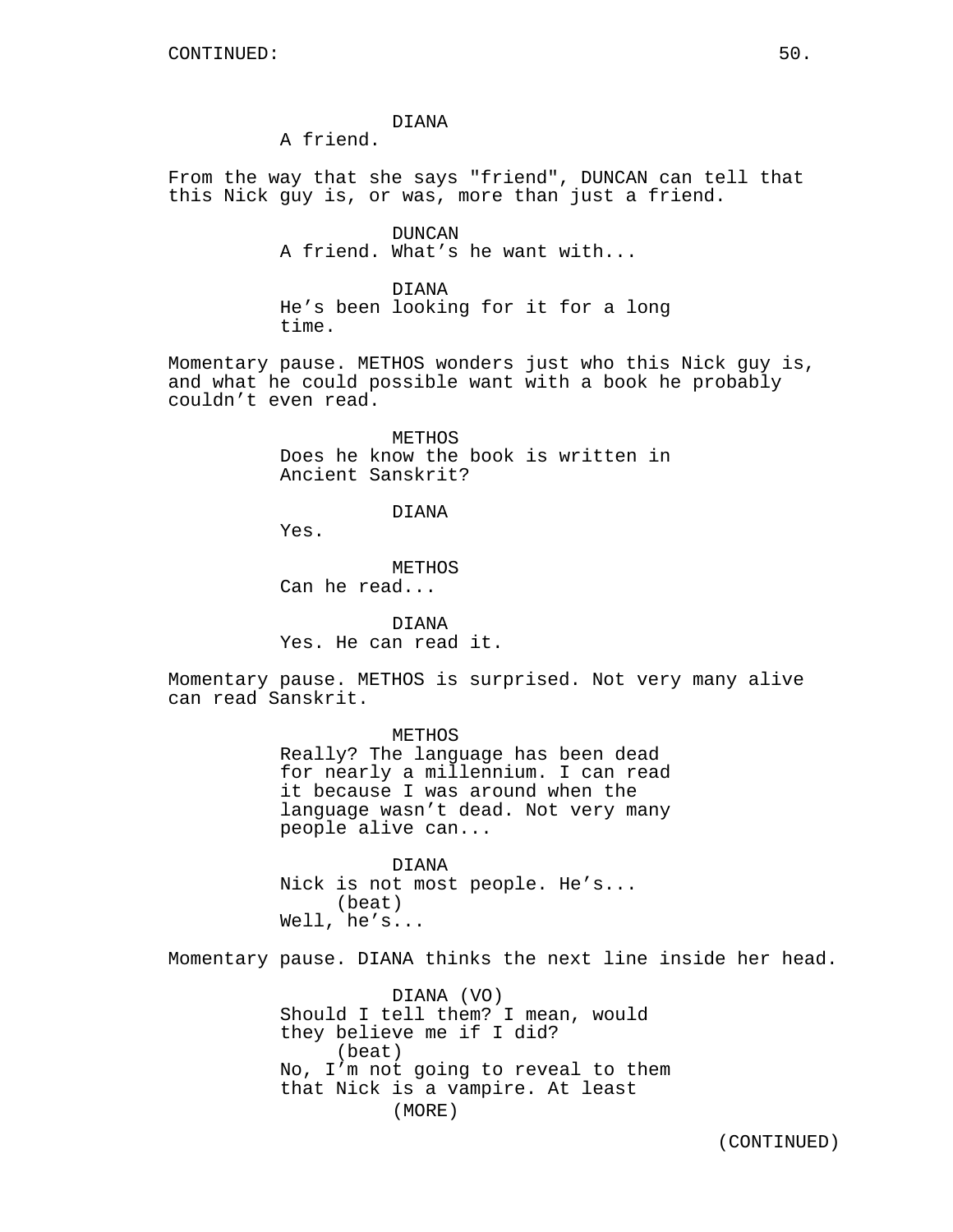DIANA
A friend.

From the way that she says "friend", DUNCAN can tell that this Nick guy is, or was, more than just a friend.

DUNCAN
A friend. What’s he want with...

DIANA
He’s been looking for it for a long time.

Momentary pause. METHOS wonders just who this Nick guy is, and what he could possible want with a book he probably couldn’t even read.

METHOS
Does he know the book is written in Ancient Sanskrit?

DIANA
Yes.

METHOS
Can he read...

DIANA
Yes. He can read it.

Momentary pause. METHOS is surprised. Not very many alive can read Sanskrit.

METHOS
Really? The language has been dead for nearly a millennium. I can read it because I was around when the language wasn’t dead. Not very many people alive can...

DIANA
Nick is not most people. He’s...
(beat)
Well, he’s...

Momentary pause. DIANA thinks the next line inside her head.

DIANA (VO)
Should I tell them? I mean, would they believe me if I did?
(beat)
No, I’m not going to reveal to them that Nick is a vampire. At least
(MORE)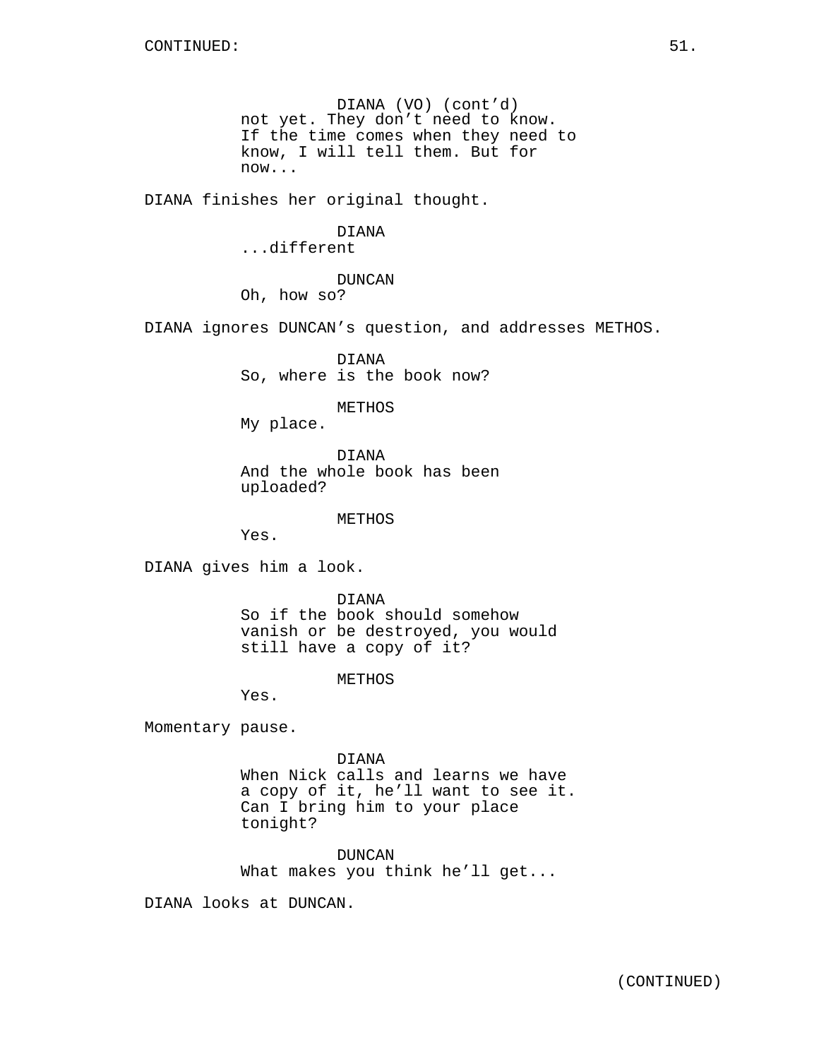DIANA (VO) (cont'd)
not yet. They don't need to know. If the time comes when they need to know, I will tell them. But for now...

DIANA finishes her original thought.

DIANA
...different

DUNCAN
Oh, how so?

DIANA ignores DUNCAN's question, and addresses METHOS.

DIANA
So, where is the book now?

METHOS
My place.

DIANA
And the whole book has been uploaded?

METHOS
Yes.

DIANA gives him a look.

DIANA
So if the book should somehow vanish or be destroyed, you would still have a copy of it?

METHOS
Yes.

Momentary pause.

DIANA
When Nick calls and learns we have a copy of it, he'll want to see it. Can I bring him to your place tonight?

DUNCAN
What makes you think he'll get...

DIANA looks at DUNCAN.

(CONTINUED)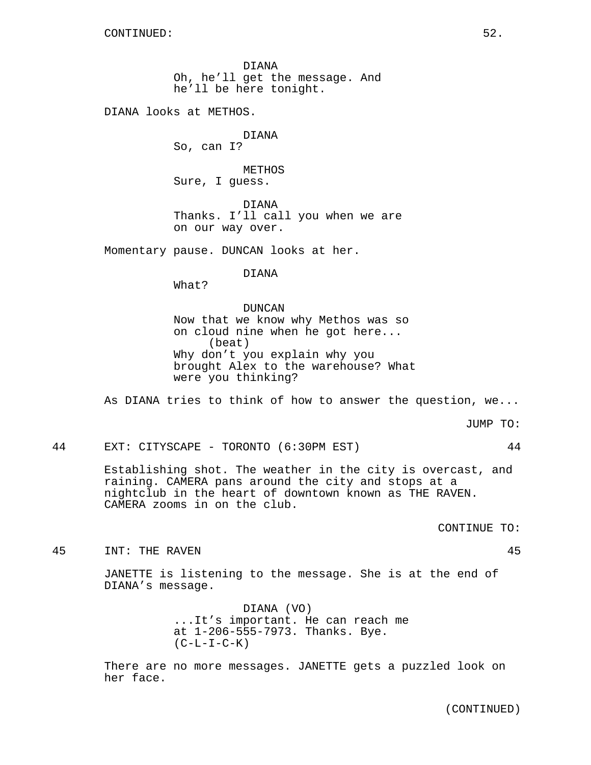CONTINUED:

DIANA
Oh, he'll get the message. And he'll be here tonight.

DIANA looks at METHOS.

DIANA
So, can I?

METHOS
Sure, I guess.

DIANA
Thanks. I'll call you when we are on our way over.

Momentary pause. DUNCAN looks at her.

DIANA
What?

DUNCAN
Now that we know why Methos was so on cloud nine when he got here...
(beat)
Why don't you explain why you brought Alex to the warehouse? What were you thinking?

As DIANA tries to think of how to answer the question, we...

JUMP TO:

44 EXT: CITYSCAPE - TORONTO (6:30PM EST) 44

Establishing shot. The weather in the city is overcast, and raining. CAMERA pans around the city and stops at a nightclub in the heart of downtown known as THE RAVEN. CAMERA zooms in on the club.

CONTINUE TO:

45 INT: THE RAVEN 45

JANETTE is listening to the message. She is at the end of DIANA's message.

DIANA (VO)
...It's important. He can reach me at 1-206-555-7973. Thanks. Bye.
(C-L-I-C-K)

There are no more messages. JANETTE gets a puzzled look on her face.

(CONTINUED)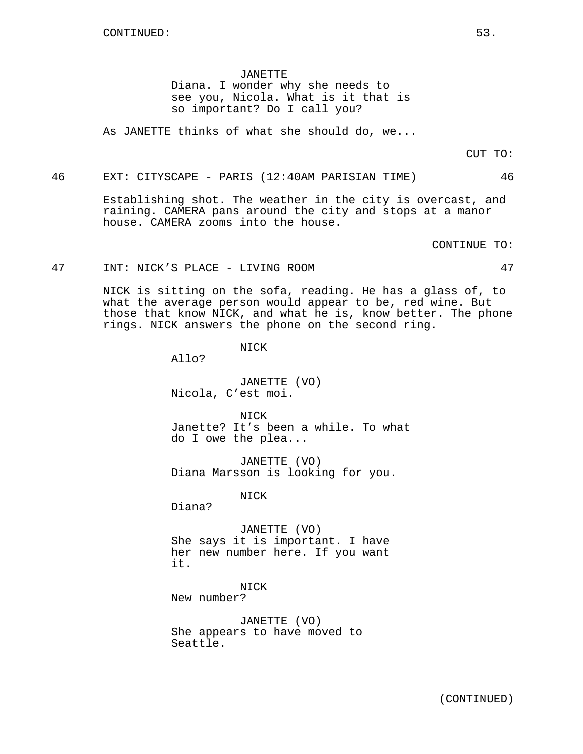CONTINUED:

JANETTE
Diana. I wonder why she needs to see you, Nicola. What is it that is so important? Do I call you?

As JANETTE thinks of what she should do, we...

CUT TO:

46 EXT: CITYSCAPE - PARIS (12:40AM PARISIAN TIME) 46

Establishing shot. The weather in the city is overcast, and raining. CAMERA pans around the city and stops at a manor house. CAMERA zooms into the house.

CONTINUE TO:

47 INT: NICK'S PLACE - LIVING ROOM 47

NICK is sitting on the sofa, reading. He has a glass of, to what the average person would appear to be, red wine. But those that know NICK, and what he is, know better. The phone rings. NICK answers the phone on the second ring.

NICK
Allo?

JANETTE (VO)
Nicola, C'est moi.

NICK
Janette? It's been a while. To what do I owe the plea...

JANETTE (VO)
Diana Marsson is looking for you.

NICK
Diana?

JANETTE (VO)
She says it is important. I have her new number here. If you want it.

NICK
New number?

JANETTE (VO)
She appears to have moved to Seattle.

(CONTINUED)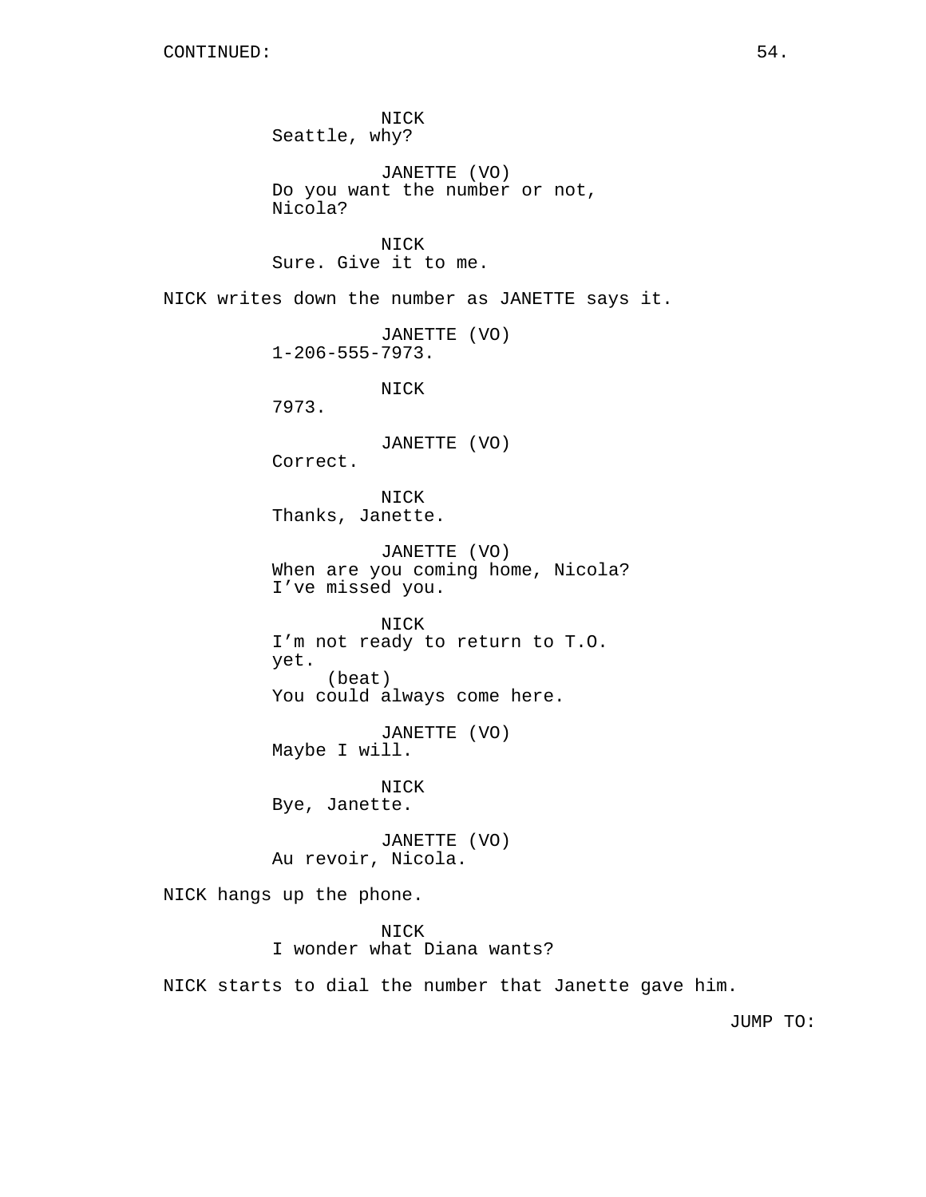NICK
Seattle, why?

JANETTE (VO)
Do you want the number or not, Nicola?

NICK
Sure. Give it to me.

NICK writes down the number as JANETTE says it.

JANETTE (VO)
1-206-555-7973.

NICK
7973.

JANETTE (VO)
Correct.

NICK
Thanks, Janette.

JANETTE (VO)
When are you coming home, Nicola? I've missed you.

NICK
I'm not ready to return to T.O. yet.
(beat)
You could always come here.

JANETTE (VO)
Maybe I will.

NICK
Bye, Janette.

JANETTE (VO)
Au revoir, Nicola.

NICK hangs up the phone.

NICK
I wonder what Diana wants?

NICK starts to dial the number that Janette gave him.

JUMP TO: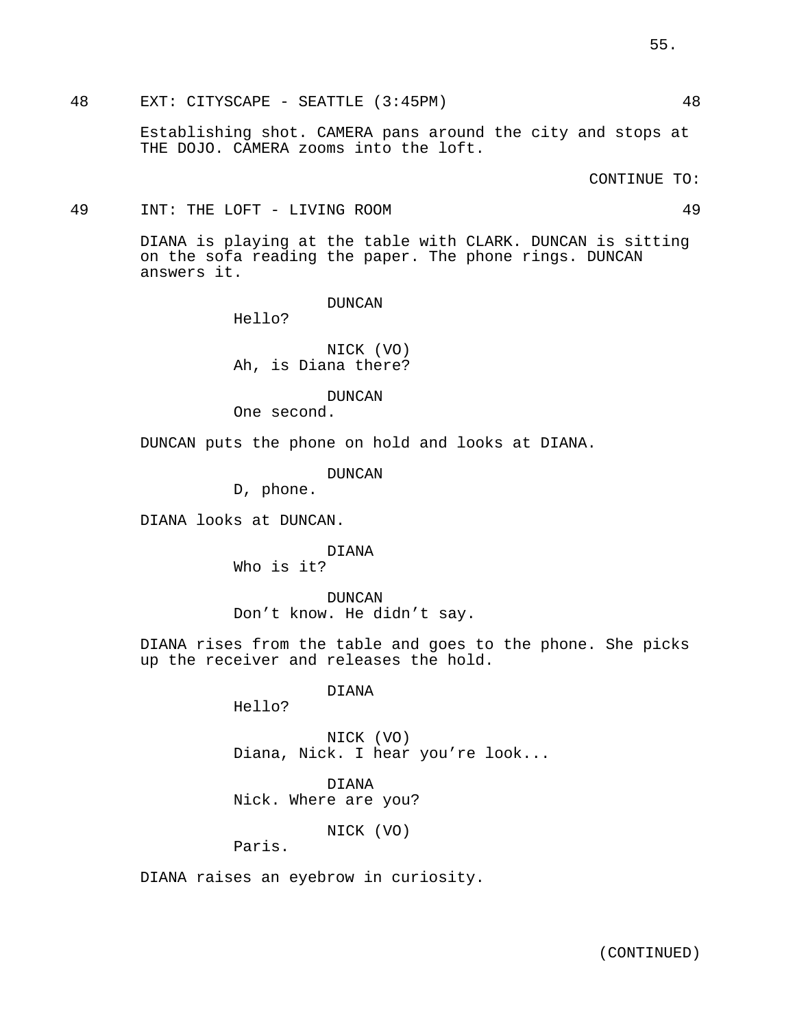48 EXT: CITYSCAPE - SEATTLE (3:45PM) 48

Establishing shot. CAMERA pans around the city and stops at THE DOJO. CAMERA zooms into the loft.

CONTINUE TO:

49 INT: THE LOFT - LIVING ROOM 49

DIANA is playing at the table with CLARK. DUNCAN is sitting on the sofa reading the paper. The phone rings. DUNCAN answers it.

DUNCAN
Hello?

NICK (VO)
Ah, is Diana there?

DUNCAN
One second.

DUNCAN puts the phone on hold and looks at DIANA.

DUNCAN
D, phone.

DIANA looks at DUNCAN.

DIANA
Who is it?

DUNCAN
Don't know. He didn't say.

DIANA rises from the table and goes to the phone. She picks up the receiver and releases the hold.

DIANA
Hello?

NICK (VO)
Diana, Nick. I hear you're look...

DIANA
Nick. Where are you?

NICK (VO)
Paris.

DIANA raises an eyebrow in curiosity.

(CONTINUED)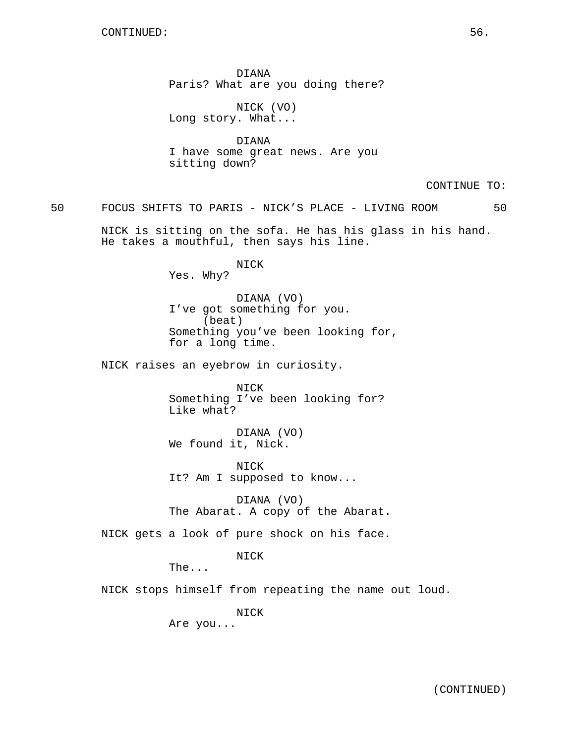CONTINUED:

DIANA
Paris? What are you doing there?

NICK (VO)
Long story. What...

DIANA
I have some great news. Are you sitting down?

CONTINUE TO:

50 FOCUS SHIFTS TO PARIS - NICK'S PLACE - LIVING ROOM 50

NICK is sitting on the sofa. He has his glass in his hand. He takes a mouthful, then says his line.

NICK
Yes. Why?

DIANA (VO)
I've got something for you.
(beat)
Something you've been looking for, for a long time.

NICK raises an eyebrow in curiosity.

NICK
Something I've been looking for? Like what?

DIANA (VO)
We found it, Nick.

NICK
It? Am I supposed to know...

DIANA (VO)
The Abarat. A copy of the Abarat.

NICK gets a look of pure shock on his face.

NICK
The...

NICK stops himself from repeating the name out loud.

NICK
Are you...

(CONTINUED)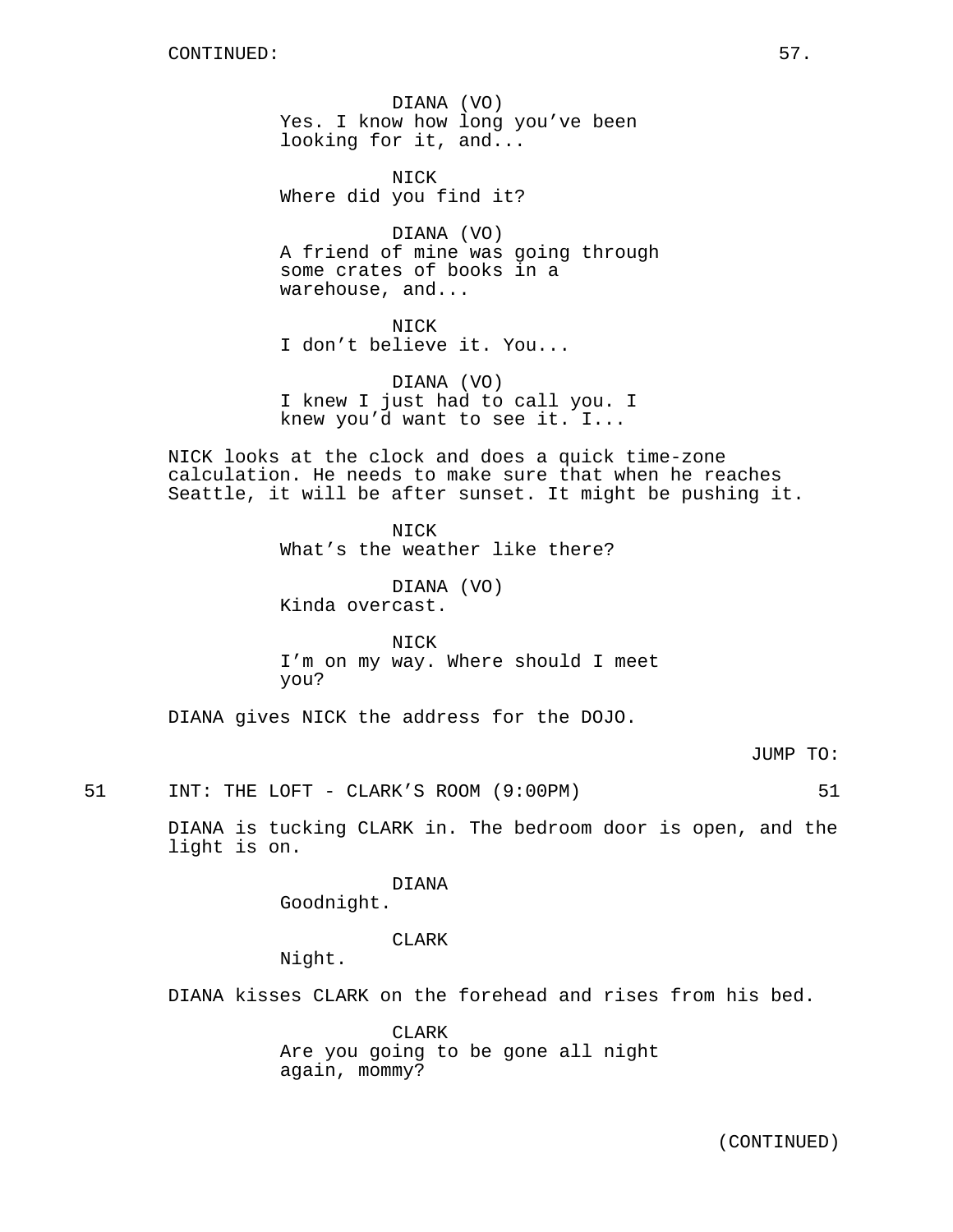CONTINUED:

DIANA (VO)
Yes. I know how long you've been looking for it, and...

NICK
Where did you find it?

DIANA (VO)
A friend of mine was going through some crates of books in a warehouse, and...

NICK
I don't believe it. You...

DIANA (VO)
I knew I just had to call you. I knew you'd want to see it. I...

NICK looks at the clock and does a quick time-zone calculation. He needs to make sure that when he reaches Seattle, it will be after sunset. It might be pushing it.

NICK
What's the weather like there?

DIANA (VO)
Kinda overcast.

NICK
I'm on my way. Where should I meet you?

DIANA gives NICK the address for the DOJO.

JUMP TO:

51 INT: THE LOFT - CLARK'S ROOM (9:00PM) 51

DIANA is tucking CLARK in. The bedroom door is open, and the light is on.

DIANA
Goodnight.

CLARK
Night.

DIANA kisses CLARK on the forehead and rises from his bed.

CLARK
Are you going to be gone all night again, mommy?

(CONTINUED)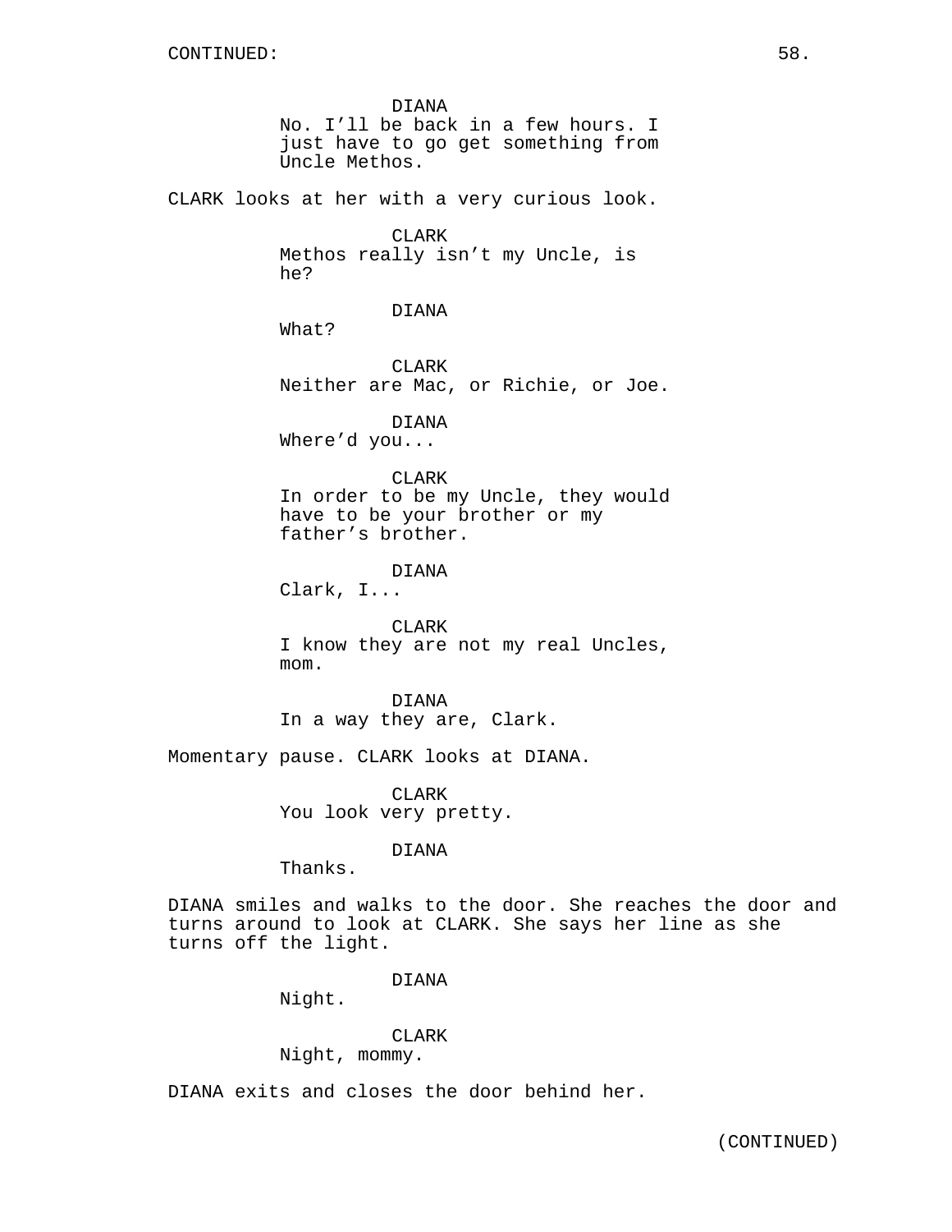CONTINUED:

DIANA
No. I'll be back in a few hours. I just have to go get something from Uncle Methos.

CLARK looks at her with a very curious look.

CLARK
Methos really isn't my Uncle, is he?

DIANA
What?

CLARK
Neither are Mac, or Richie, or Joe.

DIANA
Where'd you...

CLARK
In order to be my Uncle, they would have to be your brother or my father's brother.

DIANA
Clark, I...

CLARK
I know they are not my real Uncles, mom.

DIANA
In a way they are, Clark.

Momentary pause. CLARK looks at DIANA.

CLARK
You look very pretty.

DIANA
Thanks.

DIANA smiles and walks to the door. She reaches the door and turns around to look at CLARK. She says her line as she turns off the light.

DIANA
Night.

CLARK
Night, mommy.

DIANA exits and closes the door behind her.

(CONTINUED)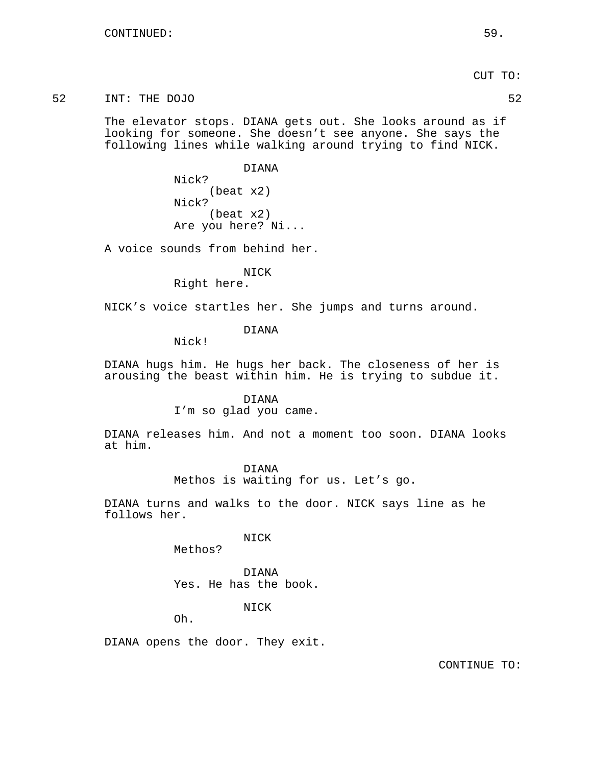CONTINUED:

CUT TO:

52 INT: THE DOJO 52

The elevator stops. DIANA gets out. She looks around as if looking for someone. She doesn't see anyone. She says the following lines while walking around trying to find NICK.

DIANA
Nick?
(beat x2)
Nick?
(beat x2)
Are you here? Ni...

A voice sounds from behind her.

NICK
Right here.

NICK's voice startles her. She jumps and turns around.

DIANA
Nick!

DIANA hugs him. He hugs her back. The closeness of her is arousing the beast within him. He is trying to subdue it.

DIANA
I'm so glad you came.

DIANA releases him. And not a moment too soon. DIANA looks at him.

DIANA
Methos is waiting for us. Let's go.

DIANA turns and walks to the door. NICK says line as he follows her.

NICK
Methos?

DIANA
Yes. He has the book.

NICK
Oh.

DIANA opens the door. They exit.

CONTINUE TO: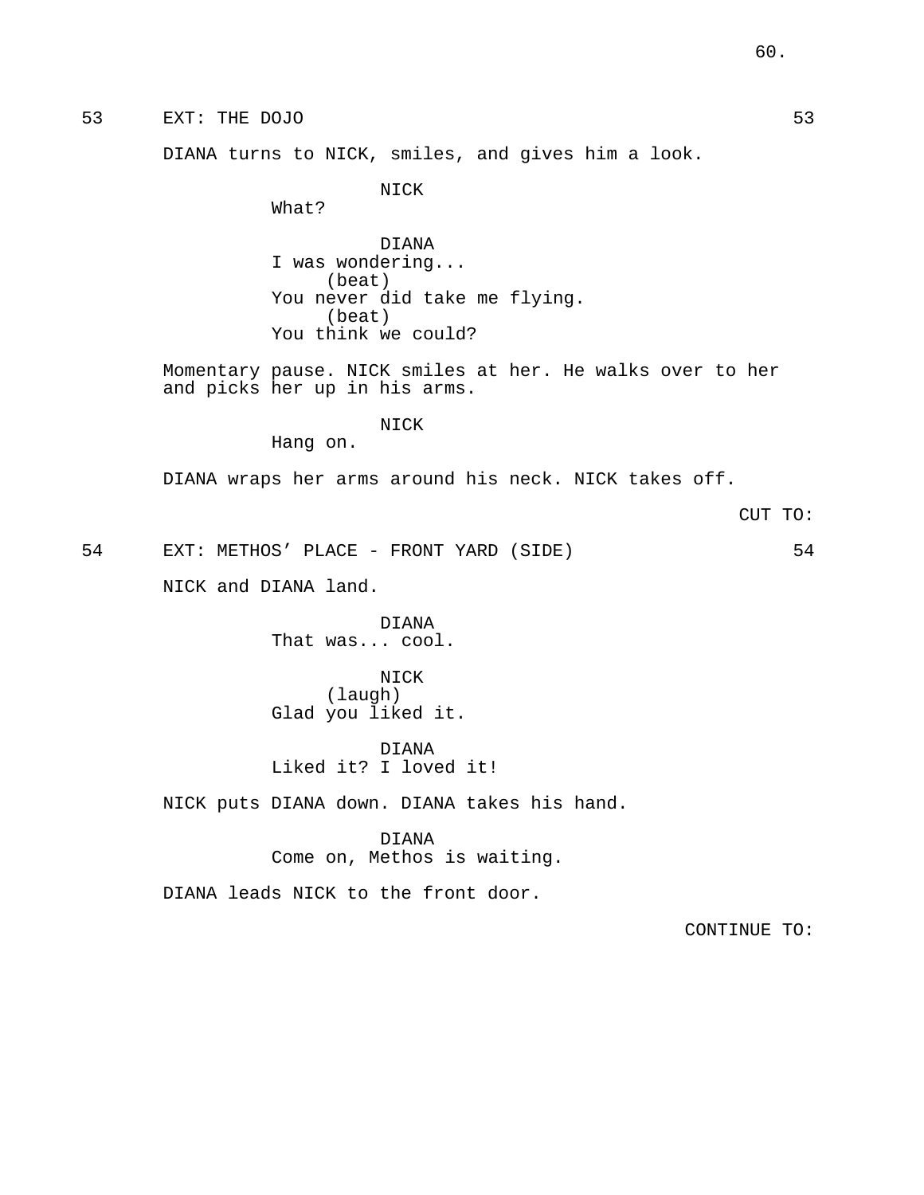53 EXT: THE DOJO 53

DIANA turns to NICK, smiles, and gives him a look.

NICK
What?

DIANA
I was wondering...
(beat)
You never did take me flying.
(beat)
You think we could?

Momentary pause. NICK smiles at her. He walks over to her and picks her up in his arms.

NICK
Hang on.

DIANA wraps her arms around his neck. NICK takes off.

CUT TO:

54 EXT: METHOS' PLACE - FRONT YARD (SIDE) 54

NICK and DIANA land.

DIANA
That was... cool.

NICK
(laugh)
Glad you liked it.

DIANA
Liked it? I loved it!

NICK puts DIANA down. DIANA takes his hand.

DIANA
Come on, Methos is waiting.

DIANA leads NICK to the front door.

CONTINUE TO: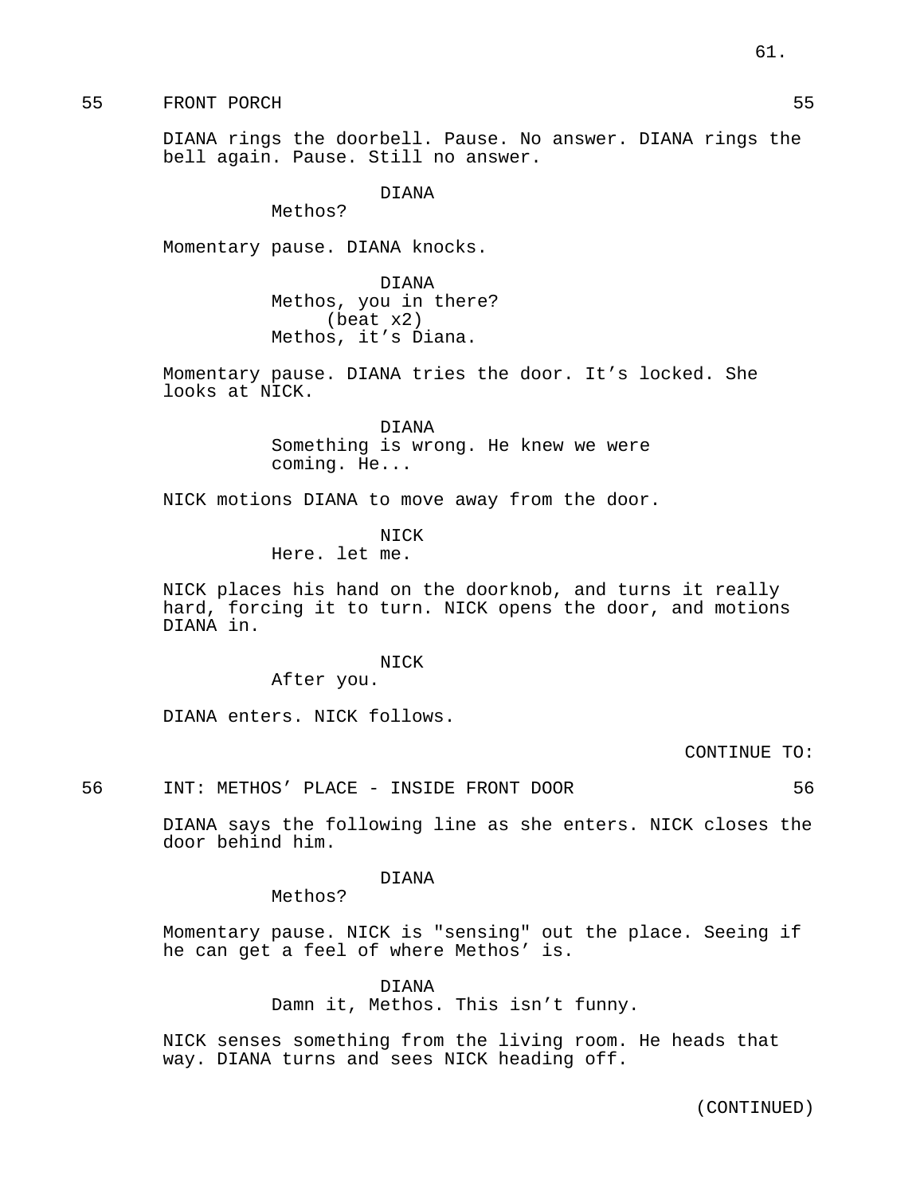55 FRONT PORCH 55

DIANA rings the doorbell. Pause. No answer. DIANA rings the bell again. Pause. Still no answer.

DIANA
Methos?

Momentary pause. DIANA knocks.

DIANA
Methos, you in there?
(beat x2)
Methos, it's Diana.

Momentary pause. DIANA tries the door. It's locked. She looks at NICK.

DIANA
Something is wrong. He knew we were coming. He...

NICK motions DIANA to move away from the door.

NICK
Here. let me.

NICK places his hand on the doorknob, and turns it really hard, forcing it to turn. NICK opens the door, and motions DIANA in.

NICK
After you.

DIANA enters. NICK follows.

CONTINUE TO:

56 INT: METHOS' PLACE - INSIDE FRONT DOOR 56

DIANA says the following line as she enters. NICK closes the door behind him.

DIANA
Methos?

Momentary pause. NICK is "sensing" out the place. Seeing if he can get a feel of where Methos' is.

DIANA
Damn it, Methos. This isn't funny.

NICK senses something from the living room. He heads that way. DIANA turns and sees NICK heading off.

(CONTINUED)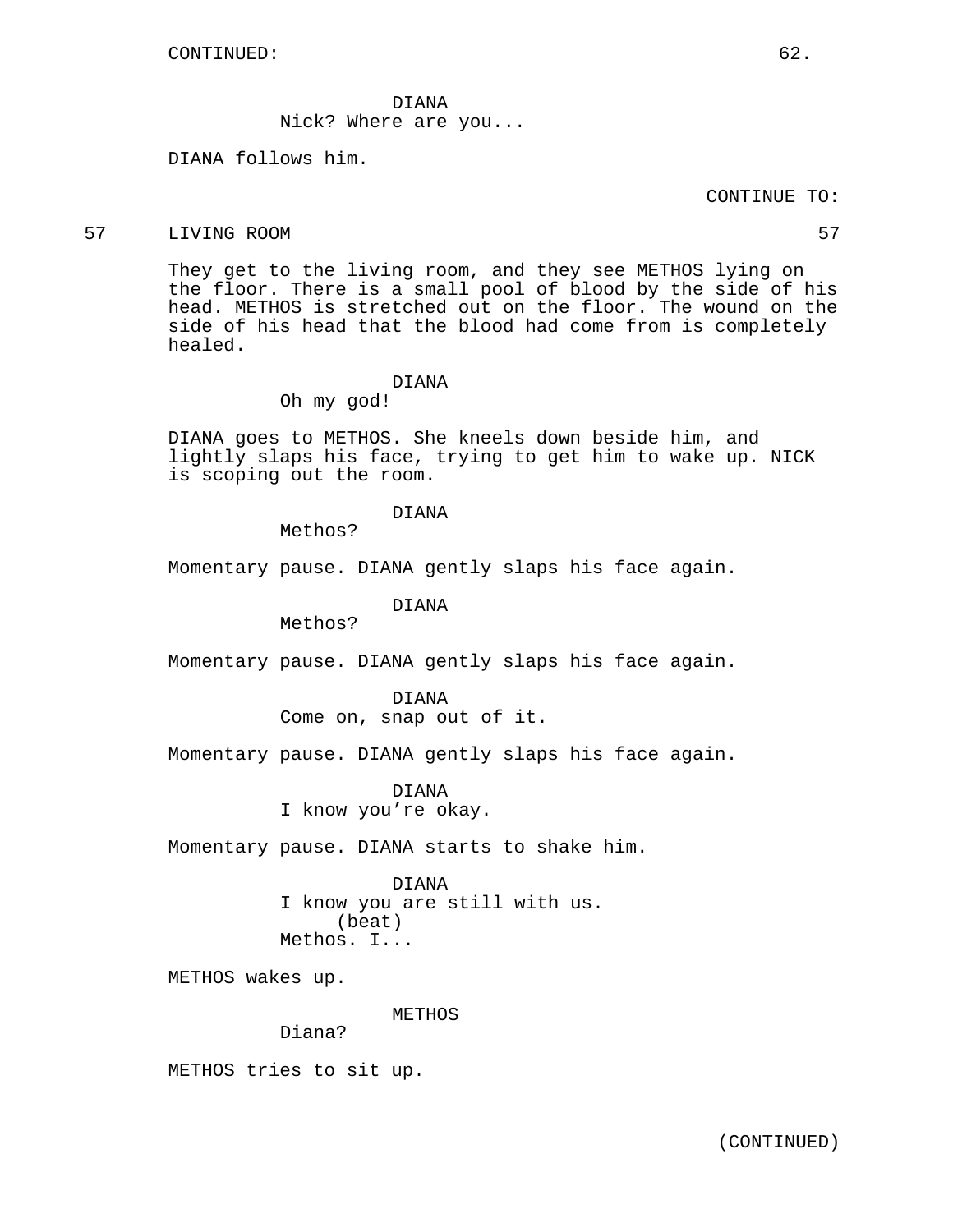CONTINUED:

DIANA
Nick? Where are you...

DIANA follows him.

CONTINUE TO:

57 LIVING ROOM 57

They get to the living room, and they see METHOS lying on the floor. There is a small pool of blood by the side of his head. METHOS is stretched out on the floor. The wound on the side of his head that the blood had come from is completely healed.

DIANA
Oh my god!

DIANA goes to METHOS. She kneels down beside him, and lightly slaps his face, trying to get him to wake up. NICK is scoping out the room.

DIANA
Methos?

Momentary pause. DIANA gently slaps his face again.

DIANA
Methos?

Momentary pause. DIANA gently slaps his face again.

DIANA
Come on, snap out of it.

Momentary pause. DIANA gently slaps his face again.

DIANA
I know you're okay.

Momentary pause. DIANA starts to shake him.

DIANA
I know you are still with us.
(beat)
Methos. I...

METHOS wakes up.

METHOS
Diana?

METHOS tries to sit up.

(CONTINUED)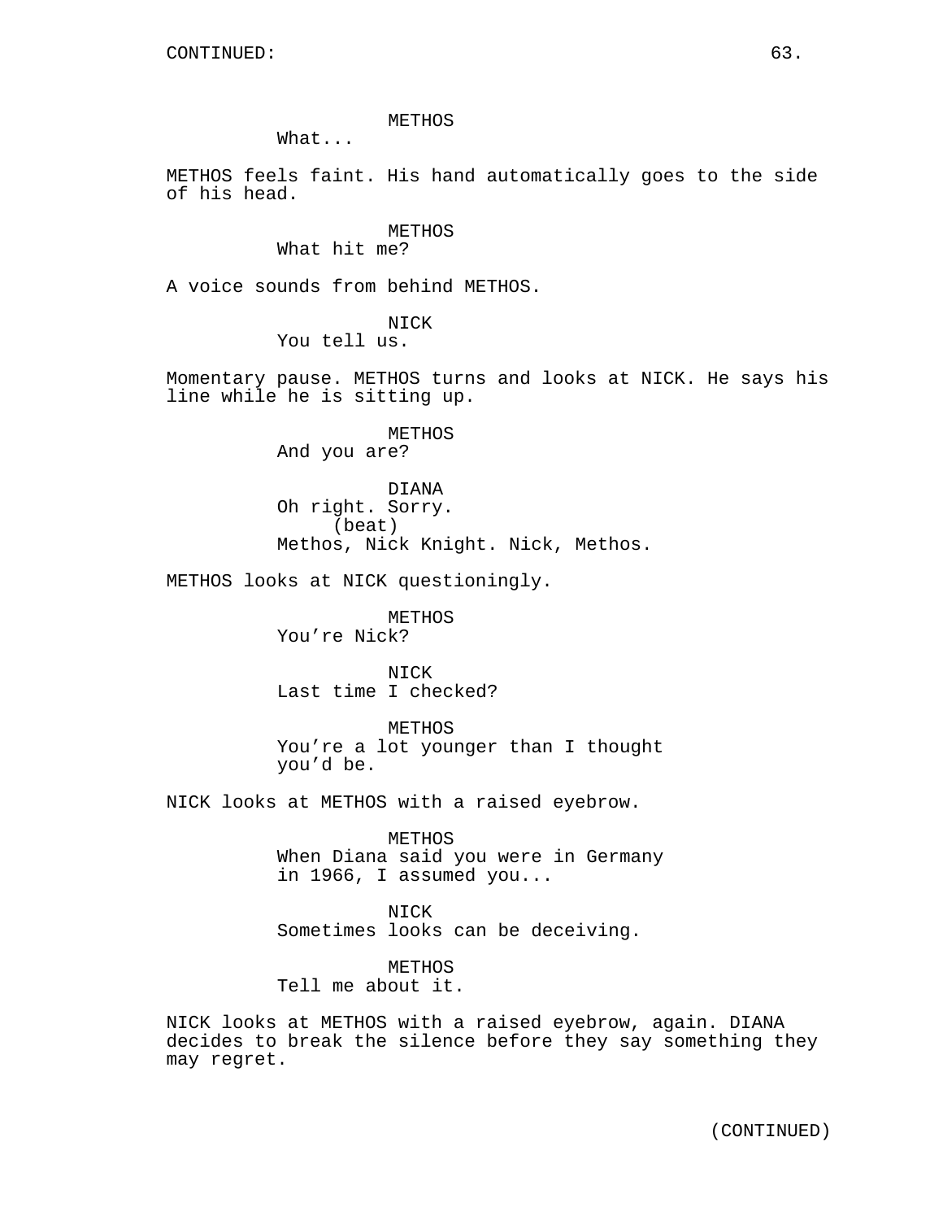METHOS
What...

METHOS feels faint. His hand automatically goes to the side of his head.

METHOS
What hit me?

A voice sounds from behind METHOS.

NICK
You tell us.

Momentary pause. METHOS turns and looks at NICK. He says his line while he is sitting up.

METHOS
And you are?

DIANA
Oh right. Sorry.
(beat)
Methos, Nick Knight. Nick, Methos.

METHOS looks at NICK questioningly.

METHOS
You're Nick?

NICK
Last time I checked?

METHOS
You're a lot younger than I thought you'd be.

NICK looks at METHOS with a raised eyebrow.

METHOS
When Diana said you were in Germany in 1966, I assumed you...

NICK
Sometimes looks can be deceiving.

METHOS
Tell me about it.

NICK looks at METHOS with a raised eyebrow, again. DIANA decides to break the silence before they say something they may regret.

(CONTINUED)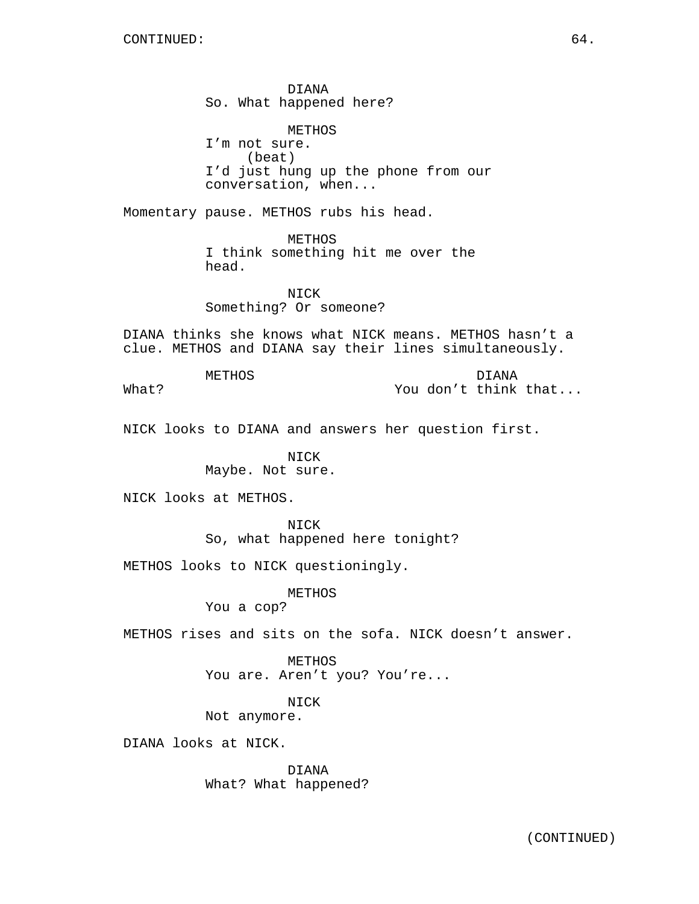CONTINUED:

DIANA
So. What happened here?

METHOS
I'm not sure.
(beat)
I'd just hung up the phone from our conversation, when...

Momentary pause. METHOS rubs his head.

METHOS
I think something hit me over the head.

NICK
Something? Or someone?

DIANA thinks she knows what NICK means. METHOS hasn't a clue. METHOS and DIANA say their lines simultaneously.

METHOS
What?

DIANA
You don't think that...

NICK looks to DIANA and answers her question first.

NICK
Maybe. Not sure.

NICK looks at METHOS.

NICK
So, what happened here tonight?

METHOS looks to NICK questioningly.

METHOS
You a cop?

METHOS rises and sits on the sofa. NICK doesn't answer.

METHOS
You are. Aren't you? You're...

NICK
Not anymore.

DIANA looks at NICK.

DIANA
What? What happened?

(CONTINUED)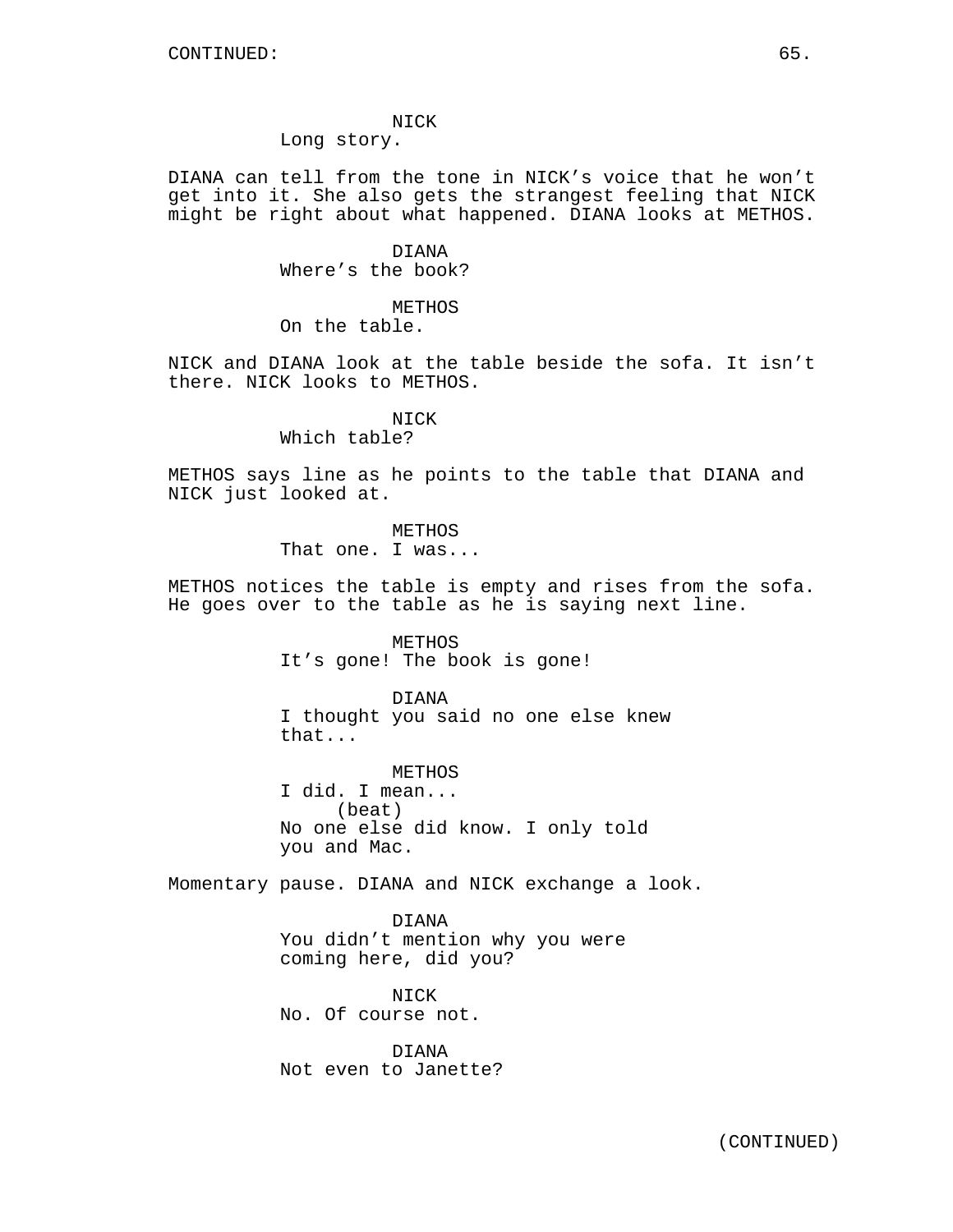NICK
Long story.

DIANA can tell from the tone in NICK's voice that he won't get into it. She also gets the strangest feeling that NICK might be right about what happened. DIANA looks at METHOS.

DIANA
Where's the book?

METHOS
On the table.

NICK and DIANA look at the table beside the sofa. It isn't there. NICK looks to METHOS.

NICK
Which table?

METHOS says line as he points to the table that DIANA and NICK just looked at.

METHOS
That one. I was...

METHOS notices the table is empty and rises from the sofa. He goes over to the table as he is saying next line.

METHOS
It's gone! The book is gone!

DIANA
I thought you said no one else knew that...

METHOS
I did. I mean...
(beat)
No one else did know. I only told you and Mac.

Momentary pause. DIANA and NICK exchange a look.

DIANA
You didn't mention why you were coming here, did you?

NICK
No. Of course not.

DIANA
Not even to Janette?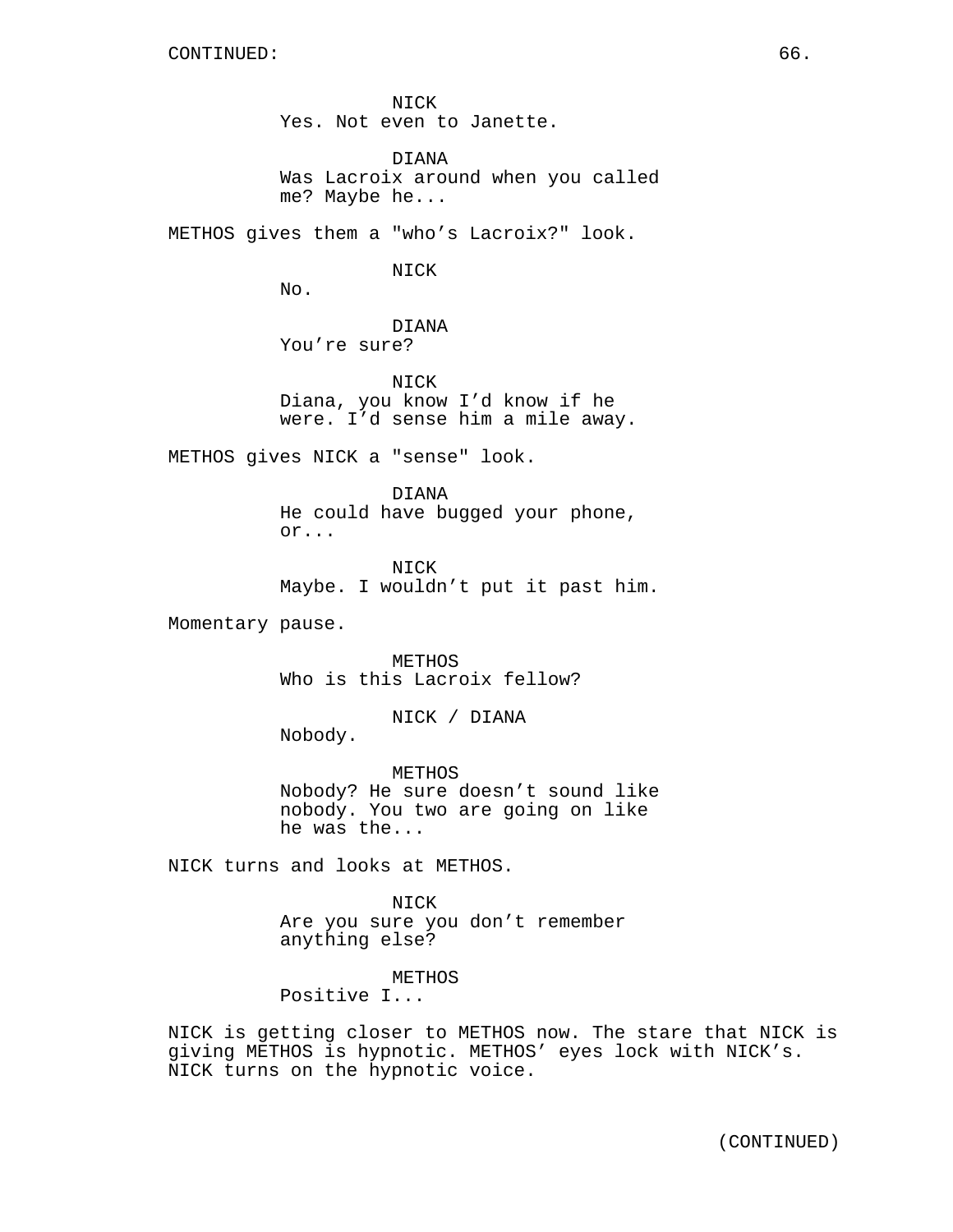NICK
Yes. Not even to Janette.

DIANA
Was Lacroix around when you called me? Maybe he...

METHOS gives them a "who's Lacroix?" look.

NICK
No.

DIANA
You're sure?

NICK
Diana, you know I'd know if he were. I'd sense him a mile away.

METHOS gives NICK a "sense" look.

DIANA
He could have bugged your phone, or...

NICK
Maybe. I wouldn't put it past him.

Momentary pause.

METHOS
Who is this Lacroix fellow?

NICK / DIANA
Nobody.

METHOS
Nobody? He sure doesn't sound like nobody. You two are going on like he was the...

NICK turns and looks at METHOS.

NICK
Are you sure you don't remember anything else?

METHOS
Positive I...

NICK is getting closer to METHOS now. The stare that NICK is giving METHOS is hypnotic. METHOS' eyes lock with NICK's. NICK turns on the hypnotic voice.

(CONTINUED)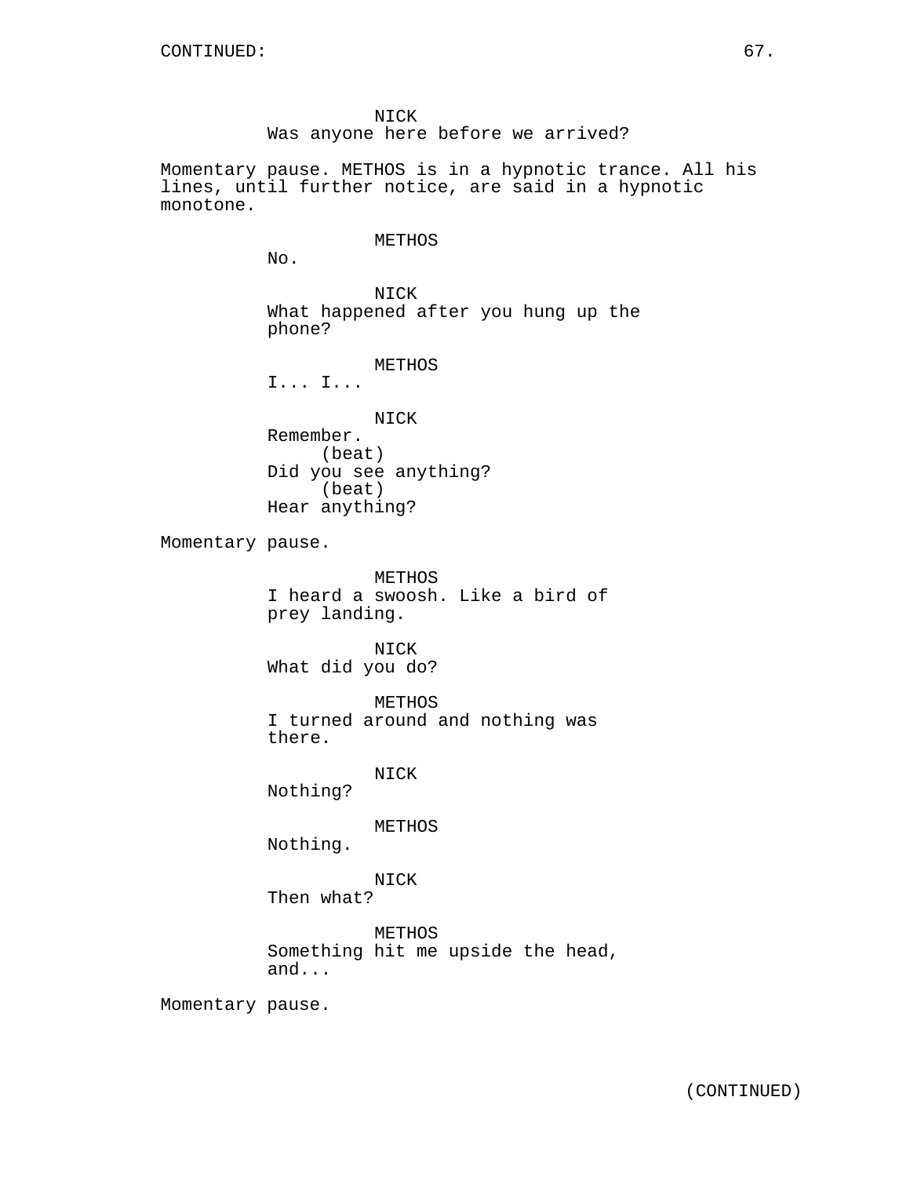CONTINUED:

NICK
Was anyone here before we arrived?

Momentary pause. METHOS is in a hypnotic trance. All his lines, until further notice, are said in a hypnotic monotone.

METHOS
No.

NICK
What happened after you hung up the phone?

METHOS
I... I...

NICK
Remember.
(beat)
Did you see anything?
(beat)
Hear anything?

Momentary pause.

METHOS
I heard a swoosh. Like a bird of prey landing.

NICK
What did you do?

METHOS
I turned around and nothing was there.

NICK
Nothing?

METHOS
Nothing.

NICK
Then what?

METHOS
Something hit me upside the head, and...

Momentary pause.

(CONTINUED)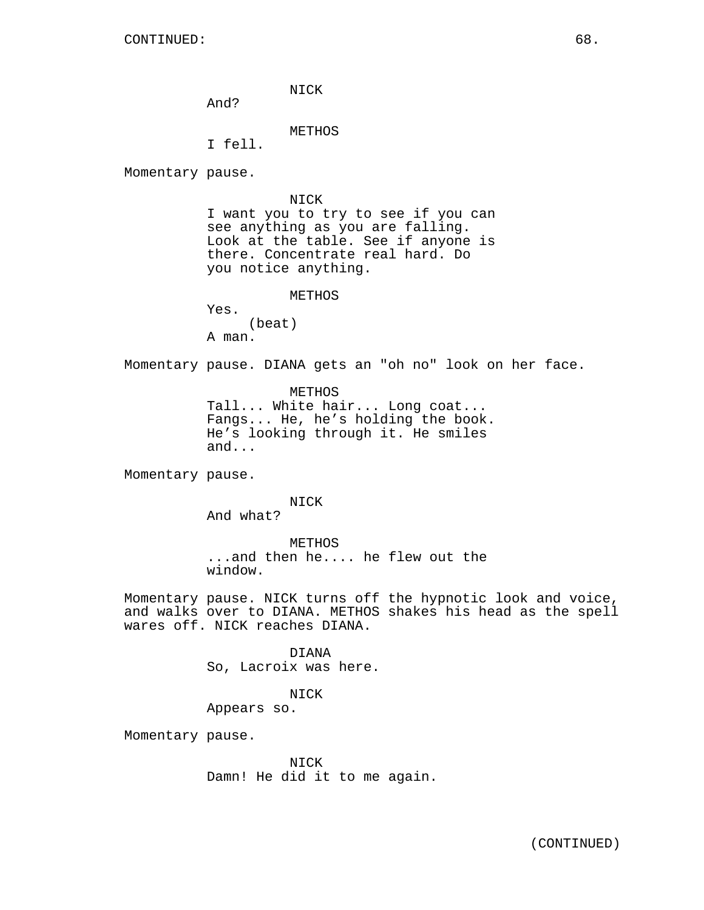CONTINUED:

NICK
And?

METHOS
I fell.

Momentary pause.

NICK
I want you to try to see if you can see anything as you are falling. Look at the table. See if anyone is there. Concentrate real hard. Do you notice anything.

METHOS
Yes.
(beat)
A man.

Momentary pause. DIANA gets an "oh no" look on her face.

METHOS
Tall... White hair... Long coat... Fangs... He, he's holding the book. He's looking through it. He smiles and...

Momentary pause.

NICK
And what?

METHOS
...and then he.... he flew out the window.

Momentary pause. NICK turns off the hypnotic look and voice, and walks over to DIANA. METHOS shakes his head as the spell wares off. NICK reaches DIANA.

DIANA
So, Lacroix was here.

NICK
Appears so.

Momentary pause.

NICK
Damn! He did it to me again.

(CONTINUED)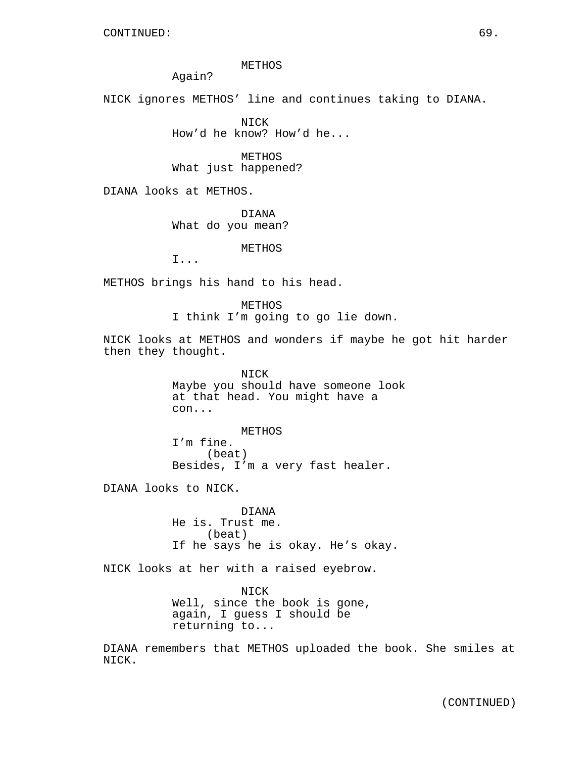CONTINUED:

METHOS
Again?

NICK ignores METHOS' line and continues taking to DIANA.

NICK
How'd he know? How'd he...

METHOS
What just happened?

DIANA looks at METHOS.

DIANA
What do you mean?

METHOS
I...

METHOS brings his hand to his head.

METHOS
I think I'm going to go lie down.

NICK looks at METHOS and wonders if maybe he got hit harder then they thought.

NICK
Maybe you should have someone look at that head. You might have a con...

METHOS
I'm fine.
(beat)
Besides, I'm a very fast healer.

DIANA looks to NICK.

DIANA
He is. Trust me.
(beat)
If he says he is okay. He's okay.

NICK looks at her with a raised eyebrow.

NICK
Well, since the book is gone, again, I guess I should be returning to...

DIANA remembers that METHOS uploaded the book. She smiles at NICK.

(CONTINUED)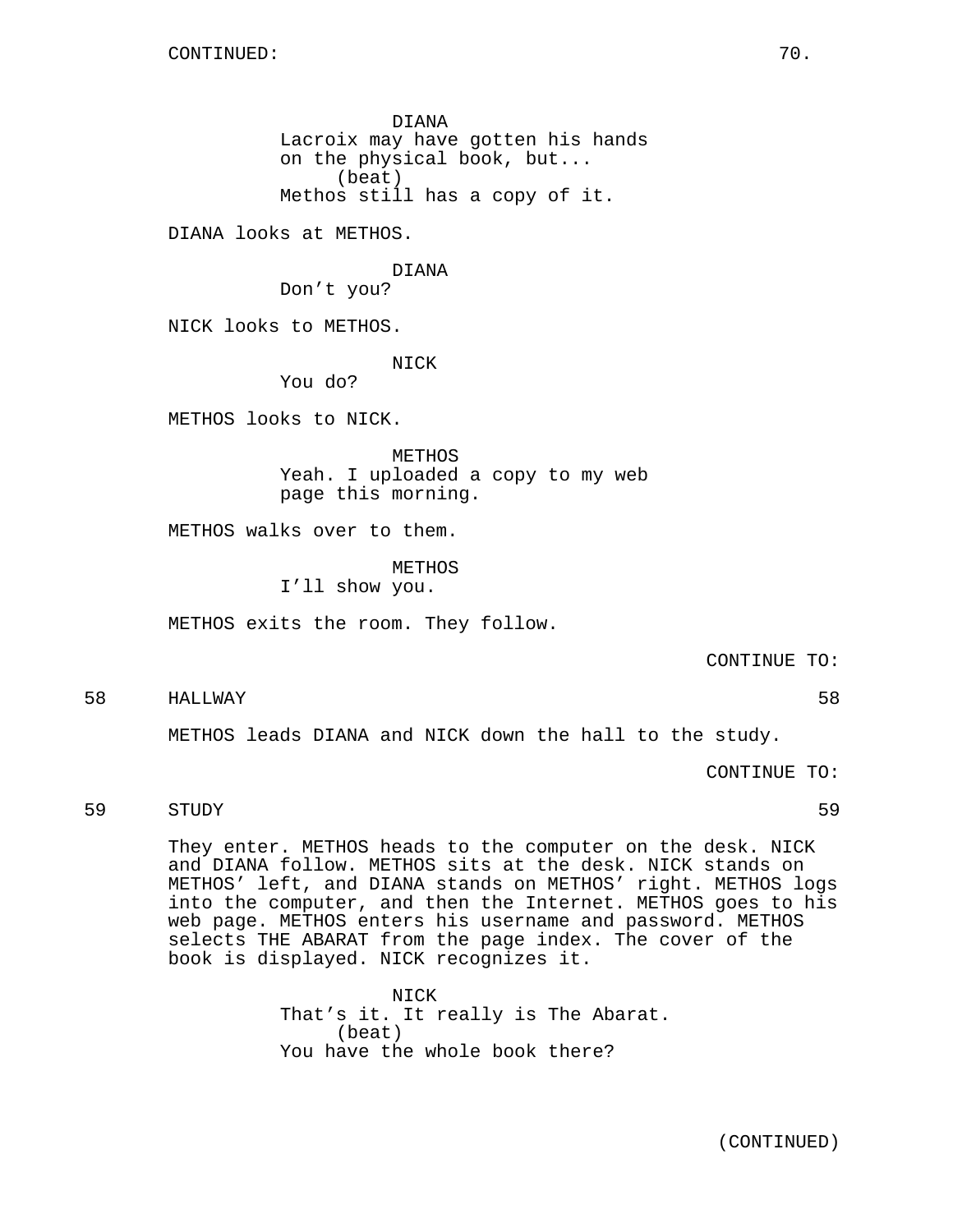CONTINUED:

DIANA
Lacroix may have gotten his hands on the physical book, but...
(beat)
Methos still has a copy of it.

DIANA looks at METHOS.

DIANA
Don't you?

NICK looks to METHOS.

NICK
You do?

METHOS looks to NICK.

METHOS
Yeah. I uploaded a copy to my web page this morning.

METHOS walks over to them.

METHOS
I'll show you.

METHOS exits the room. They follow.

CONTINUE TO:

58 HALLWAY 58

METHOS leads DIANA and NICK down the hall to the study.

CONTINUE TO:

59 STUDY 59

They enter. METHOS heads to the computer on the desk. NICK and DIANA follow. METHOS sits at the desk. NICK stands on METHOS' left, and DIANA stands on METHOS' right. METHOS logs into the computer, and then the Internet. METHOS goes to his web page. METHOS enters his username and password. METHOS selects THE ABARAT from the page index. The cover of the book is displayed. NICK recognizes it.

NICK
That's it. It really is The Abarat.
(beat)
You have the whole book there?

(CONTINUED)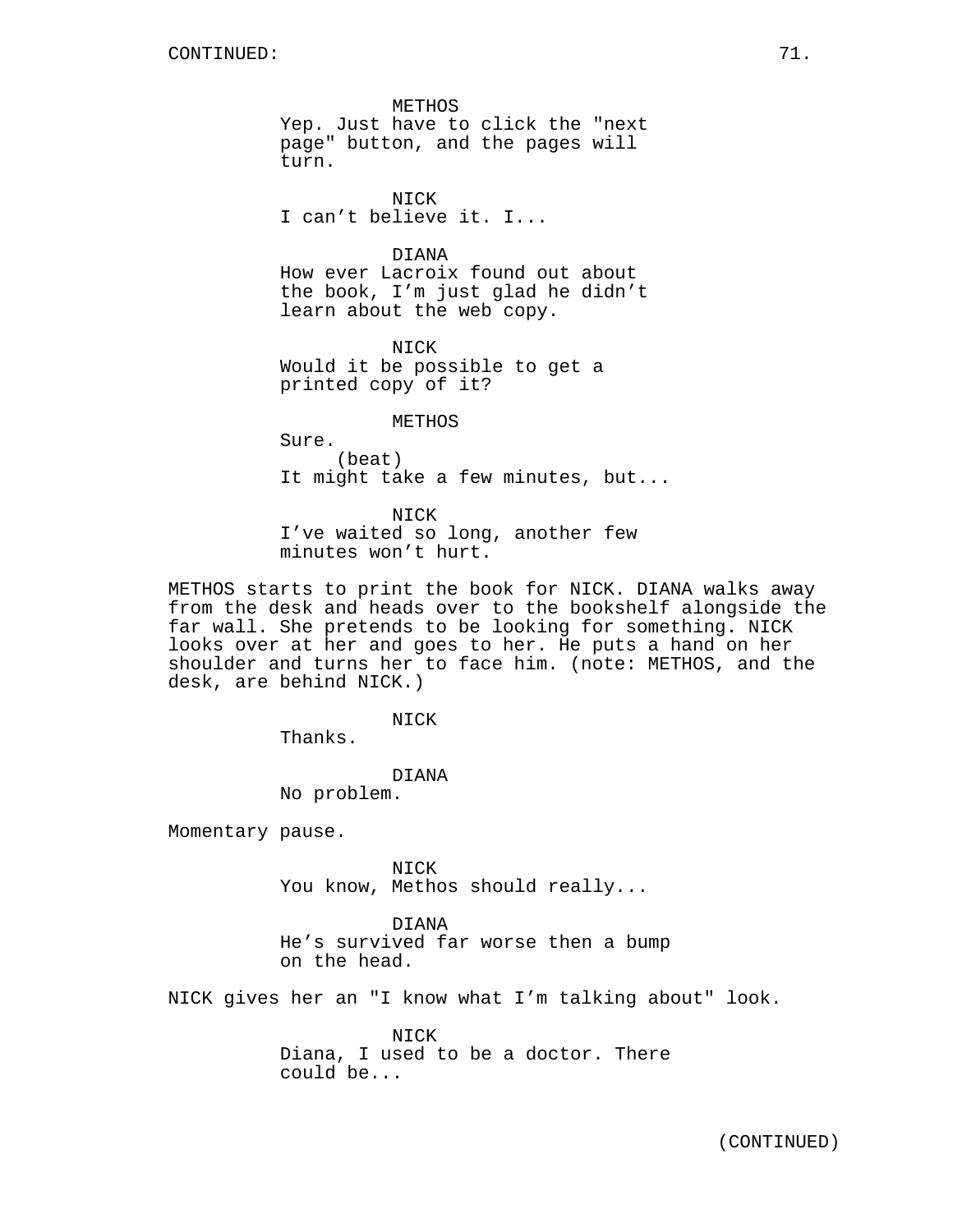CONTINUED:

METHOS
Yep. Just have to click the "next page" button, and the pages will turn.

NICK
I can't believe it. I...

DIANA
How ever Lacroix found out about the book, I'm just glad he didn't learn about the web copy.

NICK
Would it be possible to get a printed copy of it?

METHOS
Sure.
(beat)
It might take a few minutes, but...

NICK
I've waited so long, another few minutes won't hurt.

METHOS starts to print the book for NICK. DIANA walks away from the desk and heads over to the bookshelf alongside the far wall. She pretends to be looking for something. NICK looks over at her and goes to her. He puts a hand on her shoulder and turns her to face him. (note: METHOS, and the desk, are behind NICK.)

NICK
Thanks.

DIANA
No problem.

Momentary pause.

NICK
You know, Methos should really...

DIANA
He's survived far worse then a bump on the head.

NICK gives her an "I know what I'm talking about" look.

NICK
Diana, I used to be a doctor. There could be...

(CONTINUED)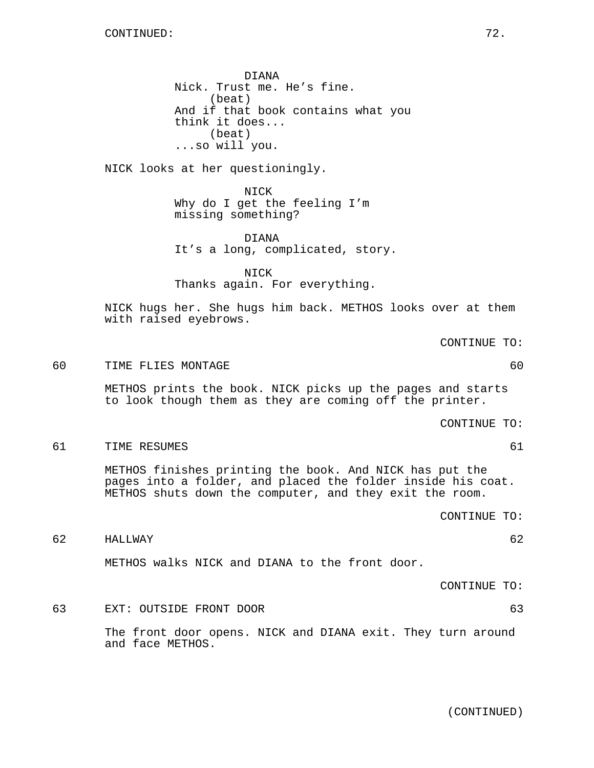CONTINUED:

DIANA
Nick. Trust me. He's fine.
(beat)
And if that book contains what you think it does...
(beat)
...so will you.

NICK looks at her questioningly.

NICK
Why do I get the feeling I'm missing something?

DIANA
It's a long, complicated, story.

NICK
Thanks again. For everything.

NICK hugs her. She hugs him back. METHOS looks over at them with raised eyebrows.

CONTINUE TO:

60 TIME FLIES MONTAGE 60

METHOS prints the book. NICK picks up the pages and starts to look though them as they are coming off the printer.

CONTINUE TO:

61 TIME RESUMES 61

METHOS finishes printing the book. And NICK has put the pages into a folder, and placed the folder inside his coat. METHOS shuts down the computer, and they exit the room.

CONTINUE TO:

62 HALLWAY 62

METHOS walks NICK and DIANA to the front door.

CONTINUE TO:

63 EXT: OUTSIDE FRONT DOOR 63

The front door opens. NICK and DIANA exit. They turn around and face METHOS.

(CONTINUED)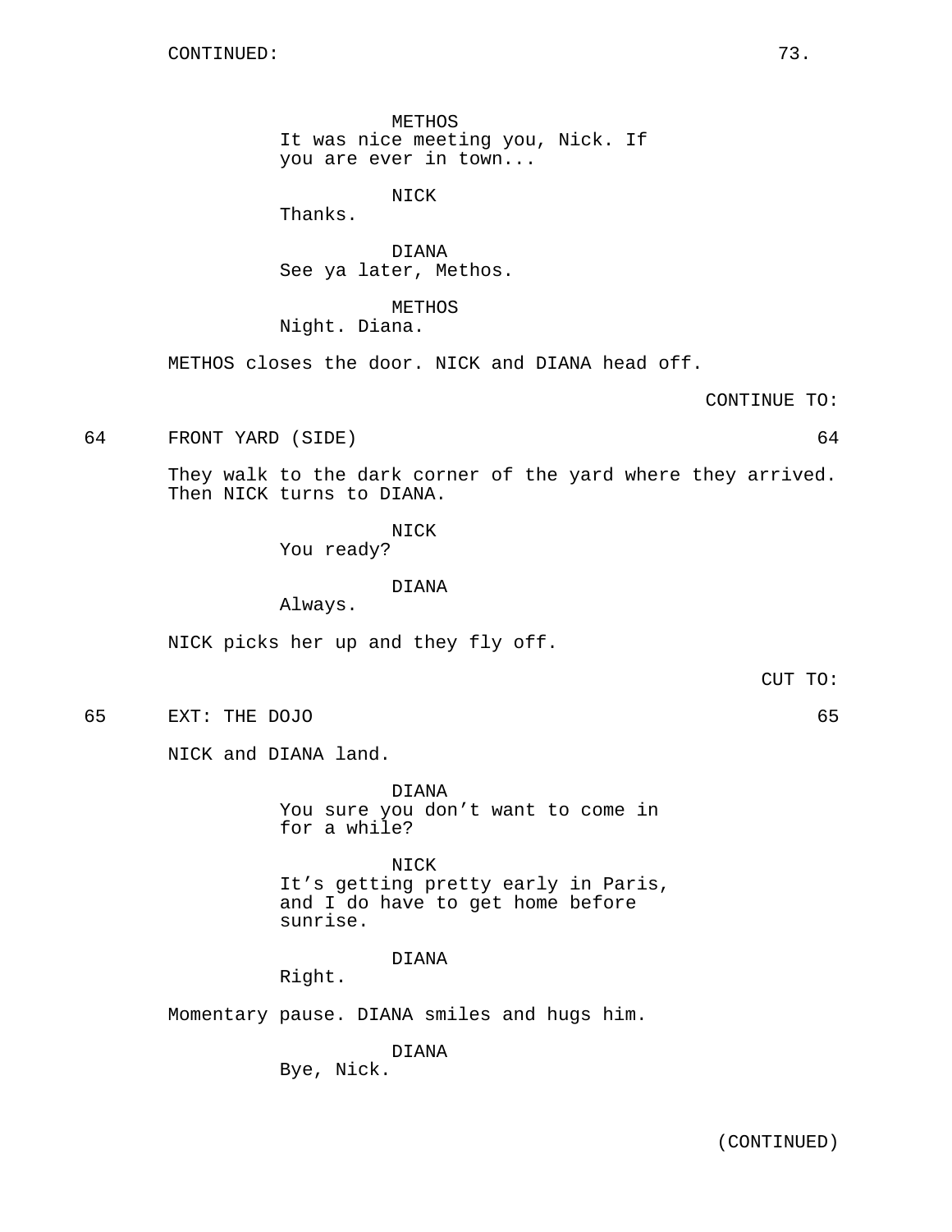CONTINUED:

METHOS
It was nice meeting you, Nick. If you are ever in town...

NICK
Thanks.

DIANA
See ya later, Methos.

METHOS
Night. Diana.

METHOS closes the door. NICK and DIANA head off.

CONTINUE TO:

64 FRONT YARD (SIDE) 64

They walk to the dark corner of the yard where they arrived. Then NICK turns to DIANA.

NICK
You ready?

DIANA
Always.

NICK picks her up and they fly off.

CUT TO:

65 EXT: THE DOJO 65

NICK and DIANA land.

DIANA
You sure you don't want to come in for a while?

NICK
It's getting pretty early in Paris, and I do have to get home before sunrise.

DIANA
Right.

Momentary pause. DIANA smiles and hugs him.

DIANA
Bye, Nick.

(CONTINUED)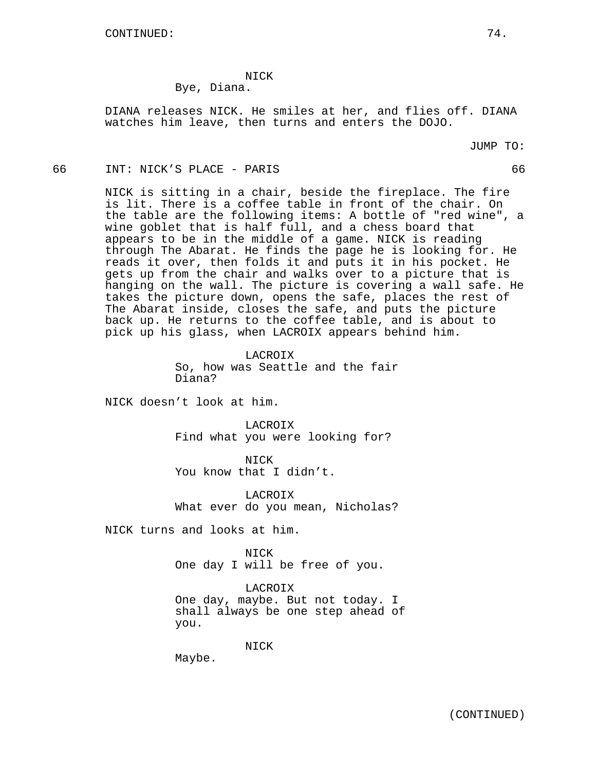CONTINUED:

NICK
Bye, Diana.

DIANA releases NICK. He smiles at her, and flies off. DIANA watches him leave, then turns and enters the DOJO.

JUMP TO:

66 INT: NICK'S PLACE - PARIS 66

NICK is sitting in a chair, beside the fireplace. The fire is lit. There is a coffee table in front of the chair. On the table are the following items: A bottle of "red wine", a wine goblet that is half full, and a chess board that appears to be in the middle of a game. NICK is reading through The Abarat. He finds the page he is looking for. He reads it over, then folds it and puts it in his pocket. He gets up from the chair and walks over to a picture that is hanging on the wall. The picture is covering a wall safe. He takes the picture down, opens the safe, places the rest of The Abarat inside, closes the safe, and puts the picture back up. He returns to the coffee table, and is about to pick up his glass, when LACROIX appears behind him.

LACROIX
So, how was Seattle and the fair Diana?

NICK doesn't look at him.

LACROIX
Find what you were looking for?

NICK
You know that I didn't.

LACROIX
What ever do you mean, Nicholas?

NICK turns and looks at him.

NICK
One day I will be free of you.

LACROIX
One day, maybe. But not today. I shall always be one step ahead of you.

NICK
Maybe.

(CONTINUED)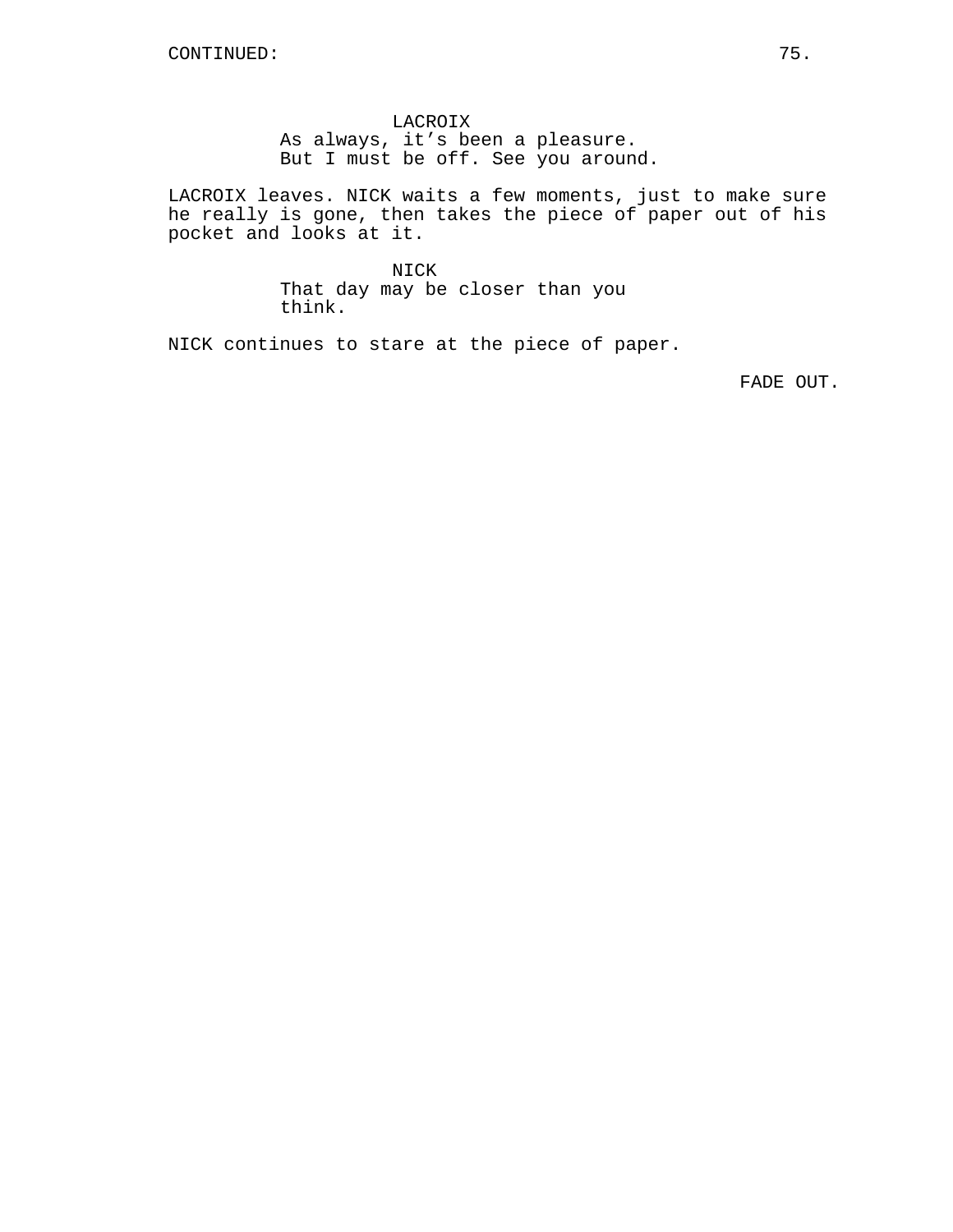LACROIX
As always, it’s been a pleasure.
But I must be off. See you around.

LACROIX leaves. NICK waits a few moments, just to make sure he really is gone, then takes the piece of paper out of his pocket and looks at it.

NICK
That day may be closer than you think.

NICK continues to stare at the piece of paper.

FADE OUT.